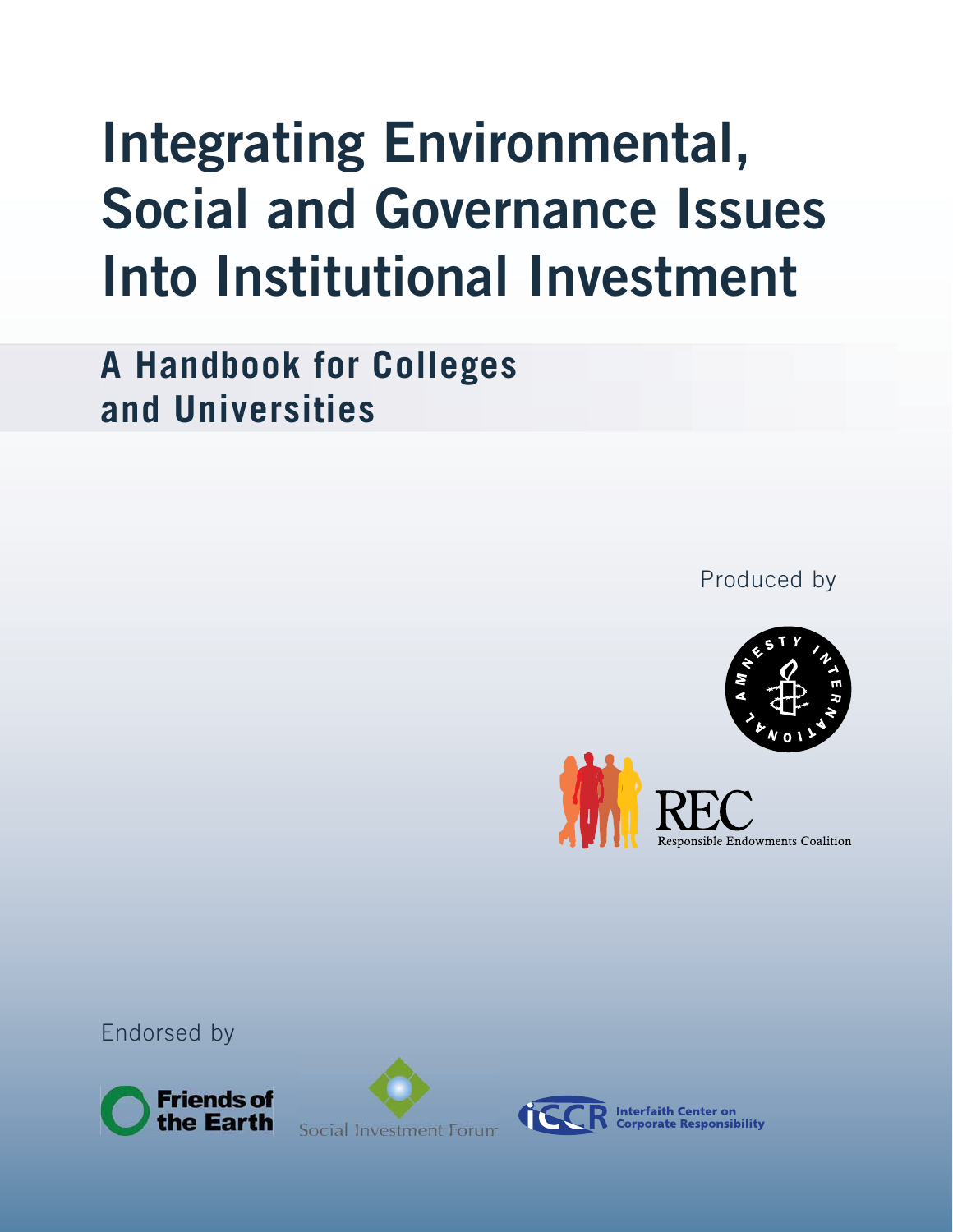# Integrating Environmental, Social and Governance Issues Into Institutional Investment

## A Handbook for Colleges and Universities

Produced by

Amnesty International

REC
Responsible Endowments Coalition

Endorsed by

Friends of the Earth

Social Investment Forum

ICCR Interfaith Center on Corporate Responsibility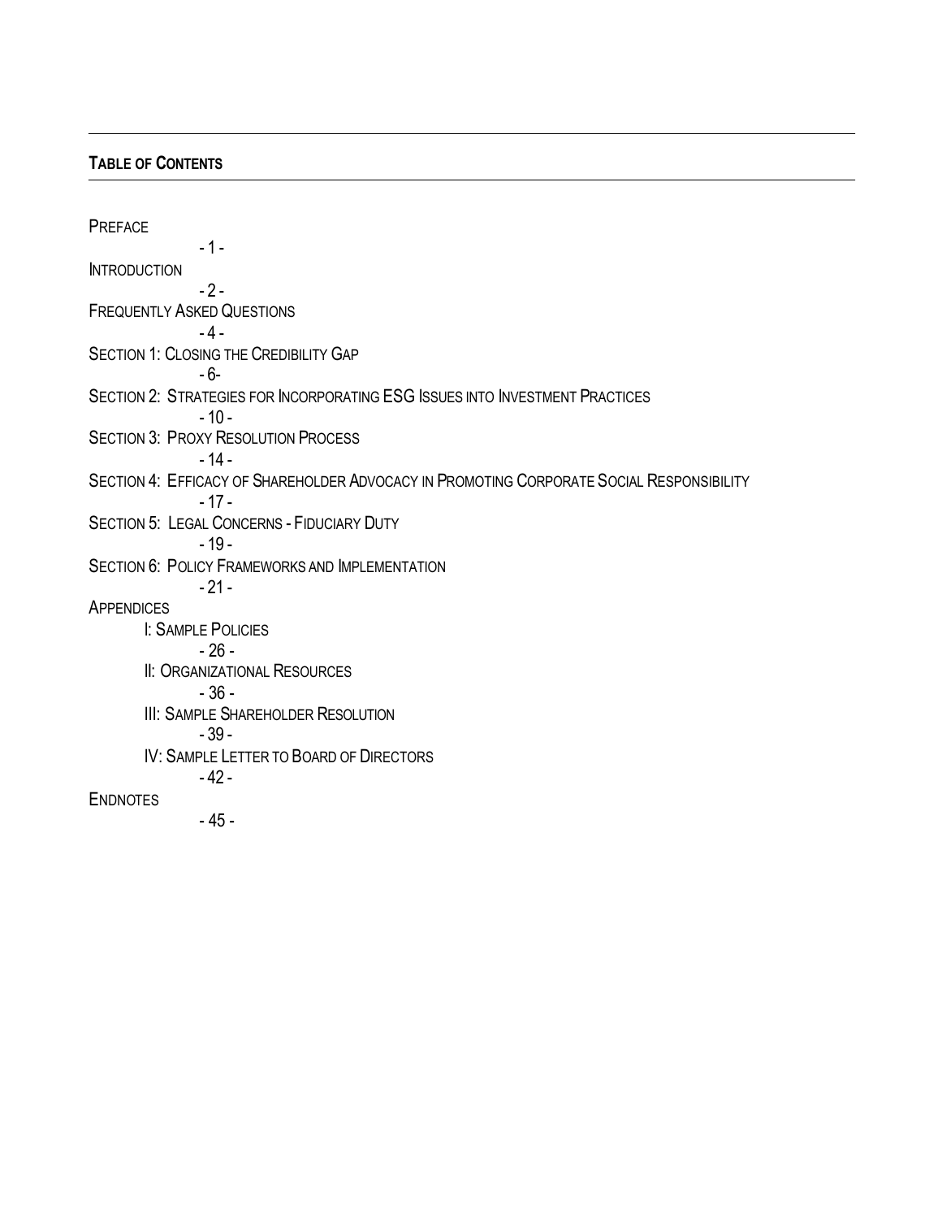## TABLE OF CONTENTS

PREFACE - 1 -

INTRODUCTION - 2 -

FREQUENTLY ASKED QUESTIONS - 4 -

SECTION 1: CLOSING THE CREDIBILITY GAP - 6-

SECTION 2: STRATEGIES FOR INCORPORATING ESG ISSUES INTO INVESTMENT PRACTICES - 10 -

SECTION 3: PROXY RESOLUTION PROCESS - 14 -

SECTION 4: EFFICACY OF SHAREHOLDER ADVOCACY IN PROMOTING CORPORATE SOCIAL RESPONSIBILITY - 17 -

SECTION 5: LEGAL CONCERNS - FIDUCIARY DUTY - 19 -

SECTION 6: POLICY FRAMEWORKS AND IMPLEMENTATION - 21 -

APPENDICES

- I: SAMPLE POLICIES - 26 -
- II: ORGANIZATIONAL RESOURCES - 36 -
- III: SAMPLE SHAREHOLDER RESOLUTION - 39 -
- IV: SAMPLE LETTER TO BOARD OF DIRECTORS - 42 -

ENDNOTES - 45 -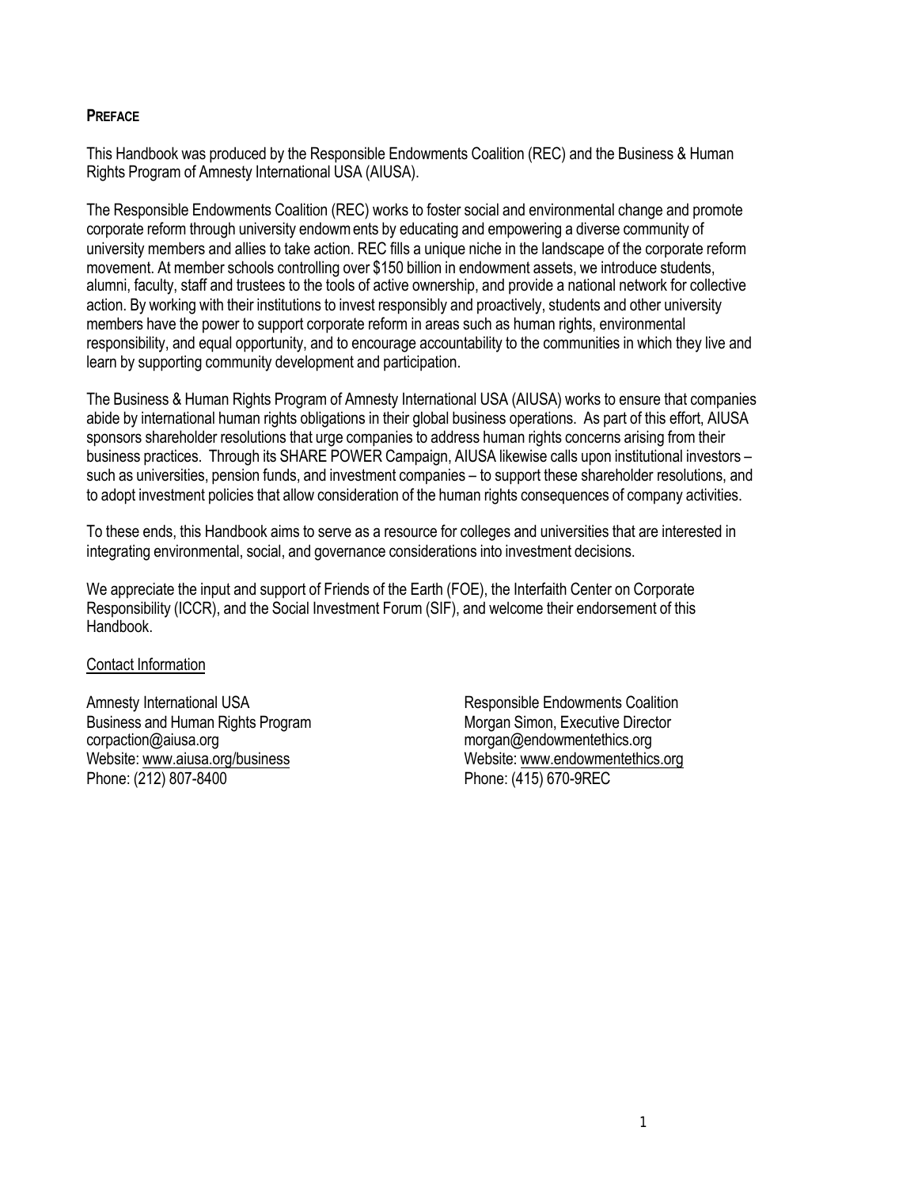## PREFACE

This Handbook was produced by the Responsible Endowments Coalition (REC) and the Business & Human Rights Program of Amnesty International USA (AIUSA).

The Responsible Endowments Coalition (REC) works to foster social and environmental change and promote corporate reform through university endowments by educating and empowering a diverse community of university members and allies to take action. REC fills a unique niche in the landscape of the corporate reform movement. At member schools controlling over $150 billion in endowment assets, we introduce students, alumni, faculty, staff and trustees to the tools of active ownership, and provide a national network for collective action. By working with their institutions to invest responsibly and proactively, students and other university members have the power to support corporate reform in areas such as human rights, environmental responsibility, and equal opportunity, and to encourage accountability to the communities in which they live and learn by supporting community development and participation.

The Business & Human Rights Program of Amnesty International USA (AIUSA) works to ensure that companies abide by international human rights obligations in their global business operations. As part of this effort, AIUSA sponsors shareholder resolutions that urge companies to address human rights concerns arising from their business practices. Through its SHARE POWER Campaign, AIUSA likewise calls upon institutional investors – such as universities, pension funds, and investment companies – to support these shareholder resolutions, and to adopt investment policies that allow consideration of the human rights consequences of company activities.

To these ends, this Handbook aims to serve as a resource for colleges and universities that are interested in integrating environmental, social, and governance considerations into investment decisions.

We appreciate the input and support of Friends of the Earth (FOE), the Interfaith Center on Corporate Responsibility (ICCR), and the Social Investment Forum (SIF), and welcome their endorsement of this Handbook.

Contact Information

Amnesty International USA
Business and Human Rights Program
corpaction@aiusa.org
Website: www.aiusa.org/business
Phone: (212) 807-8400

Responsible Endowments Coalition
Morgan Simon, Executive Director
morgan@endowmentethics.org
Website: www.endowmentethics.org
Phone: (415) 670-9REC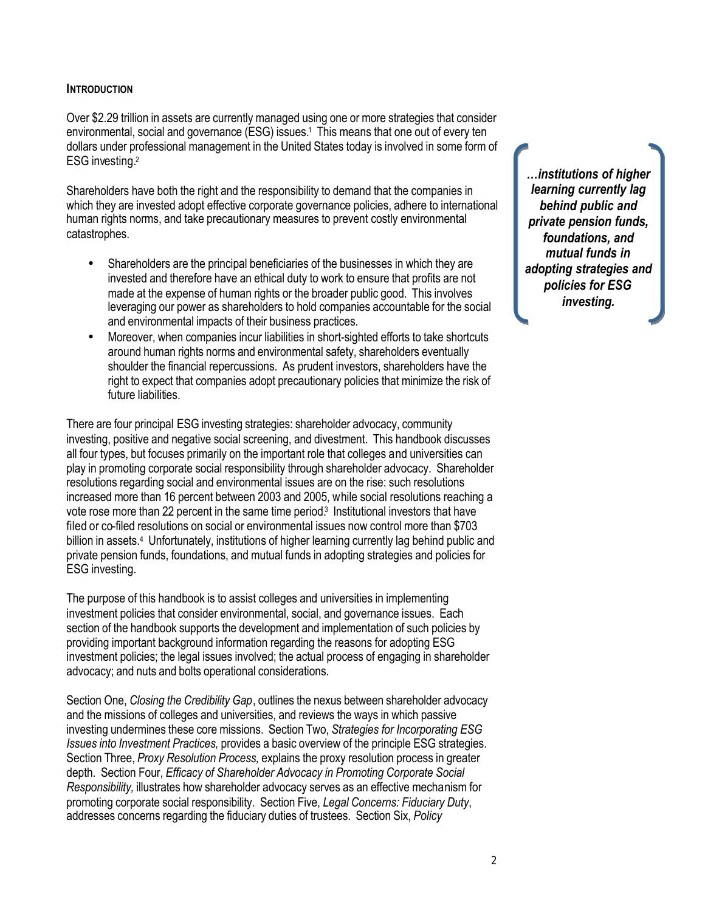## INTRODUCTION

Over $2.29 trillion in assets are currently managed using one or more strategies that consider environmental, social and governance (ESG) issues.[1] This means that one out of every ten dollars under professional management in the United States today is involved in some form of ESG investing.[2]

Shareholders have both the right and the responsibility to demand that the companies in which they are invested adopt effective corporate governance policies, adhere to international human rights norms, and take precautionary measures to prevent costly environmental catastrophes.

- Shareholders are the principal beneficiaries of the businesses in which they are invested and therefore have an ethical duty to work to ensure that profits are not made at the expense of human rights or the broader public good. This involves leveraging our power as shareholders to hold companies accountable for the social and environmental impacts of their business practices.
- Moreover, when companies incur liabilities in short-sighted efforts to take shortcuts around human rights norms and environmental safety, shareholders eventually shoulder the financial repercussions. As prudent investors, shareholders have the right to expect that companies adopt precautionary policies that minimize the risk of future liabilities.

> ***…institutions of higher learning currently lag behind public and private pension funds, foundations, and mutual funds in adopting strategies and policies for ESG investing.***

There are four principal ESG investing strategies: shareholder advocacy, community investing, positive and negative social screening, and divestment. This handbook discusses all four types, but focuses primarily on the important role that colleges and universities can play in promoting corporate social responsibility through shareholder advocacy. Shareholder resolutions regarding social and environmental issues are on the rise: such resolutions increased more than 16 percent between 2003 and 2005, while social resolutions reaching a vote rose more than 22 percent in the same time period.[3] Institutional investors that have filed or co-filed resolutions on social or environmental issues now control more than $703 billion in assets.[4] Unfortunately, institutions of higher learning currently lag behind public and private pension funds, foundations, and mutual funds in adopting strategies and policies for ESG investing.

The purpose of this handbook is to assist colleges and universities in implementing investment policies that consider environmental, social, and governance issues. Each section of the handbook supports the development and implementation of such policies by providing important background information regarding the reasons for adopting ESG investment policies; the legal issues involved; the actual process of engaging in shareholder advocacy; and nuts and bolts operational considerations.

Section One, *Closing the Credibility Gap*, outlines the nexus between shareholder advocacy and the missions of colleges and universities, and reviews the ways in which passive investing undermines these core missions. Section Two, *Strategies for Incorporating ESG Issues into Investment Practices,* provides a basic overview of the principle ESG strategies. Section Three, *Proxy Resolution Process,* explains the proxy resolution process in greater depth. Section Four, *Efficacy of Shareholder Advocacy in Promoting Corporate Social Responsibility,* illustrates how shareholder advocacy serves as an effective mechanism for promoting corporate social responsibility. Section Five, *Legal Concerns: Fiduciary Duty*, addresses concerns regarding the fiduciary duties of trustees. Section Six, *Policy*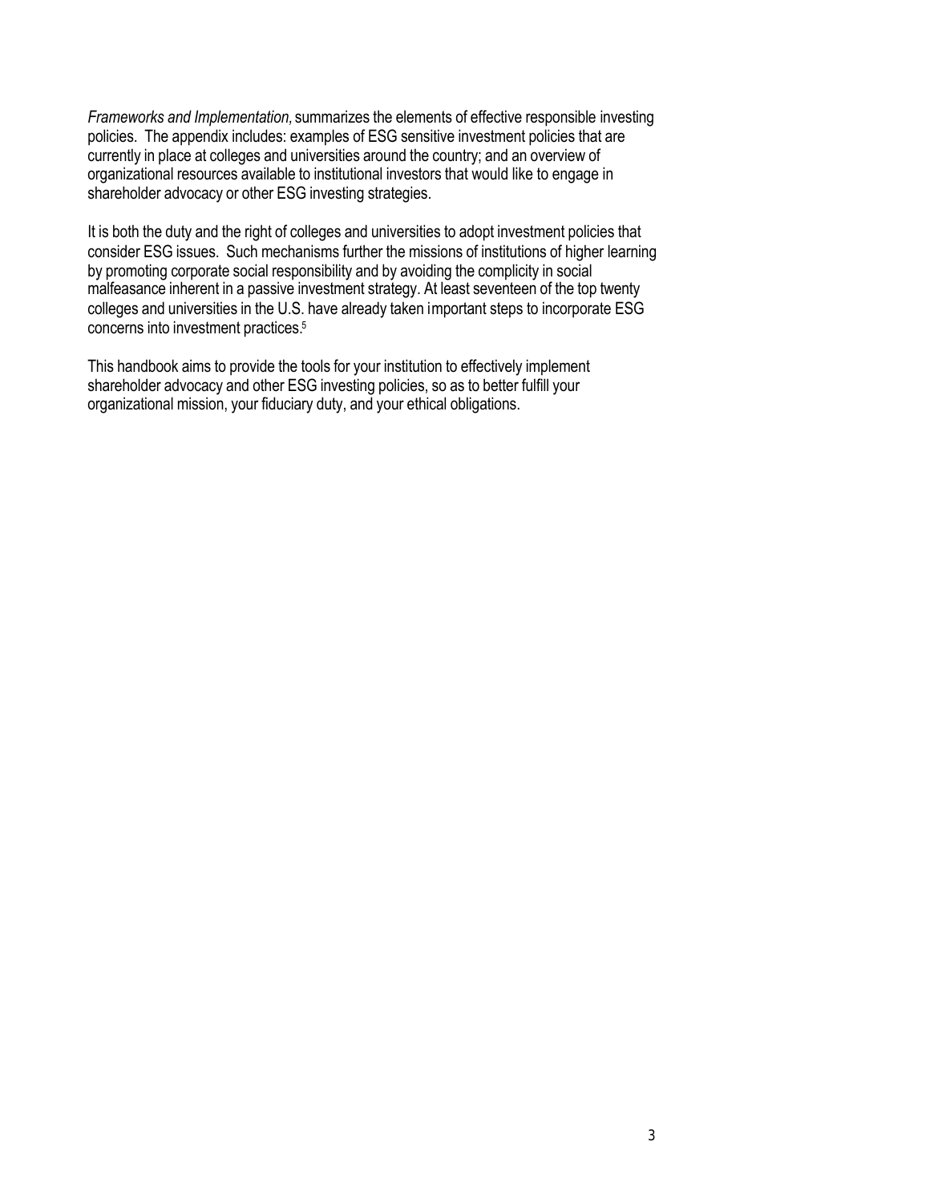*Frameworks and Implementation,* summarizes the elements of effective responsible investing policies. The appendix includes: examples of ESG sensitive investment policies that are currently in place at colleges and universities around the country; and an overview of organizational resources available to institutional investors that would like to engage in shareholder advocacy or other ESG investing strategies.

It is both the duty and the right of colleges and universities to adopt investment policies that consider ESG issues. Such mechanisms further the missions of institutions of higher learning by promoting corporate social responsibility and by avoiding the complicity in social malfeasance inherent in a passive investment strategy. At least seventeen of the top twenty colleges and universities in the U.S. have already taken important steps to incorporate ESG concerns into investment practices.[5]

This handbook aims to provide the tools for your institution to effectively implement shareholder advocacy and other ESG investing policies, so as to better fulfill your organizational mission, your fiduciary duty, and your ethical obligations.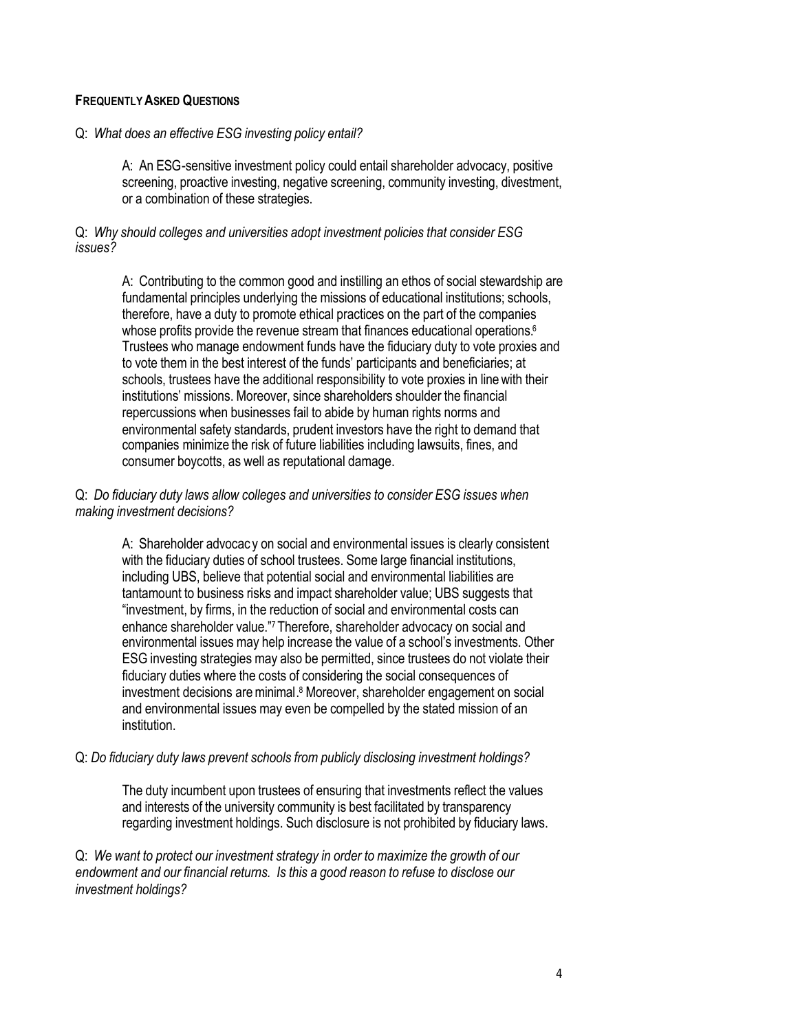### FREQUENTLY ASKED QUESTIONS

Q: *What does an effective ESG investing policy entail?*

> A: An ESG-sensitive investment policy could entail shareholder advocacy, positive screening, proactive investing, negative screening, community investing, divestment, or a combination of these strategies.

Q: *Why should colleges and universities adopt investment policies that consider ESG issues?*

> A: Contributing to the common good and instilling an ethos of social stewardship are fundamental principles underlying the missions of educational institutions; schools, therefore, have a duty to promote ethical practices on the part of the companies whose profits provide the revenue stream that finances educational operations.[6] Trustees who manage endowment funds have the fiduciary duty to vote proxies and to vote them in the best interest of the funds' participants and beneficiaries; at schools, trustees have the additional responsibility to vote proxies in line with their institutions' missions. Moreover, since shareholders shoulder the financial repercussions when businesses fail to abide by human rights norms and environmental safety standards, prudent investors have the right to demand that companies minimize the risk of future liabilities including lawsuits, fines, and consumer boycotts, as well as reputational damage.

Q: *Do fiduciary duty laws allow colleges and universities to consider ESG issues when making investment decisions?*

> A: Shareholder advocacy on social and environmental issues is clearly consistent with the fiduciary duties of school trustees. Some large financial institutions, including UBS, believe that potential social and environmental liabilities are tantamount to business risks and impact shareholder value; UBS suggests that "investment, by firms, in the reduction of social and environmental costs can enhance shareholder value."[7] Therefore, shareholder advocacy on social and environmental issues may help increase the value of a school's investments. Other ESG investing strategies may also be permitted, since trustees do not violate their fiduciary duties where the costs of considering the social consequences of investment decisions are minimal.[8] Moreover, shareholder engagement on social and environmental issues may even be compelled by the stated mission of an institution.

Q: *Do fiduciary duty laws prevent schools from publicly disclosing investment holdings?*

> The duty incumbent upon trustees of ensuring that investments reflect the values and interests of the university community is best facilitated by transparency regarding investment holdings. Such disclosure is not prohibited by fiduciary laws.

Q: *We want to protect our investment strategy in order to maximize the growth of our endowment and our financial returns. Is this a good reason to refuse to disclose our investment holdings?*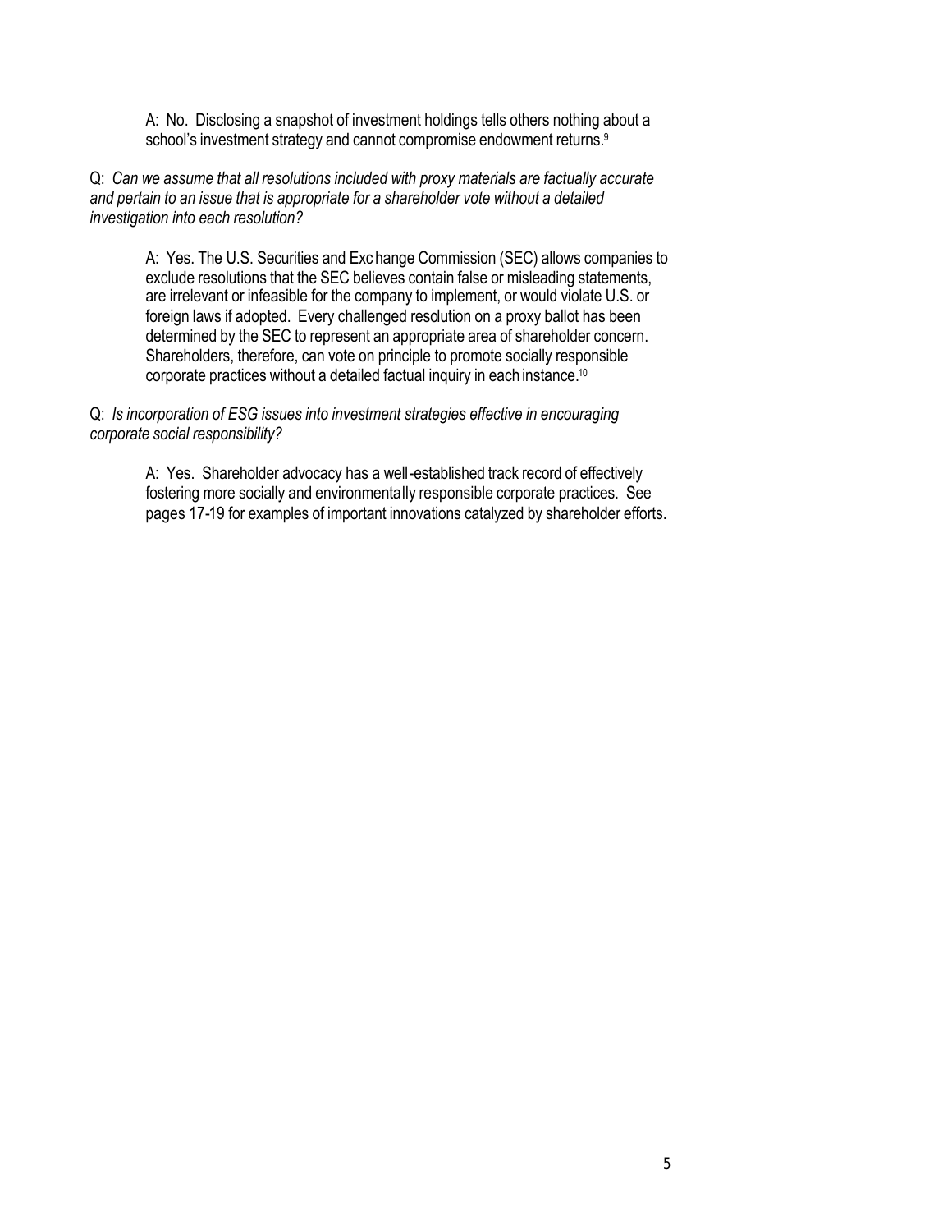A: No. Disclosing a snapshot of investment holdings tells others nothing about a school's investment strategy and cannot compromise endowment returns.[9]

Q: *Can we assume that all resolutions included with proxy materials are factually accurate and pertain to an issue that is appropriate for a shareholder vote without a detailed investigation into each resolution?*

A: Yes. The U.S. Securities and Exchange Commission (SEC) allows companies to exclude resolutions that the SEC believes contain false or misleading statements, are irrelevant or infeasible for the company to implement, or would violate U.S. or foreign laws if adopted. Every challenged resolution on a proxy ballot has been determined by the SEC to represent an appropriate area of shareholder concern. Shareholders, therefore, can vote on principle to promote socially responsible corporate practices without a detailed factual inquiry in each instance.[10]

Q: *Is incorporation of ESG issues into investment strategies effective in encouraging corporate social responsibility?*

A: Yes. Shareholder advocacy has a well-established track record of effectively fostering more socially and environmentally responsible corporate practices. See pages 17-19 for examples of important innovations catalyzed by shareholder efforts.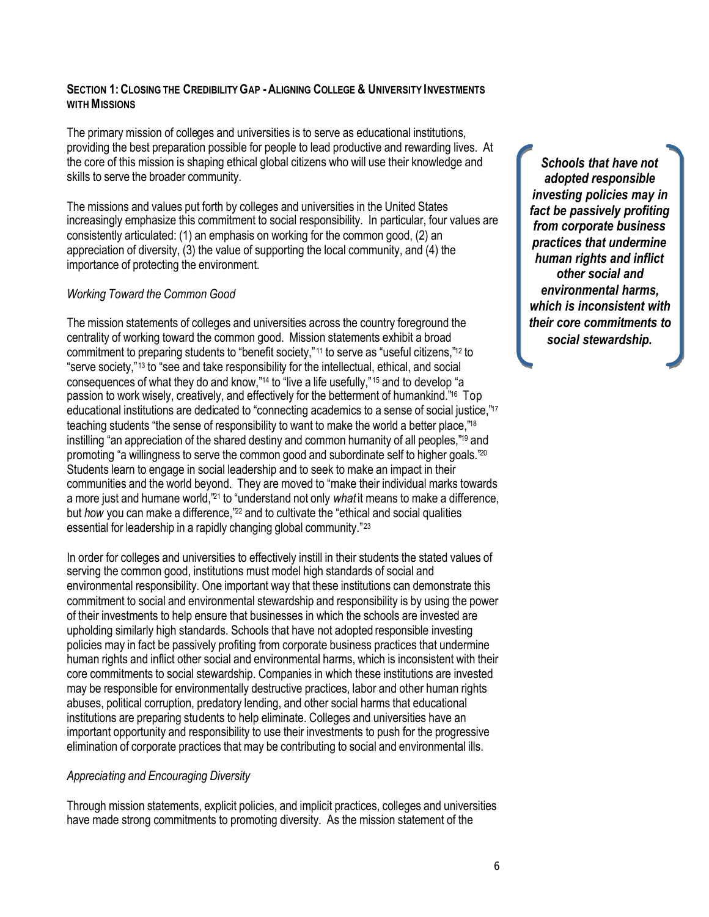## Section 1: Closing the Credibility Gap - Aligning College & University Investments with Missions

The primary mission of colleges and universities is to serve as educational institutions, providing the best preparation possible for people to lead productive and rewarding lives. At the core of this mission is shaping ethical global citizens who will use their knowledge and skills to serve the broader community.

The missions and values put forth by colleges and universities in the United States increasingly emphasize this commitment to social responsibility. In particular, four values are consistently articulated: (1) an emphasis on working for the common good, (2) an appreciation of diversity, (3) the value of supporting the local community, and (4) the importance of protecting the environment.

> ***Schools that have not adopted responsible investing policies may in fact be passively profiting from corporate business practices that undermine human rights and inflict other social and environmental harms, which is inconsistent with their core commitments to social stewardship.***

### *Working Toward the Common Good*

The mission statements of colleges and universities across the country foreground the centrality of working toward the common good. Mission statements exhibit a broad commitment to preparing students to "benefit society,"[11] to serve as "useful citizens,"[12] to "serve society,"[13] to "see and take responsibility for the intellectual, ethical, and social consequences of what they do and know,"[14] to "live a life usefully,"[15] and to develop "a passion to work wisely, creatively, and effectively for the betterment of humankind."[16] Top educational institutions are dedicated to "connecting academics to a sense of social justice,"[17] teaching students "the sense of responsibility to want to make the world a better place,"[18] instilling "an appreciation of the shared destiny and common humanity of all peoples,"[19] and promoting "a willingness to serve the common good and subordinate self to higher goals."[20] Students learn to engage in social leadership and to seek to make an impact in their communities and the world beyond. They are moved to "make their individual marks towards a more just and humane world,"[21] to "understand not only *what* it means to make a difference, but *how* you can make a difference,"[22] and to cultivate the "ethical and social qualities essential for leadership in a rapidly changing global community."[23]

In order for colleges and universities to effectively instill in their students the stated values of serving the common good, institutions must model high standards of social and environmental responsibility. One important way that these institutions can demonstrate this commitment to social and environmental stewardship and responsibility is by using the power of their investments to help ensure that businesses in which the schools are invested are upholding similarly high standards. Schools that have not adopted responsible investing policies may in fact be passively profiting from corporate business practices that undermine human rights and inflict other social and environmental harms, which is inconsistent with their core commitments to social stewardship. Companies in which these institutions are invested may be responsible for environmentally destructive practices, labor and other human rights abuses, political corruption, predatory lending, and other social harms that educational institutions are preparing students to help eliminate. Colleges and universities have an important opportunity and responsibility to use their investments to push for the progressive elimination of corporate practices that may be contributing to social and environmental ills.

### *Appreciating and Encouraging Diversity*

Through mission statements, explicit policies, and implicit practices, colleges and universities have made strong commitments to promoting diversity. As the mission statement of the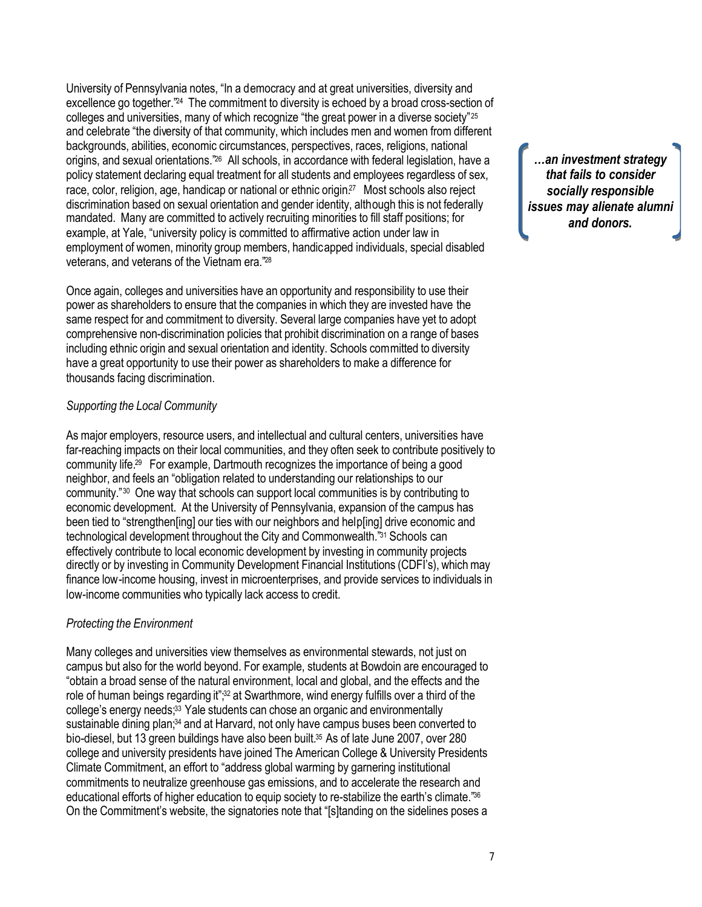University of Pennsylvania notes, "In a democracy and at great universities, diversity and excellence go together."[24] The commitment to diversity is echoed by a broad cross-section of colleges and universities, many of which recognize "the great power in a diverse society"[25] and celebrate "the diversity of that community, which includes men and women from different backgrounds, abilities, economic circumstances, perspectives, races, religions, national origins, and sexual orientations."[26] All schools, in accordance with federal legislation, have a policy statement declaring equal treatment for all students and employees regardless of sex, race, color, religion, age, handicap or national or ethnic origin.[27] Most schools also reject discrimination based on sexual orientation and gender identity, although this is not federally mandated. Many are committed to actively recruiting minorities to fill staff positions; for example, at Yale, "university policy is committed to affirmative action under law in employment of women, minority group members, handicapped individuals, special disabled veterans, and veterans of the Vietnam era."[28]

***…an investment strategy that fails to consider socially responsible issues may alienate alumni and donors.***

Once again, colleges and universities have an opportunity and responsibility to use their power as shareholders to ensure that the companies in which they are invested have the same respect for and commitment to diversity. Several large companies have yet to adopt comprehensive non-discrimination policies that prohibit discrimination on a range of bases including ethnic origin and sexual orientation and identity. Schools committed to diversity have a great opportunity to use their power as shareholders to make a difference for thousands facing discrimination.

*Supporting the Local Community*

As major employers, resource users, and intellectual and cultural centers, universities have far-reaching impacts on their local communities, and they often seek to contribute positively to community life.[29] For example, Dartmouth recognizes the importance of being a good neighbor, and feels an "obligation related to understanding our relationships to our community."[30] One way that schools can support local communities is by contributing to economic development. At the University of Pennsylvania, expansion of the campus has been tied to "strengthen[ing] our ties with our neighbors and help[ing] drive economic and technological development throughout the City and Commonwealth."[31] Schools can effectively contribute to local economic development by investing in community projects directly or by investing in Community Development Financial Institutions (CDFI's), which may finance low-income housing, invest in microenterprises, and provide services to individuals in low-income communities who typically lack access to credit.

*Protecting the Environment*

Many colleges and universities view themselves as environmental stewards, not just on campus but also for the world beyond. For example, students at Bowdoin are encouraged to "obtain a broad sense of the natural environment, local and global, and the effects and the role of human beings regarding it";[32] at Swarthmore, wind energy fulfills over a third of the college's energy needs;[33] Yale students can chose an organic and environmentally sustainable dining plan;[34] and at Harvard, not only have campus buses been converted to bio-diesel, but 13 green buildings have also been built.[35] As of late June 2007, over 280 college and university presidents have joined The American College & University Presidents Climate Commitment, an effort to "address global warming by garnering institutional commitments to neutralize greenhouse gas emissions, and to accelerate the research and educational efforts of higher education to equip society to re-stabilize the earth's climate."[36] On the Commitment's website, the signatories note that "[s]tanding on the sidelines poses a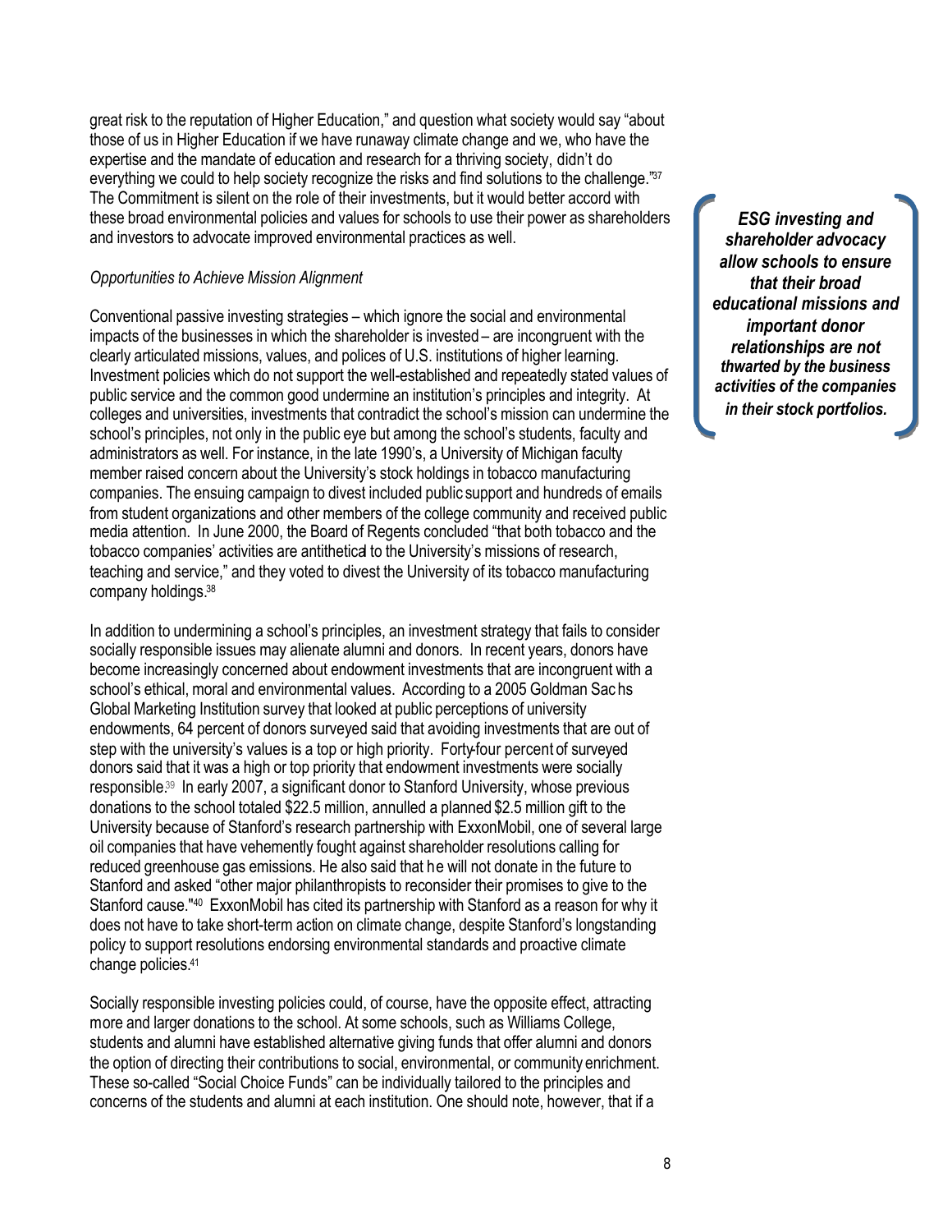great risk to the reputation of Higher Education," and question what society would say "about those of us in Higher Education if we have runaway climate change and we, who have the expertise and the mandate of education and research for a thriving society, didn't do everything we could to help society recognize the risks and find solutions to the challenge."[37] The Commitment is silent on the role of their investments, but it would better accord with these broad environmental policies and values for schools to use their power as shareholders and investors to advocate improved environmental practices as well.

***ESG investing and shareholder advocacy allow schools to ensure that their broad educational missions and important donor relationships are not thwarted by the business activities of the companies in their stock portfolios.***

*Opportunities to Achieve Mission Alignment*

Conventional passive investing strategies – which ignore the social and environmental impacts of the businesses in which the shareholder is invested – are incongruent with the clearly articulated missions, values, and polices of U.S. institutions of higher learning. Investment policies which do not support the well-established and repeatedly stated values of public service and the common good undermine an institution's principles and integrity. At colleges and universities, investments that contradict the school's mission can undermine the school's principles, not only in the public eye but among the school's students, faculty and administrators as well. For instance, in the late 1990's, a University of Michigan faculty member raised concern about the University's stock holdings in tobacco manufacturing companies. The ensuing campaign to divest included public support and hundreds of emails from student organizations and other members of the college community and received public media attention. In June 2000, the Board of Regents concluded "that both tobacco and the tobacco companies' activities are antithetical to the University's missions of research, teaching and service," and they voted to divest the University of its tobacco manufacturing company holdings.[38]

In addition to undermining a school's principles, an investment strategy that fails to consider socially responsible issues may alienate alumni and donors. In recent years, donors have become increasingly concerned about endowment investments that are incongruent with a school's ethical, moral and environmental values. According to a 2005 Goldman Sachs Global Marketing Institution survey that looked at public perceptions of university endowments, 64 percent of donors surveyed said that avoiding investments that are out of step with the university's values is a top or high priority. Forty-four percent of surveyed donors said that it was a high or top priority that endowment investments were socially responsible.[39] In early 2007, a significant donor to Stanford University, whose previous donations to the school totaled $22.5 million, annulled a planned $2.5 million gift to the University because of Stanford's research partnership with ExxonMobil, one of several large oil companies that have vehemently fought against shareholder resolutions calling for reduced greenhouse gas emissions. He also said that he will not donate in the future to Stanford and asked "other major philanthropists to reconsider their promises to give to the Stanford cause."[40] ExxonMobil has cited its partnership with Stanford as a reason for why it does not have to take short-term action on climate change, despite Stanford's longstanding policy to support resolutions endorsing environmental standards and proactive climate change policies.[41]

Socially responsible investing policies could, of course, have the opposite effect, attracting more and larger donations to the school. At some schools, such as Williams College, students and alumni have established alternative giving funds that offer alumni and donors the option of directing their contributions to social, environmental, or community enrichment. These so-called "Social Choice Funds" can be individually tailored to the principles and concerns of the students and alumni at each institution. One should note, however, that if a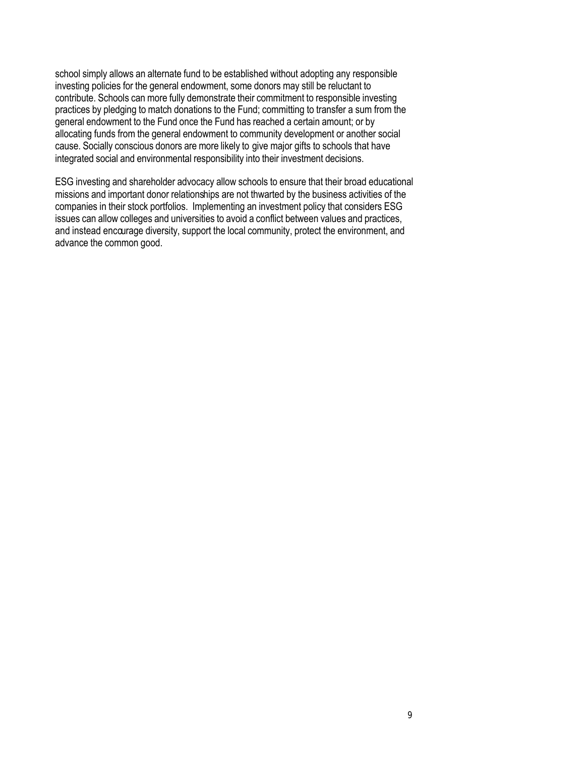school simply allows an alternate fund to be established without adopting any responsible investing policies for the general endowment, some donors may still be reluctant to contribute. Schools can more fully demonstrate their commitment to responsible investing practices by pledging to match donations to the Fund; committing to transfer a sum from the general endowment to the Fund once the Fund has reached a certain amount; or by allocating funds from the general endowment to community development or another social cause. Socially conscious donors are more likely to give major gifts to schools that have integrated social and environmental responsibility into their investment decisions.

ESG investing and shareholder advocacy allow schools to ensure that their broad educational missions and important donor relationships are not thwarted by the business activities of the companies in their stock portfolios. Implementing an investment policy that considers ESG issues can allow colleges and universities to avoid a conflict between values and practices, and instead encourage diversity, support the local community, protect the environment, and advance the common good.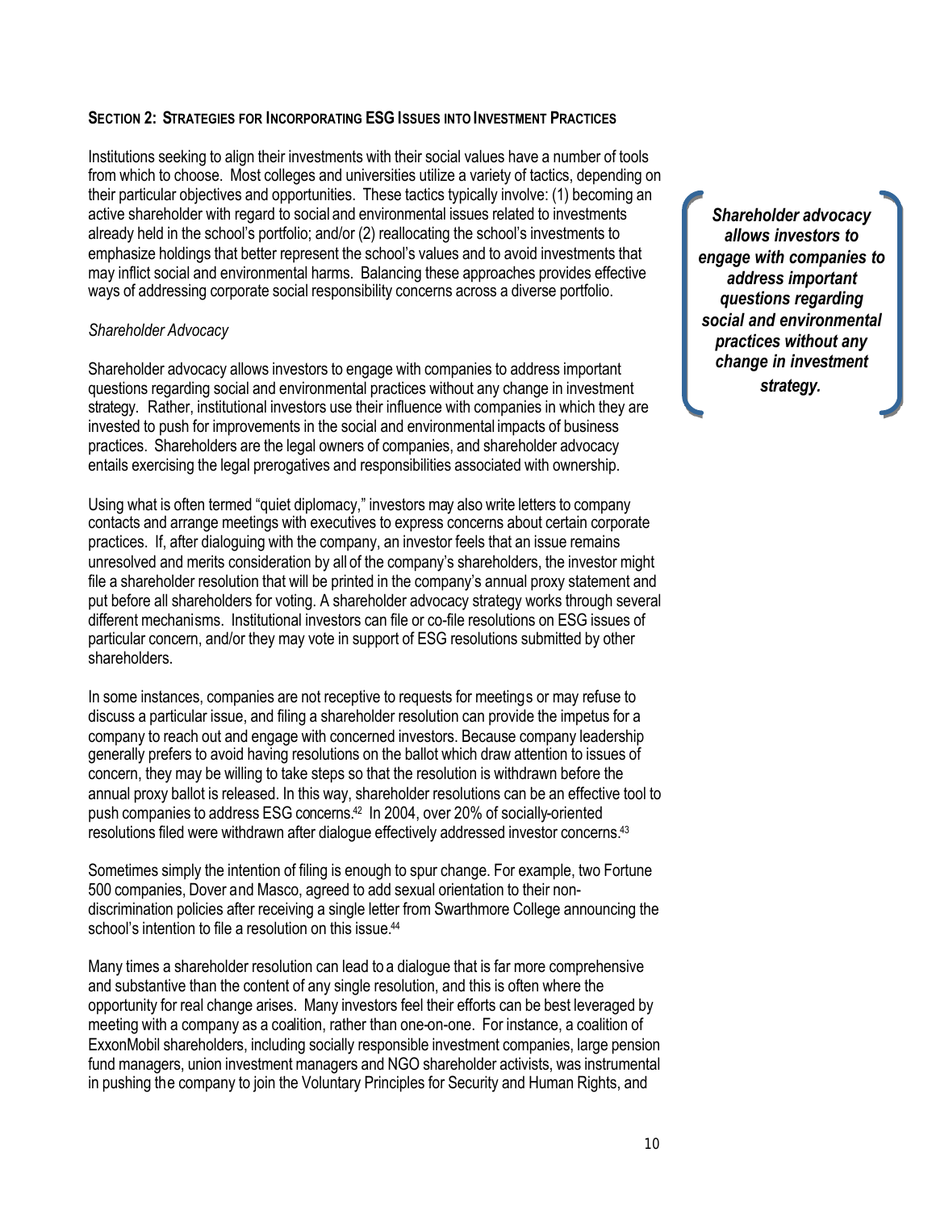## SECTION 2: STRATEGIES FOR INCORPORATING ESG ISSUES INTO INVESTMENT PRACTICES

Institutions seeking to align their investments with their social values have a number of tools from which to choose. Most colleges and universities utilize a variety of tactics, depending on their particular objectives and opportunities. These tactics typically involve: (1) becoming an active shareholder with regard to social and environmental issues related to investments already held in the school's portfolio; and/or (2) reallocating the school's investments to emphasize holdings that better represent the school's values and to avoid investments that may inflict social and environmental harms. Balancing these approaches provides effective ways of addressing corporate social responsibility concerns across a diverse portfolio.

> ***Shareholder advocacy allows investors to engage with companies to address important questions regarding social and environmental practices without any change in investment strategy.***

### *Shareholder Advocacy*

Shareholder advocacy allows investors to engage with companies to address important questions regarding social and environmental practices without any change in investment strategy. Rather, institutional investors use their influence with companies in which they are invested to push for improvements in the social and environmental impacts of business practices. Shareholders are the legal owners of companies, and shareholder advocacy entails exercising the legal prerogatives and responsibilities associated with ownership.

Using what is often termed "quiet diplomacy," investors may also write letters to company contacts and arrange meetings with executives to express concerns about certain corporate practices. If, after dialoguing with the company, an investor feels that an issue remains unresolved and merits consideration by all of the company's shareholders, the investor might file a shareholder resolution that will be printed in the company's annual proxy statement and put before all shareholders for voting. A shareholder advocacy strategy works through several different mechanisms. Institutional investors can file or co-file resolutions on ESG issues of particular concern, and/or they may vote in support of ESG resolutions submitted by other shareholders.

In some instances, companies are not receptive to requests for meetings or may refuse to discuss a particular issue, and filing a shareholder resolution can provide the impetus for a company to reach out and engage with concerned investors. Because company leadership generally prefers to avoid having resolutions on the ballot which draw attention to issues of concern, they may be willing to take steps so that the resolution is withdrawn before the annual proxy ballot is released. In this way, shareholder resolutions can be an effective tool to push companies to address ESG concerns.[42] In 2004, over 20% of socially-oriented resolutions filed were withdrawn after dialogue effectively addressed investor concerns.[43]

Sometimes simply the intention of filing is enough to spur change. For example, two Fortune 500 companies, Dover and Masco, agreed to add sexual orientation to their non-discrimination policies after receiving a single letter from Swarthmore College announcing the school's intention to file a resolution on this issue.[44]

Many times a shareholder resolution can lead to a dialogue that is far more comprehensive and substantive than the content of any single resolution, and this is often where the opportunity for real change arises. Many investors feel their efforts can be best leveraged by meeting with a company as a coalition, rather than one-on-one. For instance, a coalition of ExxonMobil shareholders, including socially responsible investment companies, large pension fund managers, union investment managers and NGO shareholder activists, was instrumental in pushing the company to join the Voluntary Principles for Security and Human Rights, and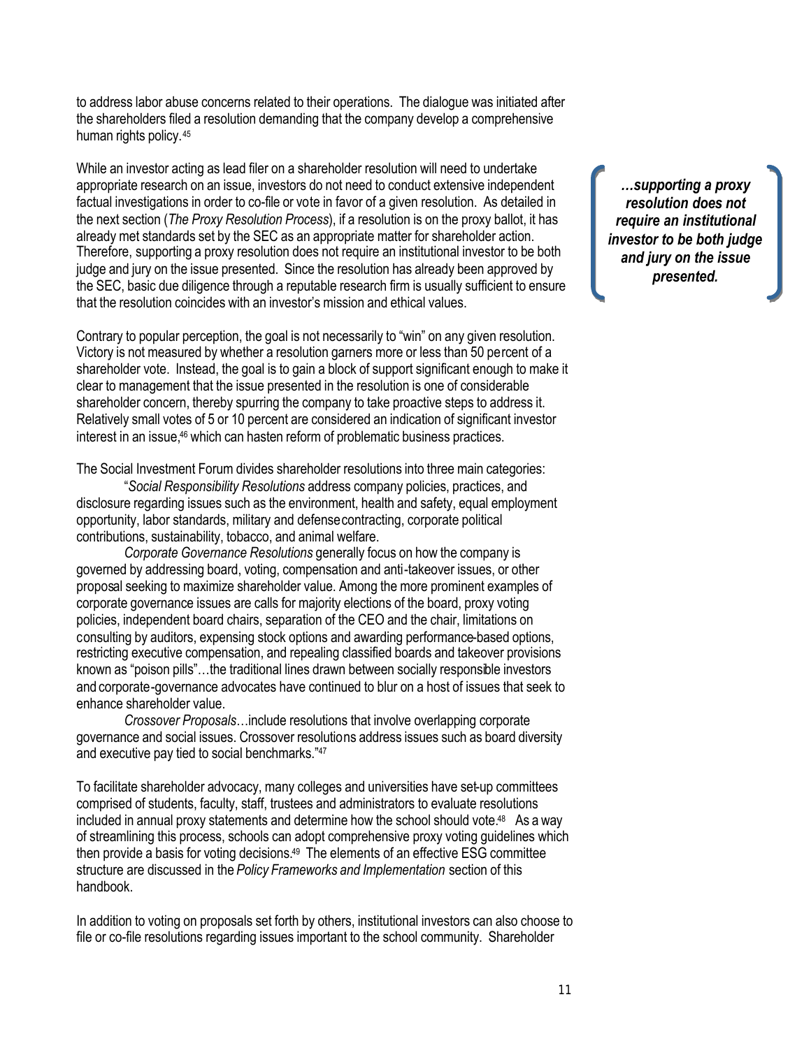to address labor abuse concerns related to their operations. The dialogue was initiated after the shareholders filed a resolution demanding that the company develop a comprehensive human rights policy.[45]

While an investor acting as lead filer on a shareholder resolution will need to undertake appropriate research on an issue, investors do not need to conduct extensive independent factual investigations in order to co-file or vote in favor of a given resolution. As detailed in the next section (*The Proxy Resolution Process*), if a resolution is on the proxy ballot, it has already met standards set by the SEC as an appropriate matter for shareholder action. Therefore, supporting a proxy resolution does not require an institutional investor to be both judge and jury on the issue presented. Since the resolution has already been approved by the SEC, basic due diligence through a reputable research firm is usually sufficient to ensure that the resolution coincides with an investor's mission and ethical values.

> ***…supporting a proxy resolution does not require an institutional investor to be both judge and jury on the issue presented.***

Contrary to popular perception, the goal is not necessarily to "win" on any given resolution. Victory is not measured by whether a resolution garners more or less than 50 percent of a shareholder vote. Instead, the goal is to gain a block of support significant enough to make it clear to management that the issue presented in the resolution is one of considerable shareholder concern, thereby spurring the company to take proactive steps to address it. Relatively small votes of 5 or 10 percent are considered an indication of significant investor interest in an issue,[46] which can hasten reform of problematic business practices.

The Social Investment Forum divides shareholder resolutions into three main categories:

"*Social Responsibility Resolutions* address company policies, practices, and disclosure regarding issues such as the environment, health and safety, equal employment opportunity, labor standards, military and defense contracting, corporate political contributions, sustainability, tobacco, and animal welfare.

*Corporate Governance Resolutions* generally focus on how the company is governed by addressing board, voting, compensation and anti-takeover issues, or other proposal seeking to maximize shareholder value. Among the more prominent examples of corporate governance issues are calls for majority elections of the board, proxy voting policies, independent board chairs, separation of the CEO and the chair, limitations on consulting by auditors, expensing stock options and awarding performance-based options, restricting executive compensation, and repealing classified boards and takeover provisions known as "poison pills"…the traditional lines drawn between socially responsible investors and corporate-governance advocates have continued to blur on a host of issues that seek to enhance shareholder value.

*Crossover Proposals*…include resolutions that involve overlapping corporate governance and social issues. Crossover resolutions address issues such as board diversity and executive pay tied to social benchmarks."[47]

To facilitate shareholder advocacy, many colleges and universities have set-up committees comprised of students, faculty, staff, trustees and administrators to evaluate resolutions included in annual proxy statements and determine how the school should vote.[48] As a way of streamlining this process, schools can adopt comprehensive proxy voting guidelines which then provide a basis for voting decisions.[49] The elements of an effective ESG committee structure are discussed in the *Policy Frameworks and Implementation* section of this handbook.

In addition to voting on proposals set forth by others, institutional investors can also choose to file or co-file resolutions regarding issues important to the school community. Shareholder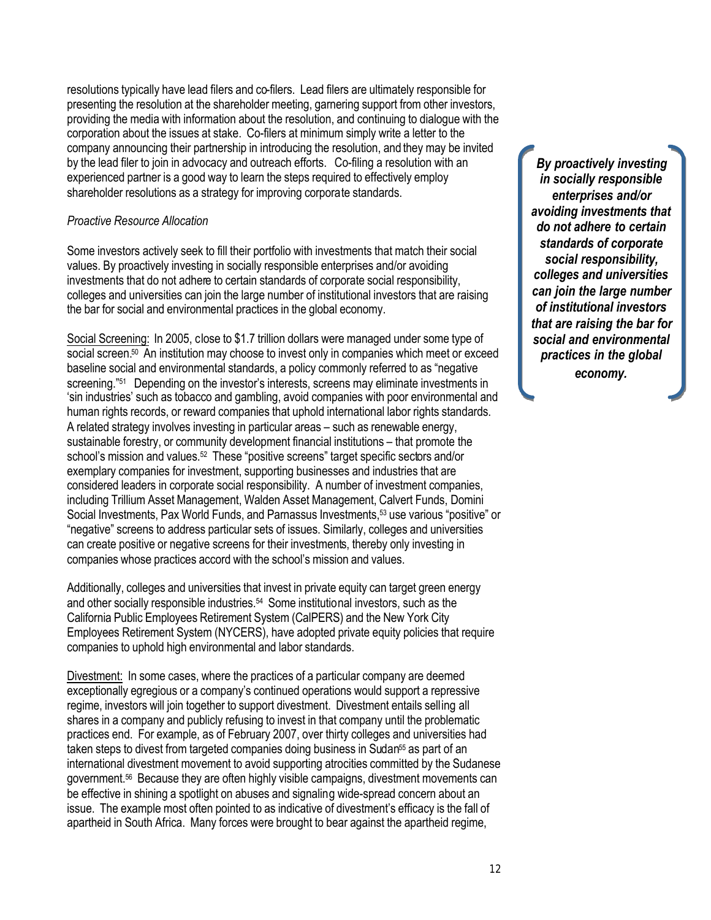resolutions typically have lead filers and co-filers. Lead filers are ultimately responsible for presenting the resolution at the shareholder meeting, garnering support from other investors, providing the media with information about the resolution, and continuing to dialogue with the corporation about the issues at stake. Co-filers at minimum simply write a letter to the company announcing their partnership in introducing the resolution, and they may be invited by the lead filer to join in advocacy and outreach efforts. Co-filing a resolution with an experienced partner is a good way to learn the steps required to effectively employ shareholder resolutions as a strategy for improving corporate standards.

*Proactive Resource Allocation*

Some investors actively seek to fill their portfolio with investments that match their social values. By proactively investing in socially responsible enterprises and/or avoiding investments that do not adhere to certain standards of corporate social responsibility, colleges and universities can join the large number of institutional investors that are raising the bar for social and environmental practices in the global economy.

> ***By proactively investing in socially responsible enterprises and/or avoiding investments that do not adhere to certain standards of corporate social responsibility, colleges and universities can join the large number of institutional investors that are raising the bar for social and environmental practices in the global economy.***

Social Screening: In 2005, close to $1.7 trillion dollars were managed under some type of social screen.[50] An institution may choose to invest only in companies which meet or exceed baseline social and environmental standards, a policy commonly referred to as "negative screening."[51] Depending on the investor's interests, screens may eliminate investments in 'sin industries' such as tobacco and gambling, avoid companies with poor environmental and human rights records, or reward companies that uphold international labor rights standards. A related strategy involves investing in particular areas – such as renewable energy, sustainable forestry, or community development financial institutions – that promote the school's mission and values.[52] These "positive screens" target specific sectors and/or exemplary companies for investment, supporting businesses and industries that are considered leaders in corporate social responsibility. A number of investment companies, including Trillium Asset Management, Walden Asset Management, Calvert Funds, Domini Social Investments, Pax World Funds, and Parnassus Investments,[53] use various "positive" or "negative" screens to address particular sets of issues. Similarly, colleges and universities can create positive or negative screens for their investments, thereby only investing in companies whose practices accord with the school's mission and values.

Additionally, colleges and universities that invest in private equity can target green energy and other socially responsible industries.[54] Some institutional investors, such as the California Public Employees Retirement System (CalPERS) and the New York City Employees Retirement System (NYCERS), have adopted private equity policies that require companies to uphold high environmental and labor standards.

Divestment: In some cases, where the practices of a particular company are deemed exceptionally egregious or a company's continued operations would support a repressive regime, investors will join together to support divestment. Divestment entails selling all shares in a company and publicly refusing to invest in that company until the problematic practices end. For example, as of February 2007, over thirty colleges and universities had taken steps to divest from targeted companies doing business in Sudan[55] as part of an international divestment movement to avoid supporting atrocities committed by the Sudanese government.[56] Because they are often highly visible campaigns, divestment movements can be effective in shining a spotlight on abuses and signaling wide-spread concern about an issue. The example most often pointed to as indicative of divestment's efficacy is the fall of apartheid in South Africa. Many forces were brought to bear against the apartheid regime,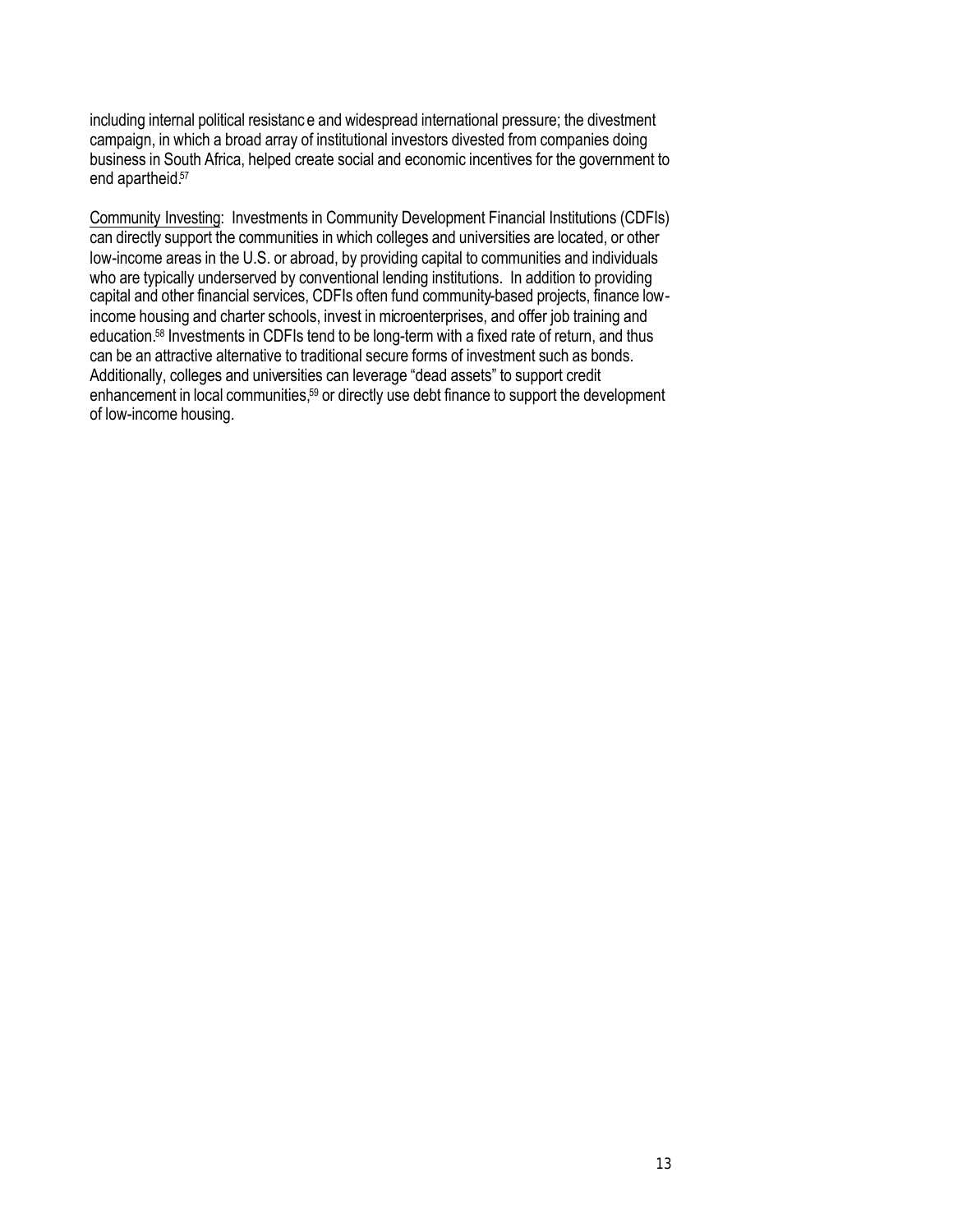including internal political resistance and widespread international pressure; the divestment campaign, in which a broad array of institutional investors divested from companies doing business in South Africa, helped create social and economic incentives for the government to end apartheid.[57]

Community Investing: Investments in Community Development Financial Institutions (CDFIs) can directly support the communities in which colleges and universities are located, or other low-income areas in the U.S. or abroad, by providing capital to communities and individuals who are typically underserved by conventional lending institutions. In addition to providing capital and other financial services, CDFIs often fund community-based projects, finance low-income housing and charter schools, invest in microenterprises, and offer job training and education.[58] Investments in CDFIs tend to be long-term with a fixed rate of return, and thus can be an attractive alternative to traditional secure forms of investment such as bonds. Additionally, colleges and universities can leverage "dead assets" to support credit enhancement in local communities,[59] or directly use debt finance to support the development of low-income housing.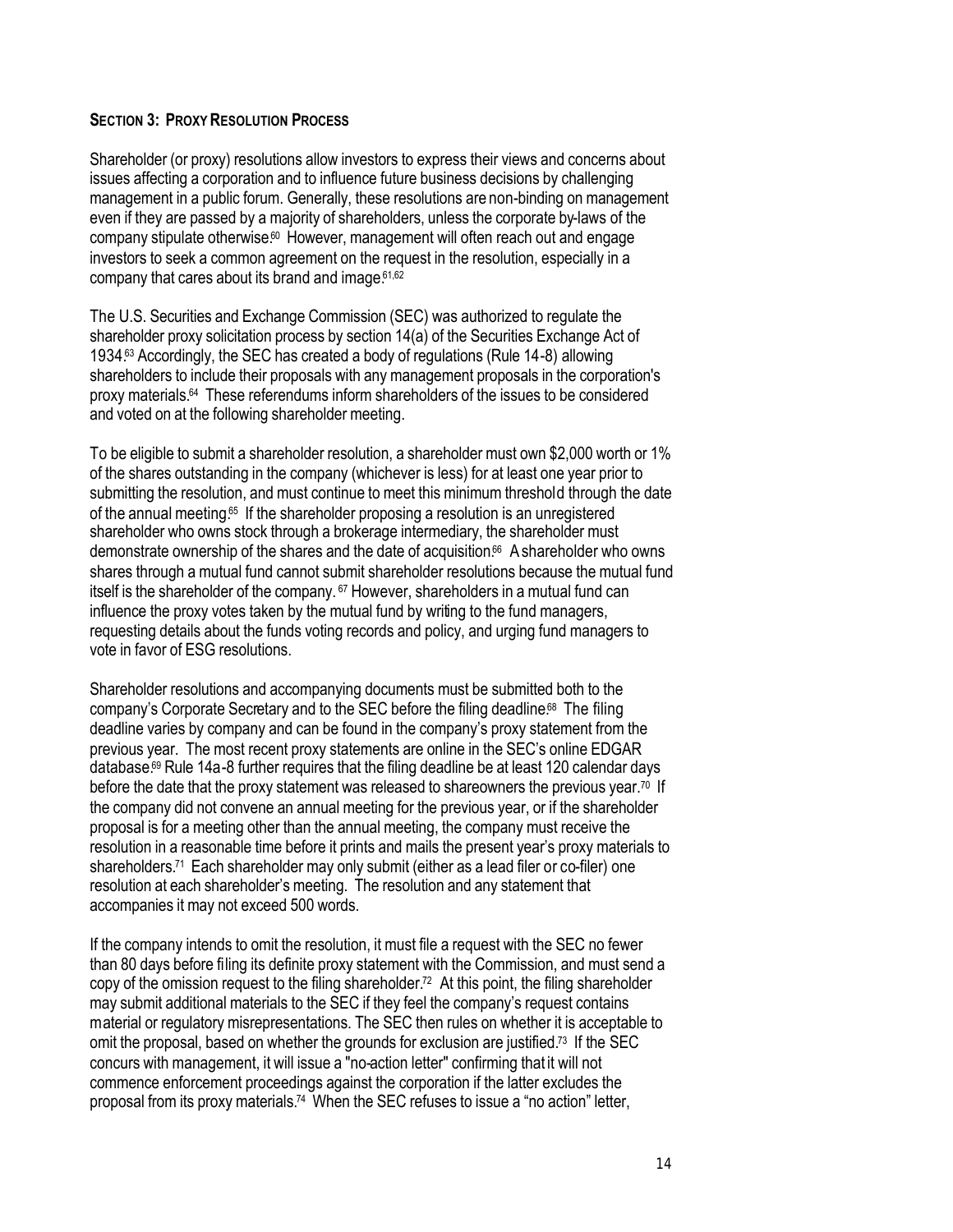### SECTION 3: PROXY RESOLUTION PROCESS

Shareholder (or proxy) resolutions allow investors to express their views and concerns about issues affecting a corporation and to influence future business decisions by challenging management in a public forum. Generally, these resolutions are non-binding on management even if they are passed by a majority of shareholders, unless the corporate by-laws of the company stipulate otherwise.[60] However, management will often reach out and engage investors to seek a common agreement on the request in the resolution, especially in a company that cares about its brand and image.[61,62]

The U.S. Securities and Exchange Commission (SEC) was authorized to regulate the shareholder proxy solicitation process by section 14(a) of the Securities Exchange Act of 1934.[63] Accordingly, the SEC has created a body of regulations (Rule 14-8) allowing shareholders to include their proposals with any management proposals in the corporation's proxy materials.[64] These referendums inform shareholders of the issues to be considered and voted on at the following shareholder meeting.

To be eligible to submit a shareholder resolution, a shareholder must own $2,000 worth or 1% of the shares outstanding in the company (whichever is less) for at least one year prior to submitting the resolution, and must continue to meet this minimum threshold through the date of the annual meeting.[65] If the shareholder proposing a resolution is an unregistered shareholder who owns stock through a brokerage intermediary, the shareholder must demonstrate ownership of the shares and the date of acquisition.[66] A shareholder who owns shares through a mutual fund cannot submit shareholder resolutions because the mutual fund itself is the shareholder of the company.[67] However, shareholders in a mutual fund can influence the proxy votes taken by the mutual fund by writing to the fund managers, requesting details about the funds voting records and policy, and urging fund managers to vote in favor of ESG resolutions.

Shareholder resolutions and accompanying documents must be submitted both to the company's Corporate Secretary and to the SEC before the filing deadline.[68] The filing deadline varies by company and can be found in the company's proxy statement from the previous year. The most recent proxy statements are online in the SEC's online EDGAR database.[69] Rule 14a-8 further requires that the filing deadline be at least 120 calendar days before the date that the proxy statement was released to shareowners the previous year.[70] If the company did not convene an annual meeting for the previous year, or if the shareholder proposal is for a meeting other than the annual meeting, the company must receive the resolution in a reasonable time before it prints and mails the present year's proxy materials to shareholders.[71] Each shareholder may only submit (either as a lead filer or co-filer) one resolution at each shareholder's meeting. The resolution and any statement that accompanies it may not exceed 500 words.

If the company intends to omit the resolution, it must file a request with the SEC no fewer than 80 days before filing its definite proxy statement with the Commission, and must send a copy of the omission request to the filing shareholder.[72] At this point, the filing shareholder may submit additional materials to the SEC if they feel the company's request contains material or regulatory misrepresentations. The SEC then rules on whether it is acceptable to omit the proposal, based on whether the grounds for exclusion are justified.[73] If the SEC concurs with management, it will issue a "no-action letter" confirming that it will not commence enforcement proceedings against the corporation if the latter excludes the proposal from its proxy materials.[74] When the SEC refuses to issue a "no action" letter,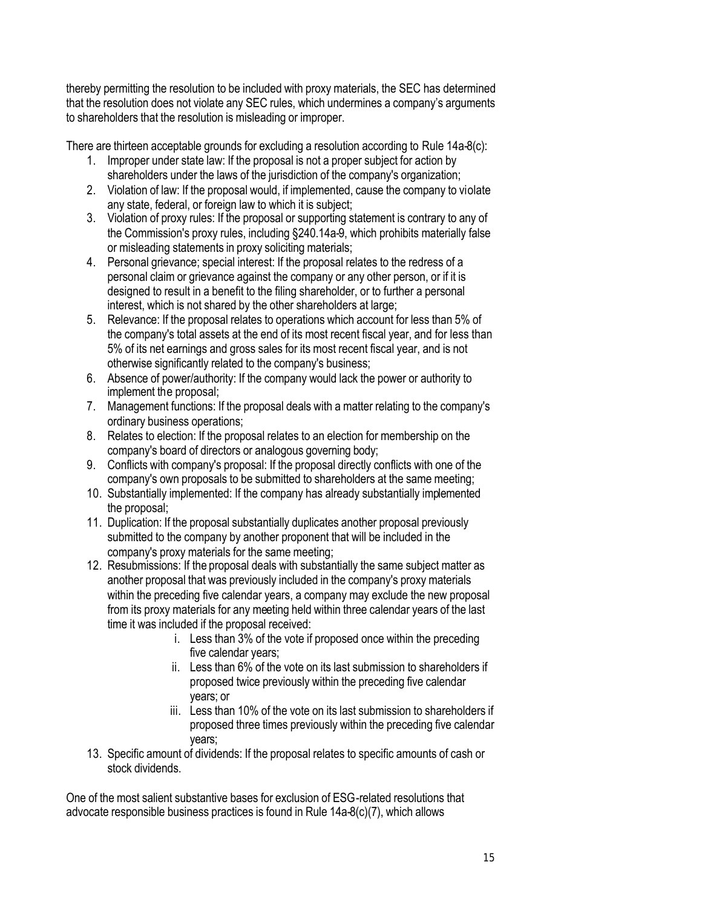thereby permitting the resolution to be included with proxy materials, the SEC has determined that the resolution does not violate any SEC rules, which undermines a company's arguments to shareholders that the resolution is misleading or improper.

There are thirteen acceptable grounds for excluding a resolution according to Rule 14a-8(c):

1. Improper under state law: If the proposal is not a proper subject for action by shareholders under the laws of the jurisdiction of the company's organization;
2. Violation of law: If the proposal would, if implemented, cause the company to violate any state, federal, or foreign law to which it is subject;
3. Violation of proxy rules: If the proposal or supporting statement is contrary to any of the Commission's proxy rules, including §240.14a-9, which prohibits materially false or misleading statements in proxy soliciting materials;
4. Personal grievance; special interest: If the proposal relates to the redress of a personal claim or grievance against the company or any other person, or if it is designed to result in a benefit to the filing shareholder, or to further a personal interest, which is not shared by the other shareholders at large;
5. Relevance: If the proposal relates to operations which account for less than 5% of the company's total assets at the end of its most recent fiscal year, and for less than 5% of its net earnings and gross sales for its most recent fiscal year, and is not otherwise significantly related to the company's business;
6. Absence of power/authority: If the company would lack the power or authority to implement the proposal;
7. Management functions: If the proposal deals with a matter relating to the company's ordinary business operations;
8. Relates to election: If the proposal relates to an election for membership on the company's board of directors or analogous governing body;
9. Conflicts with company's proposal: If the proposal directly conflicts with one of the company's own proposals to be submitted to shareholders at the same meeting;
10. Substantially implemented: If the company has already substantially implemented the proposal;
11. Duplication: If the proposal substantially duplicates another proposal previously submitted to the company by another proponent that will be included in the company's proxy materials for the same meeting;
12. Resubmissions: If the proposal deals with substantially the same subject matter as another proposal that was previously included in the company's proxy materials within the preceding five calendar years, a company may exclude the new proposal from its proxy materials for any meeting held within three calendar years of the last time it was included if the proposal received:
    1. Less than 3% of the vote if proposed once within the preceding five calendar years;
    2. Less than 6% of the vote on its last submission to shareholders if proposed twice previously within the preceding five calendar years; or
    3. Less than 10% of the vote on its last submission to shareholders if proposed three times previously within the preceding five calendar years;
13. Specific amount of dividends: If the proposal relates to specific amounts of cash or stock dividends.

One of the most salient substantive bases for exclusion of ESG-related resolutions that advocate responsible business practices is found in Rule 14a-8(c)(7), which allows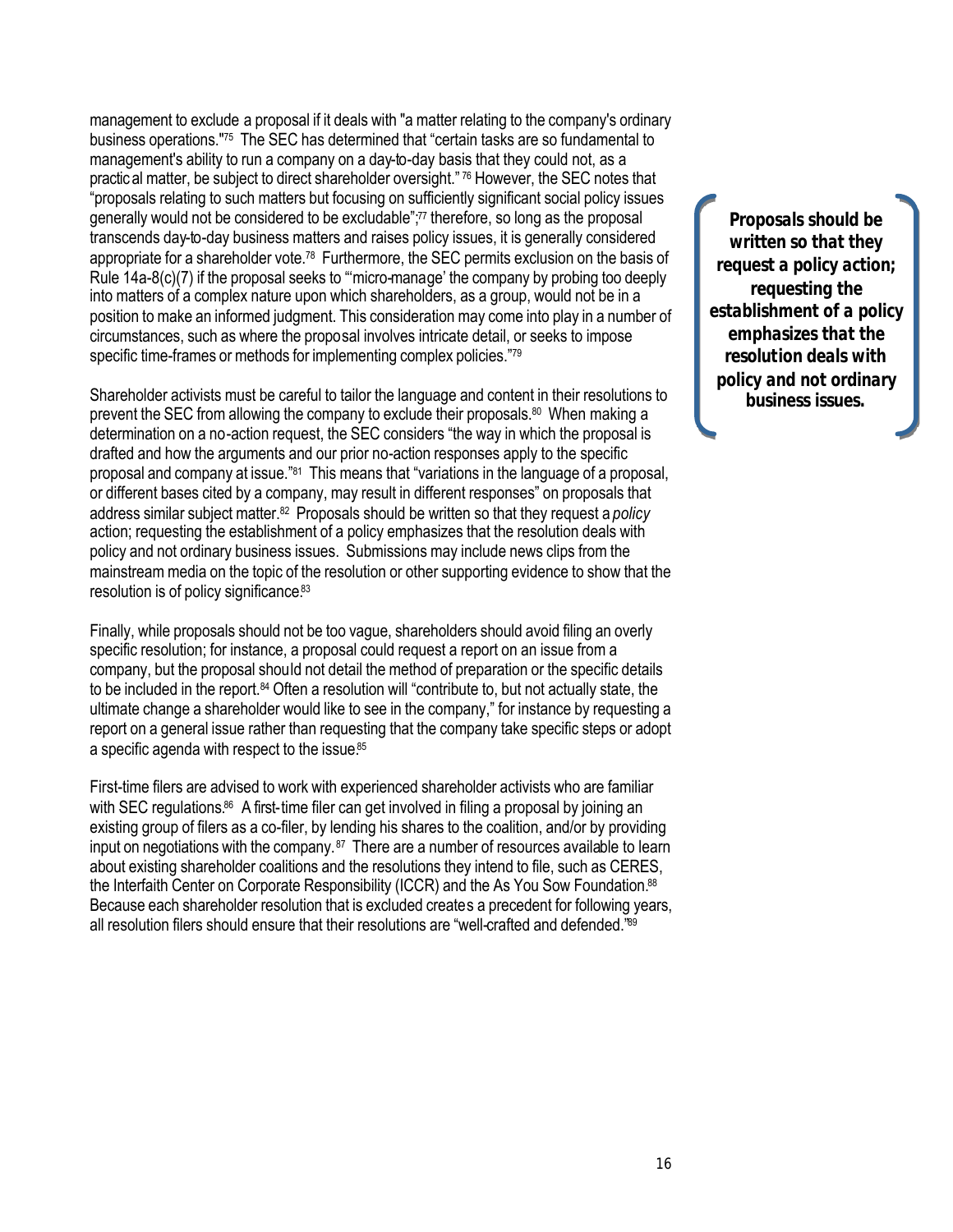management to exclude a proposal if it deals with "a matter relating to the company's ordinary business operations."[75] The SEC has determined that "certain tasks are so fundamental to management's ability to run a company on a day-to-day basis that they could not, as a practical matter, be subject to direct shareholder oversight."[76] However, the SEC notes that "proposals relating to such matters but focusing on sufficiently significant social policy issues generally would not be considered to be excludable";[77] therefore, so long as the proposal transcends day-to-day business matters and raises policy issues, it is generally considered appropriate for a shareholder vote.[78] Furthermore, the SEC permits exclusion on the basis of Rule 14a-8(c)(7) if the proposal seeks to "'micro-manage' the company by probing too deeply into matters of a complex nature upon which shareholders, as a group, would not be in a position to make an informed judgment. This consideration may come into play in a number of circumstances, such as where the proposal involves intricate detail, or seeks to impose specific time-frames or methods for implementing complex policies."[79]

***Proposals should be written so that they request a policy action; requesting the establishment of a policy emphasizes that the resolution deals with policy and not ordinary business issues.***

Shareholder activists must be careful to tailor the language and content in their resolutions to prevent the SEC from allowing the company to exclude their proposals.[80] When making a determination on a no-action request, the SEC considers "the way in which the proposal is drafted and how the arguments and our prior no-action responses apply to the specific proposal and company at issue."[81] This means that "variations in the language of a proposal, or different bases cited by a company, may result in different responses" on proposals that address similar subject matter.[82] Proposals should be written so that they request a *policy* action; requesting the establishment of a policy emphasizes that the resolution deals with policy and not ordinary business issues. Submissions may include news clips from the mainstream media on the topic of the resolution or other supporting evidence to show that the resolution is of policy significance.[83]

Finally, while proposals should not be too vague, shareholders should avoid filing an overly specific resolution; for instance, a proposal could request a report on an issue from a company, but the proposal should not detail the method of preparation or the specific details to be included in the report.[84] Often a resolution will "contribute to, but not actually state, the ultimate change a shareholder would like to see in the company," for instance by requesting a report on a general issue rather than requesting that the company take specific steps or adopt a specific agenda with respect to the issue.[85]

First-time filers are advised to work with experienced shareholder activists who are familiar with SEC regulations.[86] A first-time filer can get involved in filing a proposal by joining an existing group of filers as a co-filer, by lending his shares to the coalition, and/or by providing input on negotiations with the company.[87] There are a number of resources available to learn about existing shareholder coalitions and the resolutions they intend to file, such as CERES, the Interfaith Center on Corporate Responsibility (ICCR) and the As You Sow Foundation.[88] Because each shareholder resolution that is excluded creates a precedent for following years, all resolution filers should ensure that their resolutions are "well-crafted and defended."[89]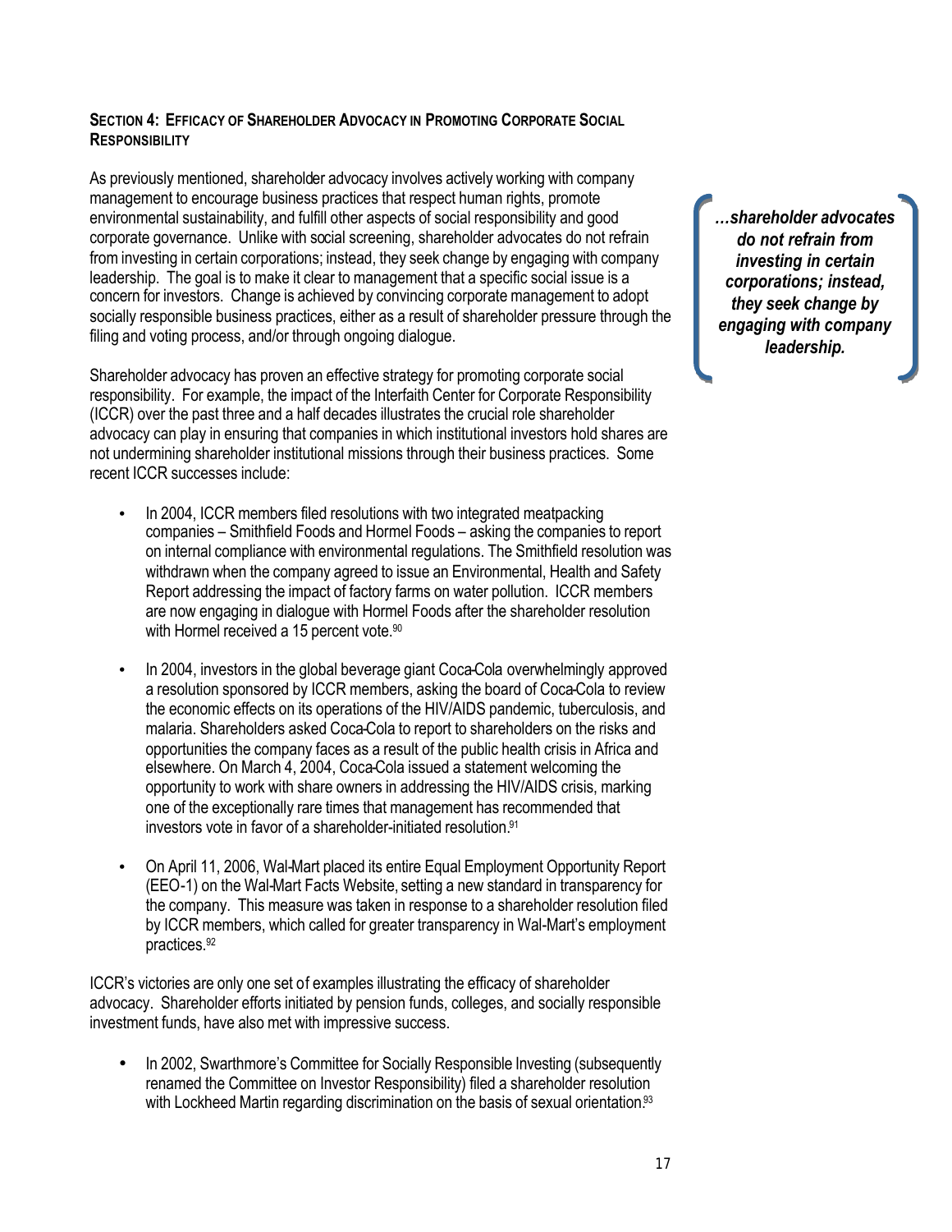## SECTION 4: EFFICACY OF SHAREHOLDER ADVOCACY IN PROMOTING CORPORATE SOCIAL RESPONSIBILITY

As previously mentioned, shareholder advocacy involves actively working with company management to encourage business practices that respect human rights, promote environmental sustainability, and fulfill other aspects of social responsibility and good corporate governance. Unlike with social screening, shareholder advocates do not refrain from investing in certain corporations; instead, they seek change by engaging with company leadership. The goal is to make it clear to management that a specific social issue is a concern for investors. Change is achieved by convincing corporate management to adopt socially responsible business practices, either as a result of shareholder pressure through the filing and voting process, and/or through ongoing dialogue.

> ***…shareholder advocates do not refrain from investing in certain corporations; instead, they seek change by engaging with company leadership.***

Shareholder advocacy has proven an effective strategy for promoting corporate social responsibility. For example, the impact of the Interfaith Center for Corporate Responsibility (ICCR) over the past three and a half decades illustrates the crucial role shareholder advocacy can play in ensuring that companies in which institutional investors hold shares are not undermining shareholder institutional missions through their business practices. Some recent ICCR successes include:

- In 2004, ICCR members filed resolutions with two integrated meatpacking companies – Smithfield Foods and Hormel Foods – asking the companies to report on internal compliance with environmental regulations. The Smithfield resolution was withdrawn when the company agreed to issue an Environmental, Health and Safety Report addressing the impact of factory farms on water pollution. ICCR members are now engaging in dialogue with Hormel Foods after the shareholder resolution with Hormel received a 15 percent vote.[90]

- In 2004, investors in the global beverage giant Coca-Cola overwhelmingly approved a resolution sponsored by ICCR members, asking the board of Coca-Cola to review the economic effects on its operations of the HIV/AIDS pandemic, tuberculosis, and malaria. Shareholders asked Coca-Cola to report to shareholders on the risks and opportunities the company faces as a result of the public health crisis in Africa and elsewhere. On March 4, 2004, Coca-Cola issued a statement welcoming the opportunity to work with share owners in addressing the HIV/AIDS crisis, marking one of the exceptionally rare times that management has recommended that investors vote in favor of a shareholder-initiated resolution.[91]

- On April 11, 2006, Wal-Mart placed its entire Equal Employment Opportunity Report (EEO-1) on the Wal-Mart Facts Website, setting a new standard in transparency for the company. This measure was taken in response to a shareholder resolution filed by ICCR members, which called for greater transparency in Wal-Mart's employment practices.[92]

ICCR's victories are only one set of examples illustrating the efficacy of shareholder advocacy. Shareholder efforts initiated by pension funds, colleges, and socially responsible investment funds, have also met with impressive success.

- In 2002, Swarthmore's Committee for Socially Responsible Investing (subsequently renamed the Committee on Investor Responsibility) filed a shareholder resolution with Lockheed Martin regarding discrimination on the basis of sexual orientation.[93]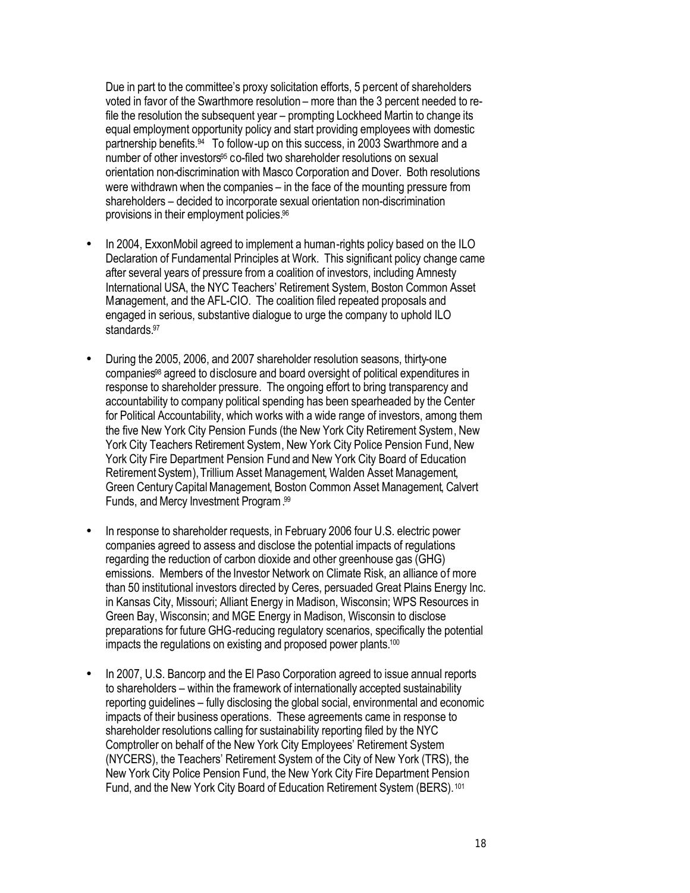Due in part to the committee's proxy solicitation efforts, 5 percent of shareholders voted in favor of the Swarthmore resolution – more than the 3 percent needed to re-file the resolution the subsequent year – prompting Lockheed Martin to change its equal employment opportunity policy and start providing employees with domestic partnership benefits.[94] To follow-up on this success, in 2003 Swarthmore and a number of other investors[95] co-filed two shareholder resolutions on sexual orientation non-discrimination with Masco Corporation and Dover. Both resolutions were withdrawn when the companies – in the face of the mounting pressure from shareholders – decided to incorporate sexual orientation non-discrimination provisions in their employment policies.[96]

- In 2004, ExxonMobil agreed to implement a human-rights policy based on the ILO Declaration of Fundamental Principles at Work. This significant policy change came after several years of pressure from a coalition of investors, including Amnesty International USA, the NYC Teachers' Retirement System, Boston Common Asset Management, and the AFL-CIO. The coalition filed repeated proposals and engaged in serious, substantive dialogue to urge the company to uphold ILO standards.[97]

- During the 2005, 2006, and 2007 shareholder resolution seasons, thirty-one companies[98] agreed to disclosure and board oversight of political expenditures in response to shareholder pressure. The ongoing effort to bring transparency and accountability to company political spending has been spearheaded by the Center for Political Accountability, which works with a wide range of investors, among them the five New York City Pension Funds (the New York City Retirement System, New York City Teachers Retirement System, New York City Police Pension Fund, New York City Fire Department Pension Fund and New York City Board of Education Retirement System), Trillium Asset Management, Walden Asset Management, Green Century Capital Management, Boston Common Asset Management, Calvert Funds, and Mercy Investment Program.[99]

- In response to shareholder requests, in February 2006 four U.S. electric power companies agreed to assess and disclose the potential impacts of regulations regarding the reduction of carbon dioxide and other greenhouse gas (GHG) emissions. Members of the Investor Network on Climate Risk, an alliance of more than 50 institutional investors directed by Ceres, persuaded Great Plains Energy Inc. in Kansas City, Missouri; Alliant Energy in Madison, Wisconsin; WPS Resources in Green Bay, Wisconsin; and MGE Energy in Madison, Wisconsin to disclose preparations for future GHG-reducing regulatory scenarios, specifically the potential impacts the regulations on existing and proposed power plants.[100]

- In 2007, U.S. Bancorp and the El Paso Corporation agreed to issue annual reports to shareholders – within the framework of internationally accepted sustainability reporting guidelines – fully disclosing the global social, environmental and economic impacts of their business operations. These agreements came in response to shareholder resolutions calling for sustainability reporting filed by the NYC Comptroller on behalf of the New York City Employees' Retirement System (NYCERS), the Teachers' Retirement System of the City of New York (TRS), the New York City Police Pension Fund, the New York City Fire Department Pension Fund, and the New York City Board of Education Retirement System (BERS).[101]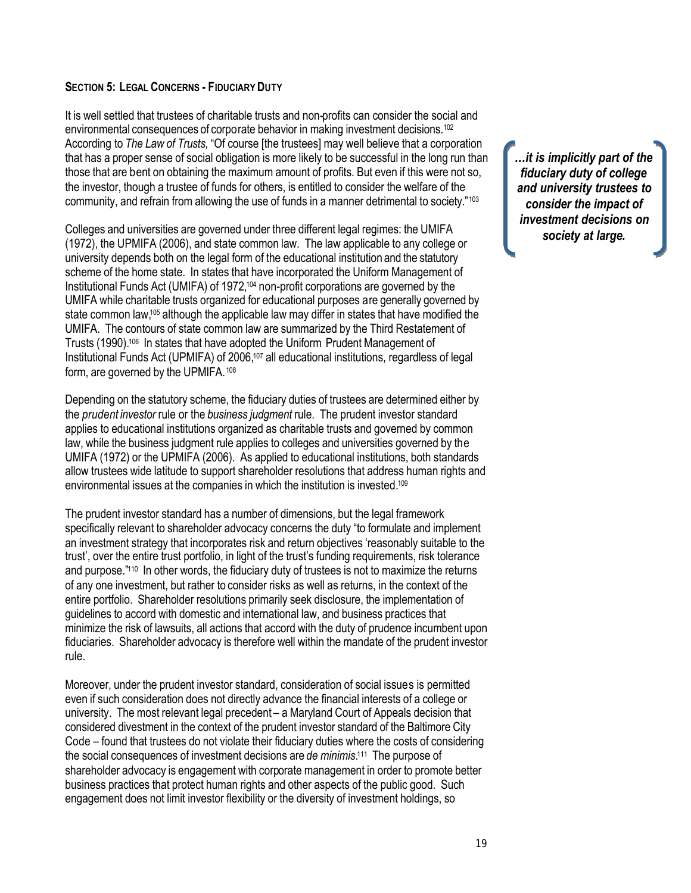## SECTION 5: LEGAL CONCERNS - FIDUCIARY DUTY

It is well settled that trustees of charitable trusts and non-profits can consider the social and environmental consequences of corporate behavior in making investment decisions.[102] According to *The Law of Trusts,* "Of course [the trustees] may well believe that a corporation that has a proper sense of social obligation is more likely to be successful in the long run than those that are bent on obtaining the maximum amount of profits. But even if this were not so, the investor, though a trustee of funds for others, is entitled to consider the welfare of the community, and refrain from allowing the use of funds in a manner detrimental to society."[103]

> ***…it is implicitly part of the fiduciary duty of college and university trustees to consider the impact of investment decisions on society at large.***

Colleges and universities are governed under three different legal regimes: the UMIFA (1972), the UPMIFA (2006), and state common law. The law applicable to any college or university depends both on the legal form of the educational institution and the statutory scheme of the home state. In states that have incorporated the Uniform Management of Institutional Funds Act (UMIFA) of 1972,[104] non-profit corporations are governed by the UMIFA while charitable trusts organized for educational purposes are generally governed by state common law,[105] although the applicable law may differ in states that have modified the UMIFA. The contours of state common law are summarized by the Third Restatement of Trusts (1990).[106] In states that have adopted the Uniform Prudent Management of Institutional Funds Act (UPMIFA) of 2006,[107] all educational institutions, regardless of legal form, are governed by the UPMIFA.[108]

Depending on the statutory scheme, the fiduciary duties of trustees are determined either by the *prudent investor* rule or the *business judgment* rule. The prudent investor standard applies to educational institutions organized as charitable trusts and governed by common law, while the business judgment rule applies to colleges and universities governed by the UMIFA (1972) or the UPMIFA (2006). As applied to educational institutions, both standards allow trustees wide latitude to support shareholder resolutions that address human rights and environmental issues at the companies in which the institution is invested.[109]

The prudent investor standard has a number of dimensions, but the legal framework specifically relevant to shareholder advocacy concerns the duty "to formulate and implement an investment strategy that incorporates risk and return objectives 'reasonably suitable to the trust', over the entire trust portfolio, in light of the trust's funding requirements, risk tolerance and purpose."[110] In other words, the fiduciary duty of trustees is not to maximize the returns of any one investment, but rather to consider risks as well as returns, in the context of the entire portfolio. Shareholder resolutions primarily seek disclosure, the implementation of guidelines to accord with domestic and international law, and business practices that minimize the risk of lawsuits, all actions that accord with the duty of prudence incumbent upon fiduciaries. Shareholder advocacy is therefore well within the mandate of the prudent investor rule.

Moreover, under the prudent investor standard, consideration of social issues is permitted even if such consideration does not directly advance the financial interests of a college or university. The most relevant legal precedent – a Maryland Court of Appeals decision that considered divestment in the context of the prudent investor standard of the Baltimore City Code – found that trustees do not violate their fiduciary duties where the costs of considering the social consequences of investment decisions are *de minimis*.[111] The purpose of shareholder advocacy is engagement with corporate management in order to promote better business practices that protect human rights and other aspects of the public good. Such engagement does not limit investor flexibility or the diversity of investment holdings, so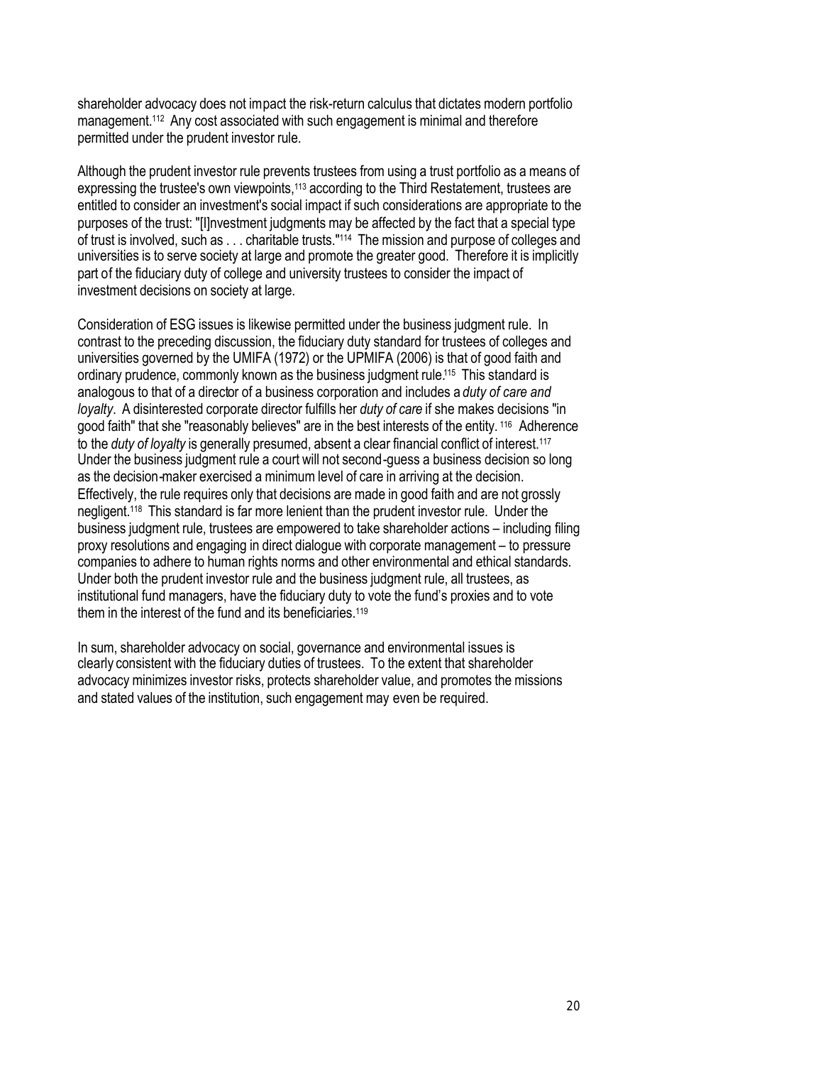shareholder advocacy does not impact the risk-return calculus that dictates modern portfolio management.[112] Any cost associated with such engagement is minimal and therefore permitted under the prudent investor rule.

Although the prudent investor rule prevents trustees from using a trust portfolio as a means of expressing the trustee's own viewpoints,[113] according to the Third Restatement, trustees are entitled to consider an investment's social impact if such considerations are appropriate to the purposes of the trust: "[I]nvestment judgments may be affected by the fact that a special type of trust is involved, such as . . . charitable trusts."[114] The mission and purpose of colleges and universities is to serve society at large and promote the greater good. Therefore it is implicitly part of the fiduciary duty of college and university trustees to consider the impact of investment decisions on society at large.

Consideration of ESG issues is likewise permitted under the business judgment rule. In contrast to the preceding discussion, the fiduciary duty standard for trustees of colleges and universities governed by the UMIFA (1972) or the UPMIFA (2006) is that of good faith and ordinary prudence, commonly known as the business judgment rule.[115] This standard is analogous to that of a director of a business corporation and includes a *duty of care and loyalty*. A disinterested corporate director fulfills her *duty of care* if she makes decisions "in good faith" that she "reasonably believes" are in the best interests of the entity.[116] Adherence to the *duty of loyalty* is generally presumed, absent a clear financial conflict of interest.[117] Under the business judgment rule a court will not second-guess a business decision so long as the decision-maker exercised a minimum level of care in arriving at the decision. Effectively, the rule requires only that decisions are made in good faith and are not grossly negligent.[118] This standard is far more lenient than the prudent investor rule. Under the business judgment rule, trustees are empowered to take shareholder actions – including filing proxy resolutions and engaging in direct dialogue with corporate management – to pressure companies to adhere to human rights norms and other environmental and ethical standards. Under both the prudent investor rule and the business judgment rule, all trustees, as institutional fund managers, have the fiduciary duty to vote the fund's proxies and to vote them in the interest of the fund and its beneficiaries.[119]

In sum, shareholder advocacy on social, governance and environmental issues is clearly consistent with the fiduciary duties of trustees. To the extent that shareholder advocacy minimizes investor risks, protects shareholder value, and promotes the missions and stated values of the institution, such engagement may even be required.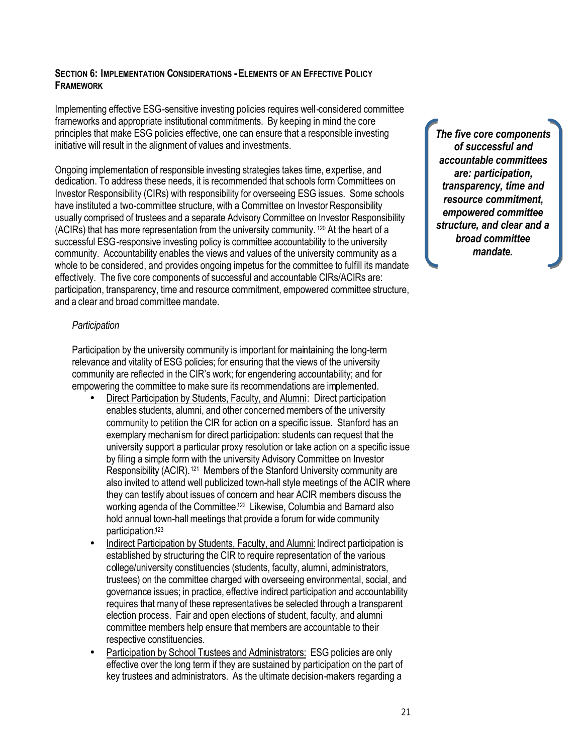## SECTION 6: IMPLEMENTATION CONSIDERATIONS - ELEMENTS OF AN EFFECTIVE POLICY FRAMEWORK

Implementing effective ESG-sensitive investing policies requires well-considered committee frameworks and appropriate institutional commitments. By keeping in mind the core principles that make ESG policies effective, one can ensure that a responsible investing initiative will result in the alignment of values and investments.

Ongoing implementation of responsible investing strategies takes time, expertise, and dedication. To address these needs, it is recommended that schools form Committees on Investor Responsibility (CIRs) with responsibility for overseeing ESG issues. Some schools have instituted a two-committee structure, with a Committee on Investor Responsibility usually comprised of trustees and a separate Advisory Committee on Investor Responsibility (ACIRs) that has more representation from the university community.[120] At the heart of a successful ESG-responsive investing policy is committee accountability to the university community. Accountability enables the views and values of the university community as a whole to be considered, and provides ongoing impetus for the committee to fulfill its mandate effectively. The five core components of successful and accountable CIRs/ACIRs are: participation, transparency, time and resource commitment, empowered committee structure, and a clear and broad committee mandate.

> ***The five core components of successful and accountable committees are: participation, transparency, time and resource commitment, empowered committee structure, and clear and a broad committee mandate.***

*Participation*

Participation by the university community is important for maintaining the long-term relevance and vitality of ESG policies; for ensuring that the views of the university community are reflected in the CIR's work; for engendering accountability; and for empowering the committee to make sure its recommendations are implemented.

- Direct Participation by Students, Faculty, and Alumni: Direct participation enables students, alumni, and other concerned members of the university community to petition the CIR for action on a specific issue. Stanford has an exemplary mechanism for direct participation: students can request that the university support a particular proxy resolution or take action on a specific issue by filing a simple form with the university Advisory Committee on Investor Responsibility (ACIR).[121] Members of the Stanford University community are also invited to attend well publicized town-hall style meetings of the ACIR where they can testify about issues of concern and hear ACIR members discuss the working agenda of the Committee.[122] Likewise, Columbia and Barnard also hold annual town-hall meetings that provide a forum for wide community participation.[123]
- Indirect Participation by Students, Faculty, and Alumni: Indirect participation is established by structuring the CIR to require representation of the various college/university constituencies (students, faculty, alumni, administrators, trustees) on the committee charged with overseeing environmental, social, and governance issues; in practice, effective indirect participation and accountability requires that many of these representatives be selected through a transparent election process. Fair and open elections of student, faculty, and alumni committee members help ensure that members are accountable to their respective constituencies.
- Participation by School Trustees and Administrators: ESG policies are only effective over the long term if they are sustained by participation on the part of key trustees and administrators. As the ultimate decision-makers regarding a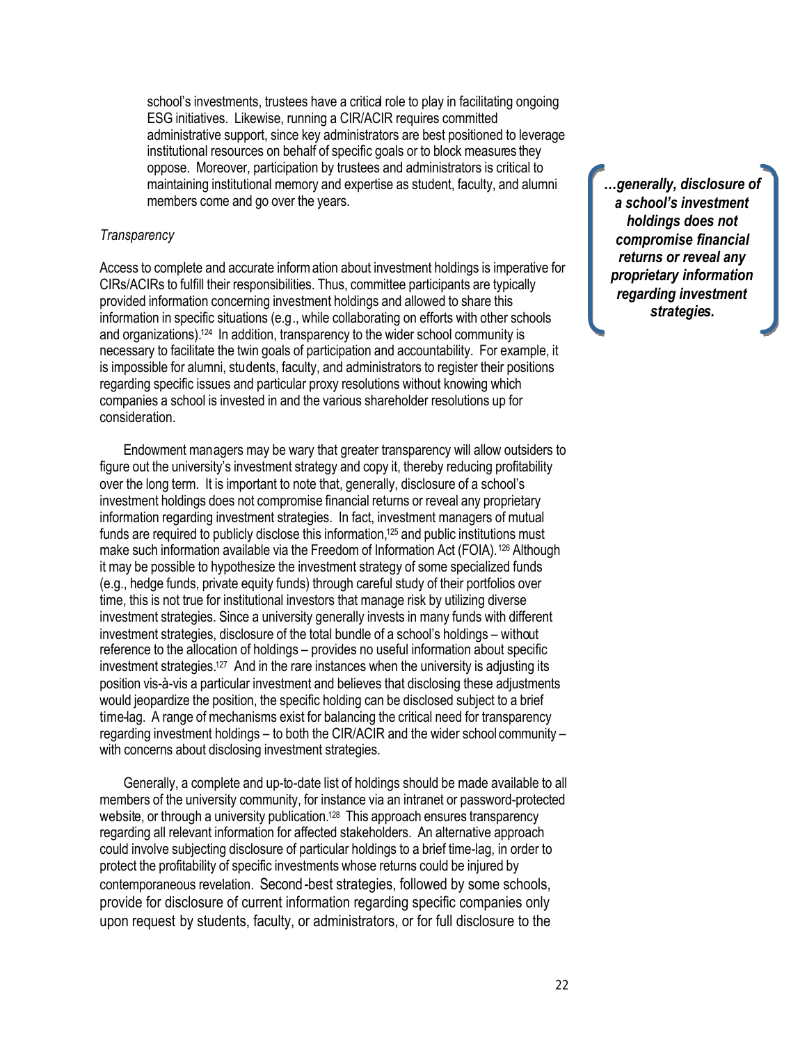school's investments, trustees have a critical role to play in facilitating ongoing ESG initiatives. Likewise, running a CIR/ACIR requires committed administrative support, since key administrators are best positioned to leverage institutional resources on behalf of specific goals or to block measures they oppose. Moreover, participation by trustees and administrators is critical to maintaining institutional memory and expertise as student, faculty, and alumni members come and go over the years.

*Transparency*

Access to complete and accurate information about investment holdings is imperative for CIRs/ACIRs to fulfill their responsibilities. Thus, committee participants are typically provided information concerning investment holdings and allowed to share this information in specific situations (e.g., while collaborating on efforts with other schools and organizations).[124] In addition, transparency to the wider school community is necessary to facilitate the twin goals of participation and accountability. For example, it is impossible for alumni, students, faculty, and administrators to register their positions regarding specific issues and particular proxy resolutions without knowing which companies a school is invested in and the various shareholder resolutions up for consideration.

Endowment managers may be wary that greater transparency will allow outsiders to figure out the university's investment strategy and copy it, thereby reducing profitability over the long term. It is important to note that, generally, disclosure of a school's investment holdings does not compromise financial returns or reveal any proprietary information regarding investment strategies. In fact, investment managers of mutual funds are required to publicly disclose this information,[125] and public institutions must make such information available via the Freedom of Information Act (FOIA).[126] Although it may be possible to hypothesize the investment strategy of some specialized funds (e.g., hedge funds, private equity funds) through careful study of their portfolios over time, this is not true for institutional investors that manage risk by utilizing diverse investment strategies. Since a university generally invests in many funds with different investment strategies, disclosure of the total bundle of a school's holdings – without reference to the allocation of holdings – provides no useful information about specific investment strategies.[127] And in the rare instances when the university is adjusting its position vis-à-vis a particular investment and believes that disclosing these adjustments would jeopardize the position, the specific holding can be disclosed subject to a brief time-lag. A range of mechanisms exist for balancing the critical need for transparency regarding investment holdings – to both the CIR/ACIR and the wider school community – with concerns about disclosing investment strategies.

> ***…generally, disclosure of a school's investment holdings does not compromise financial returns or reveal any proprietary information regarding investment strategies.***

Generally, a complete and up-to-date list of holdings should be made available to all members of the university community, for instance via an intranet or password-protected website, or through a university publication.[128] This approach ensures transparency regarding all relevant information for affected stakeholders. An alternative approach could involve subjecting disclosure of particular holdings to a brief time-lag, in order to protect the profitability of specific investments whose returns could be injured by contemporaneous revelation. Second-best strategies, followed by some schools, provide for disclosure of current information regarding specific companies only upon request by students, faculty, or administrators, or for full disclosure to the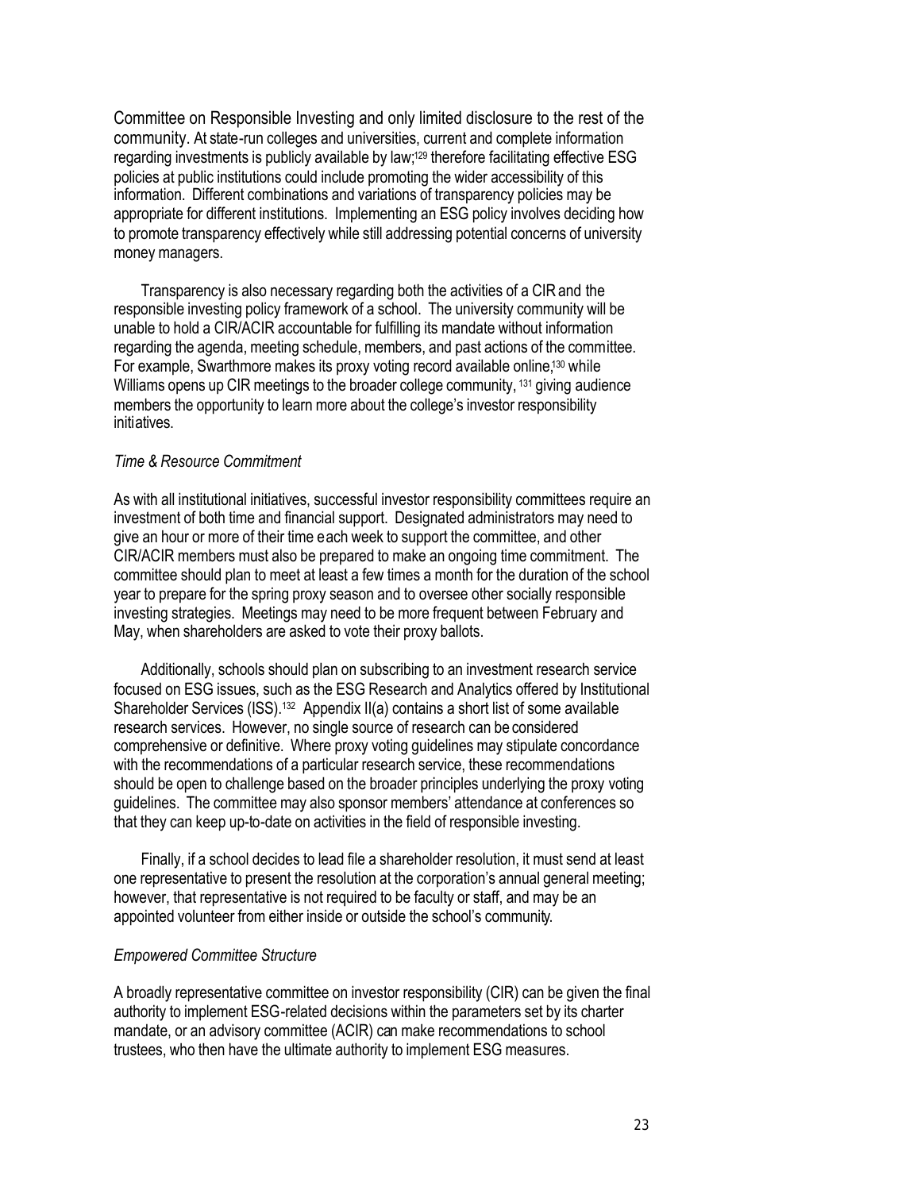Committee on Responsible Investing and only limited disclosure to the rest of the community. At state-run colleges and universities, current and complete information regarding investments is publicly available by law;[129] therefore facilitating effective ESG policies at public institutions could include promoting the wider accessibility of this information. Different combinations and variations of transparency policies may be appropriate for different institutions. Implementing an ESG policy involves deciding how to promote transparency effectively while still addressing potential concerns of university money managers.

Transparency is also necessary regarding both the activities of a CIR and the responsible investing policy framework of a school. The university community will be unable to hold a CIR/ACIR accountable for fulfilling its mandate without information regarding the agenda, meeting schedule, members, and past actions of the committee. For example, Swarthmore makes its proxy voting record available online,[130] while Williams opens up CIR meetings to the broader college community, [131] giving audience members the opportunity to learn more about the college's investor responsibility initiatives.

*Time & Resource Commitment*

As with all institutional initiatives, successful investor responsibility committees require an investment of both time and financial support. Designated administrators may need to give an hour or more of their time each week to support the committee, and other CIR/ACIR members must also be prepared to make an ongoing time commitment. The committee should plan to meet at least a few times a month for the duration of the school year to prepare for the spring proxy season and to oversee other socially responsible investing strategies. Meetings may need to be more frequent between February and May, when shareholders are asked to vote their proxy ballots.

Additionally, schools should plan on subscribing to an investment research service focused on ESG issues, such as the ESG Research and Analytics offered by Institutional Shareholder Services (ISS).[132] Appendix II(a) contains a short list of some available research services. However, no single source of research can be considered comprehensive or definitive. Where proxy voting guidelines may stipulate concordance with the recommendations of a particular research service, these recommendations should be open to challenge based on the broader principles underlying the proxy voting guidelines. The committee may also sponsor members' attendance at conferences so that they can keep up-to-date on activities in the field of responsible investing.

Finally, if a school decides to lead file a shareholder resolution, it must send at least one representative to present the resolution at the corporation's annual general meeting; however, that representative is not required to be faculty or staff, and may be an appointed volunteer from either inside or outside the school's community.

*Empowered Committee Structure*

A broadly representative committee on investor responsibility (CIR) can be given the final authority to implement ESG-related decisions within the parameters set by its charter mandate, or an advisory committee (ACIR) can make recommendations to school trustees, who then have the ultimate authority to implement ESG measures.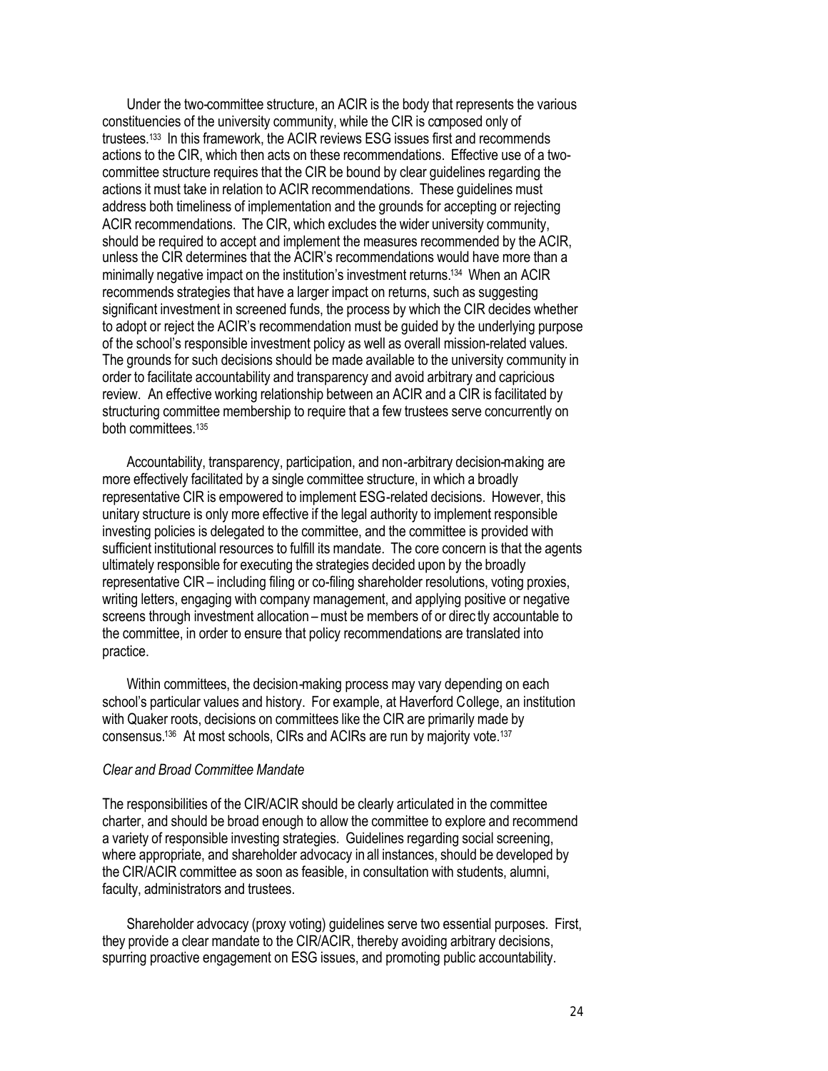Under the two-committee structure, an ACIR is the body that represents the various constituencies of the university community, while the CIR is composed only of trustees.[133] In this framework, the ACIR reviews ESG issues first and recommends actions to the CIR, which then acts on these recommendations. Effective use of a two-committee structure requires that the CIR be bound by clear guidelines regarding the actions it must take in relation to ACIR recommendations. These guidelines must address both timeliness of implementation and the grounds for accepting or rejecting ACIR recommendations. The CIR, which excludes the wider university community, should be required to accept and implement the measures recommended by the ACIR, unless the CIR determines that the ACIR's recommendations would have more than a minimally negative impact on the institution's investment returns.[134] When an ACIR recommends strategies that have a larger impact on returns, such as suggesting significant investment in screened funds, the process by which the CIR decides whether to adopt or reject the ACIR's recommendation must be guided by the underlying purpose of the school's responsible investment policy as well as overall mission-related values. The grounds for such decisions should be made available to the university community in order to facilitate accountability and transparency and avoid arbitrary and capricious review. An effective working relationship between an ACIR and a CIR is facilitated by structuring committee membership to require that a few trustees serve concurrently on both committees.[135]

Accountability, transparency, participation, and non-arbitrary decision-making are more effectively facilitated by a single committee structure, in which a broadly representative CIR is empowered to implement ESG-related decisions. However, this unitary structure is only more effective if the legal authority to implement responsible investing policies is delegated to the committee, and the committee is provided with sufficient institutional resources to fulfill its mandate. The core concern is that the agents ultimately responsible for executing the strategies decided upon by the broadly representative CIR – including filing or co-filing shareholder resolutions, voting proxies, writing letters, engaging with company management, and applying positive or negative screens through investment allocation – must be members of or directly accountable to the committee, in order to ensure that policy recommendations are translated into practice.

Within committees, the decision-making process may vary depending on each school's particular values and history. For example, at Haverford College, an institution with Quaker roots, decisions on committees like the CIR are primarily made by consensus.[136] At most schools, CIRs and ACIRs are run by majority vote.[137]

*Clear and Broad Committee Mandate*

The responsibilities of the CIR/ACIR should be clearly articulated in the committee charter, and should be broad enough to allow the committee to explore and recommend a variety of responsible investing strategies. Guidelines regarding social screening, where appropriate, and shareholder advocacy in all instances, should be developed by the CIR/ACIR committee as soon as feasible, in consultation with students, alumni, faculty, administrators and trustees.

Shareholder advocacy (proxy voting) guidelines serve two essential purposes. First, they provide a clear mandate to the CIR/ACIR, thereby avoiding arbitrary decisions, spurring proactive engagement on ESG issues, and promoting public accountability.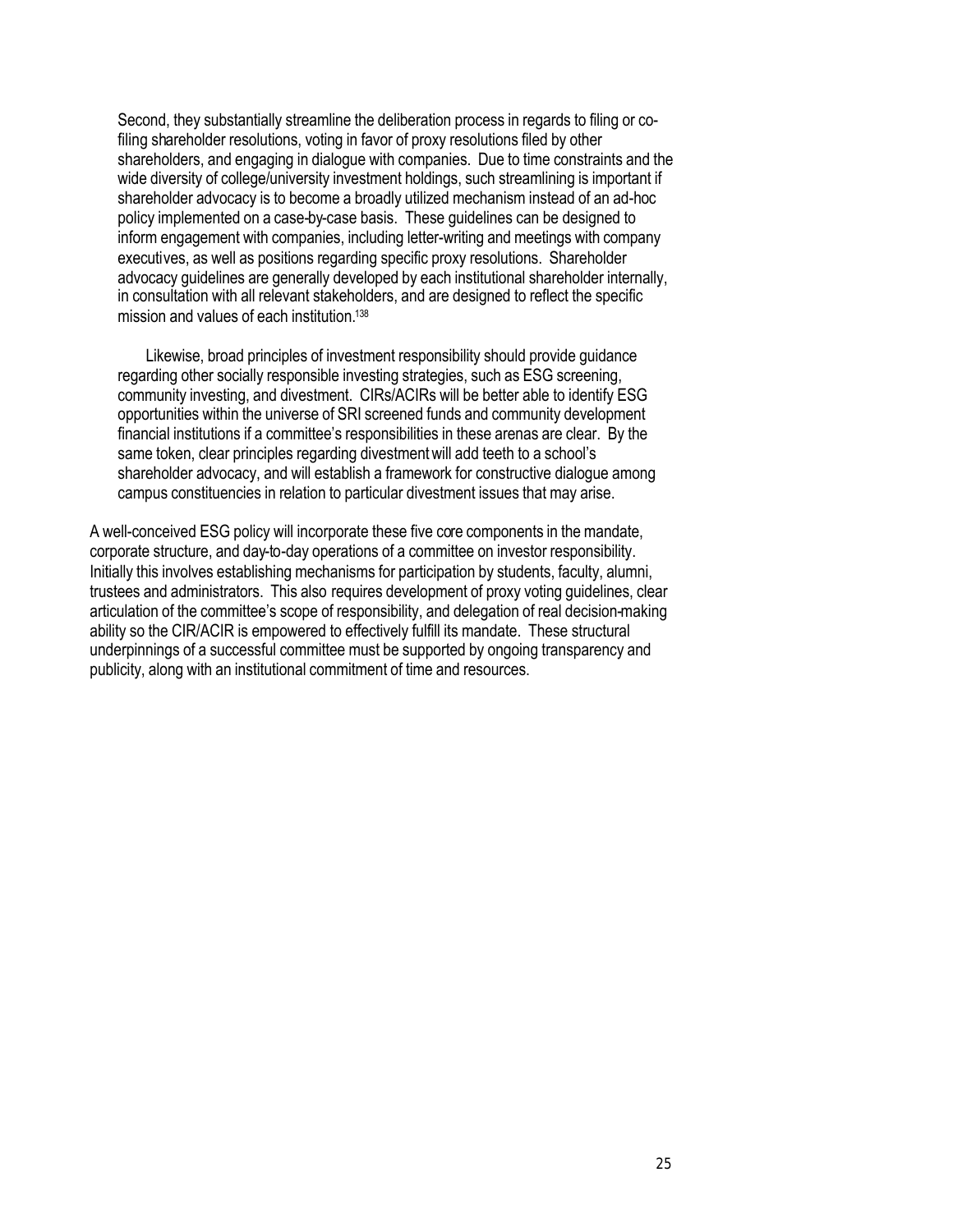Second, they substantially streamline the deliberation process in regards to filing or co-filing shareholder resolutions, voting in favor of proxy resolutions filed by other shareholders, and engaging in dialogue with companies. Due to time constraints and the wide diversity of college/university investment holdings, such streamlining is important if shareholder advocacy is to become a broadly utilized mechanism instead of an ad-hoc policy implemented on a case-by-case basis. These guidelines can be designed to inform engagement with companies, including letter-writing and meetings with company executives, as well as positions regarding specific proxy resolutions. Shareholder advocacy guidelines are generally developed by each institutional shareholder internally, in consultation with all relevant stakeholders, and are designed to reflect the specific mission and values of each institution.[138]

Likewise, broad principles of investment responsibility should provide guidance regarding other socially responsible investing strategies, such as ESG screening, community investing, and divestment. CIRs/ACIRs will be better able to identify ESG opportunities within the universe of SRI screened funds and community development financial institutions if a committee's responsibilities in these arenas are clear. By the same token, clear principles regarding divestment will add teeth to a school's shareholder advocacy, and will establish a framework for constructive dialogue among campus constituencies in relation to particular divestment issues that may arise.

A well-conceived ESG policy will incorporate these five core components in the mandate, corporate structure, and day-to-day operations of a committee on investor responsibility. Initially this involves establishing mechanisms for participation by students, faculty, alumni, trustees and administrators. This also requires development of proxy voting guidelines, clear articulation of the committee's scope of responsibility, and delegation of real decision-making ability so the CIR/ACIR is empowered to effectively fulfill its mandate. These structural underpinnings of a successful committee must be supported by ongoing transparency and publicity, along with an institutional commitment of time and resources.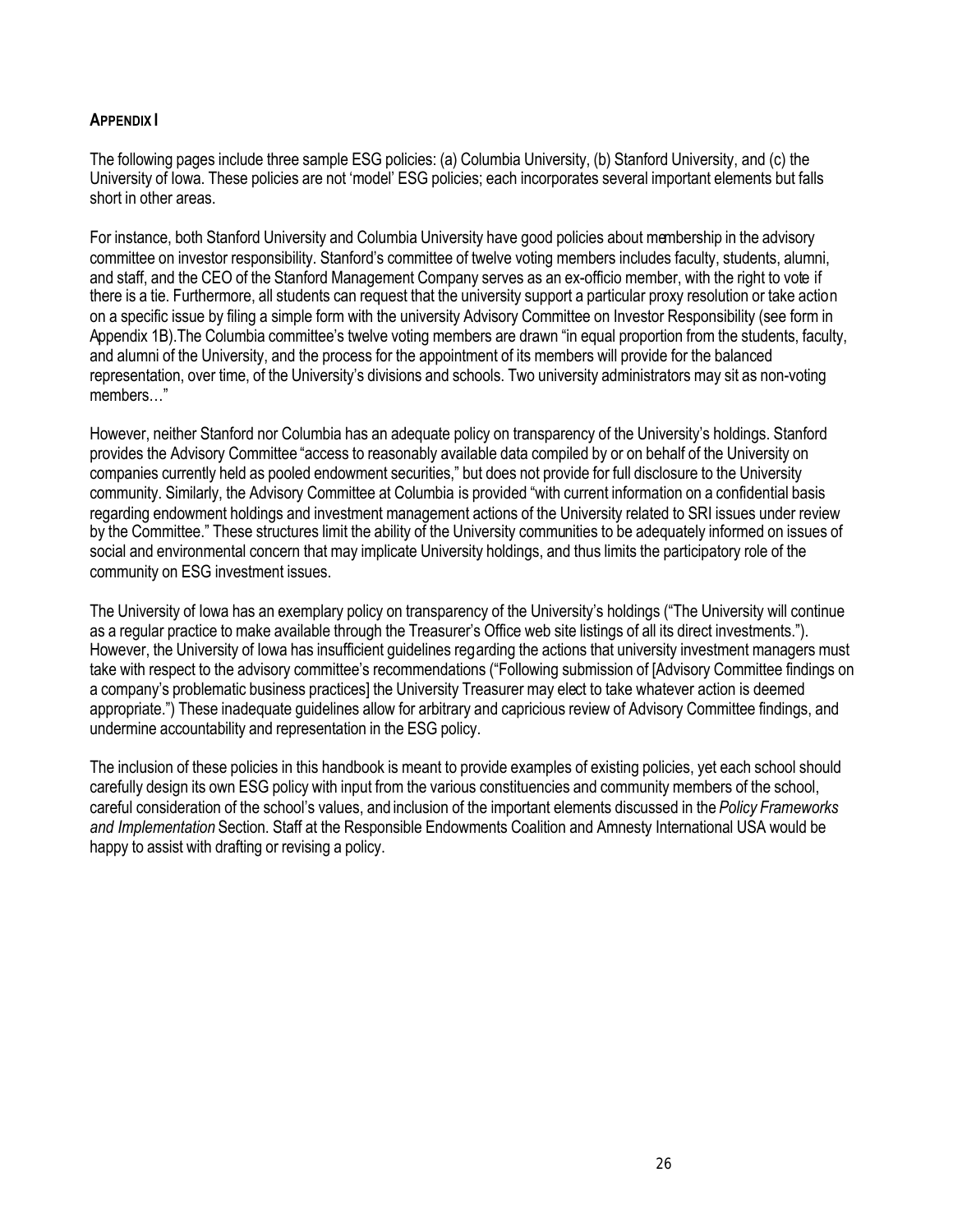## APPENDIX I

The following pages include three sample ESG policies: (a) Columbia University, (b) Stanford University, and (c) the University of Iowa. These policies are not 'model' ESG policies; each incorporates several important elements but falls short in other areas.

For instance, both Stanford University and Columbia University have good policies about membership in the advisory committee on investor responsibility. Stanford's committee of twelve voting members includes faculty, students, alumni, and staff, and the CEO of the Stanford Management Company serves as an ex-officio member, with the right to vote if there is a tie. Furthermore, all students can request that the university support a particular proxy resolution or take action on a specific issue by filing a simple form with the university Advisory Committee on Investor Responsibility (see form in Appendix 1B).The Columbia committee's twelve voting members are drawn "in equal proportion from the students, faculty, and alumni of the University, and the process for the appointment of its members will provide for the balanced representation, over time, of the University's divisions and schools. Two university administrators may sit as non-voting members…"

However, neither Stanford nor Columbia has an adequate policy on transparency of the University's holdings. Stanford provides the Advisory Committee "access to reasonably available data compiled by or on behalf of the University on companies currently held as pooled endowment securities," but does not provide for full disclosure to the University community. Similarly, the Advisory Committee at Columbia is provided "with current information on a confidential basis regarding endowment holdings and investment management actions of the University related to SRI issues under review by the Committee." These structures limit the ability of the University communities to be adequately informed on issues of social and environmental concern that may implicate University holdings, and thus limits the participatory role of the community on ESG investment issues.

The University of Iowa has an exemplary policy on transparency of the University's holdings ("The University will continue as a regular practice to make available through the Treasurer's Office web site listings of all its direct investments."). However, the University of Iowa has insufficient guidelines regarding the actions that university investment managers must take with respect to the advisory committee's recommendations ("Following submission of [Advisory Committee findings on a company's problematic business practices] the University Treasurer may elect to take whatever action is deemed appropriate.") These inadequate guidelines allow for arbitrary and capricious review of Advisory Committee findings, and undermine accountability and representation in the ESG policy.

The inclusion of these policies in this handbook is meant to provide examples of existing policies, yet each school should carefully design its own ESG policy with input from the various constituencies and community members of the school, careful consideration of the school's values, and inclusion of the important elements discussed in the *Policy Frameworks and Implementation* Section. Staff at the Responsible Endowments Coalition and Amnesty International USA would be happy to assist with drafting or revising a policy.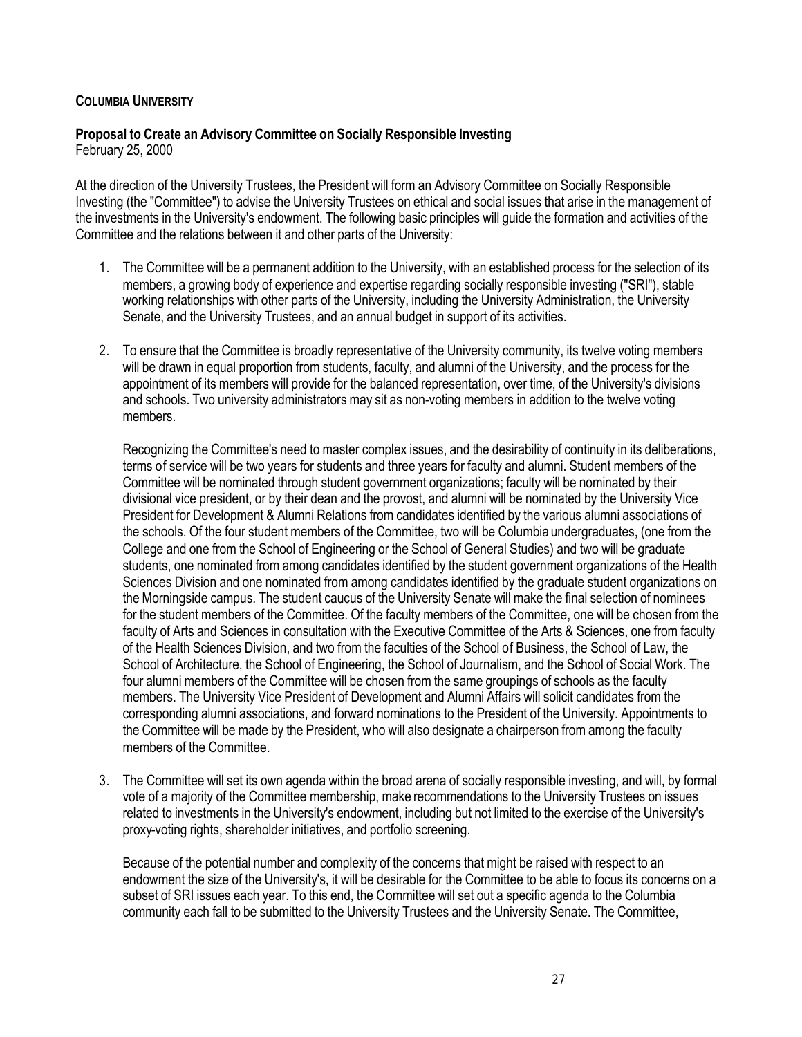**COLUMBIA UNIVERSITY**

**Proposal to Create an Advisory Committee on Socially Responsible Investing**
February 25, 2000

At the direction of the University Trustees, the President will form an Advisory Committee on Socially Responsible Investing (the "Committee") to advise the University Trustees on ethical and social issues that arise in the management of the investments in the University's endowment. The following basic principles will guide the formation and activities of the Committee and the relations between it and other parts of the University:

1. The Committee will be a permanent addition to the University, with an established process for the selection of its members, a growing body of experience and expertise regarding socially responsible investing ("SRI"), stable working relationships with other parts of the University, including the University Administration, the University Senate, and the University Trustees, and an annual budget in support of its activities.

2. To ensure that the Committee is broadly representative of the University community, its twelve voting members will be drawn in equal proportion from students, faculty, and alumni of the University, and the process for the appointment of its members will provide for the balanced representation, over time, of the University's divisions and schools. Two university administrators may sit as non-voting members in addition to the twelve voting members.

   Recognizing the Committee's need to master complex issues, and the desirability of continuity in its deliberations, terms of service will be two years for students and three years for faculty and alumni. Student members of the Committee will be nominated through student government organizations; faculty will be nominated by their divisional vice president, or by their dean and the provost, and alumni will be nominated by the University Vice President for Development & Alumni Relations from candidates identified by the various alumni associations of the schools. Of the four student members of the Committee, two will be Columbia undergraduates, (one from the College and one from the School of Engineering or the School of General Studies) and two will be graduate students, one nominated from among candidates identified by the student government organizations of the Health Sciences Division and one nominated from among candidates identified by the graduate student organizations on the Morningside campus. The student caucus of the University Senate will make the final selection of nominees for the student members of the Committee. Of the faculty members of the Committee, one will be chosen from the faculty of Arts and Sciences in consultation with the Executive Committee of the Arts & Sciences, one from faculty of the Health Sciences Division, and two from the faculties of the School of Business, the School of Law, the School of Architecture, the School of Engineering, the School of Journalism, and the School of Social Work. The four alumni members of the Committee will be chosen from the same groupings of schools as the faculty members. The University Vice President of Development and Alumni Affairs will solicit candidates from the corresponding alumni associations, and forward nominations to the President of the University. Appointments to the Committee will be made by the President, who will also designate a chairperson from among the faculty members of the Committee.

3. The Committee will set its own agenda within the broad arena of socially responsible investing, and will, by formal vote of a majority of the Committee membership, make recommendations to the University Trustees on issues related to investments in the University's endowment, including but not limited to the exercise of the University's proxy-voting rights, shareholder initiatives, and portfolio screening.

   Because of the potential number and complexity of the concerns that might be raised with respect to an endowment the size of the University's, it will be desirable for the Committee to be able to focus its concerns on a subset of SRI issues each year. To this end, the Committee will set out a specific agenda to the Columbia community each fall to be submitted to the University Trustees and the University Senate. The Committee,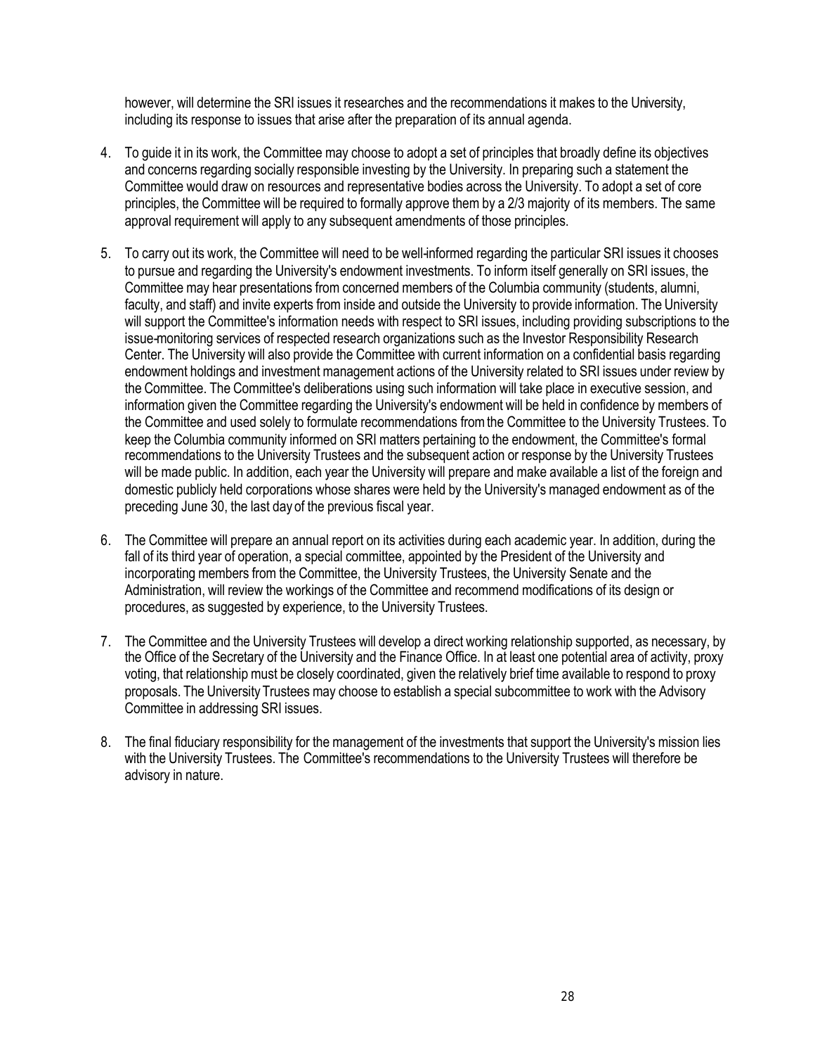however, will determine the SRI issues it researches and the recommendations it makes to the University, including its response to issues that arise after the preparation of its annual agenda.

4. To guide it in its work, the Committee may choose to adopt a set of principles that broadly define its objectives and concerns regarding socially responsible investing by the University. In preparing such a statement the Committee would draw on resources and representative bodies across the University. To adopt a set of core principles, the Committee will be required to formally approve them by a 2/3 majority of its members. The same approval requirement will apply to any subsequent amendments of those principles.

5. To carry out its work, the Committee will need to be well-informed regarding the particular SRI issues it chooses to pursue and regarding the University's endowment investments. To inform itself generally on SRI issues, the Committee may hear presentations from concerned members of the Columbia community (students, alumni, faculty, and staff) and invite experts from inside and outside the University to provide information. The University will support the Committee's information needs with respect to SRI issues, including providing subscriptions to the issue-monitoring services of respected research organizations such as the Investor Responsibility Research Center. The University will also provide the Committee with current information on a confidential basis regarding endowment holdings and investment management actions of the University related to SRI issues under review by the Committee. The Committee's deliberations using such information will take place in executive session, and information given the Committee regarding the University's endowment will be held in confidence by members of the Committee and used solely to formulate recommendations from the Committee to the University Trustees. To keep the Columbia community informed on SRI matters pertaining to the endowment, the Committee's formal recommendations to the University Trustees and the subsequent action or response by the University Trustees will be made public. In addition, each year the University will prepare and make available a list of the foreign and domestic publicly held corporations whose shares were held by the University's managed endowment as of the preceding June 30, the last day of the previous fiscal year.

6. The Committee will prepare an annual report on its activities during each academic year. In addition, during the fall of its third year of operation, a special committee, appointed by the President of the University and incorporating members from the Committee, the University Trustees, the University Senate and the Administration, will review the workings of the Committee and recommend modifications of its design or procedures, as suggested by experience, to the University Trustees.

7. The Committee and the University Trustees will develop a direct working relationship supported, as necessary, by the Office of the Secretary of the University and the Finance Office. In at least one potential area of activity, proxy voting, that relationship must be closely coordinated, given the relatively brief time available to respond to proxy proposals. The University Trustees may choose to establish a special subcommittee to work with the Advisory Committee in addressing SRI issues.

8. The final fiduciary responsibility for the management of the investments that support the University's mission lies with the University Trustees. The Committee's recommendations to the University Trustees will therefore be advisory in nature.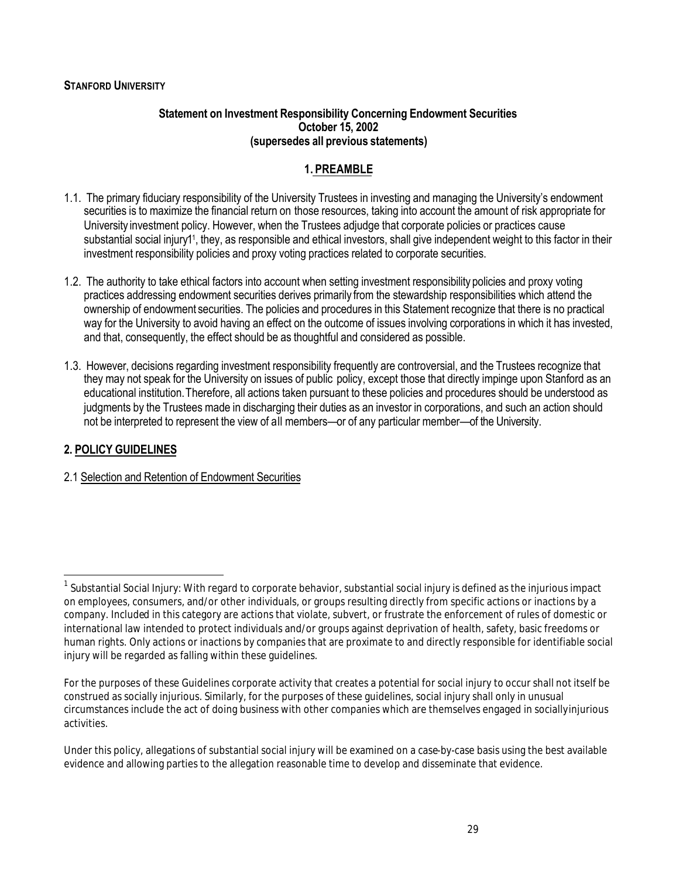**STANFORD UNIVERSITY**

**Statement on Investment Responsibility Concerning Endowment Securities**
**October 15, 2002**
**(supersedes all previous statements)**

## 1. PREAMBLE

1.1. The primary fiduciary responsibility of the University Trustees in investing and managing the University's endowment securities is to maximize the financial return on those resources, taking into account the amount of risk appropriate for University investment policy. However, when the Trustees adjudge that corporate policies or practices cause substantial social injury1[1], they, as responsible and ethical investors, shall give independent weight to this factor in their investment responsibility policies and proxy voting practices related to corporate securities.

1.2. The authority to take ethical factors into account when setting investment responsibility policies and proxy voting practices addressing endowment securities derives primarily from the stewardship responsibilities which attend the ownership of endowment securities. The policies and procedures in this Statement recognize that there is no practical way for the University to avoid having an effect on the outcome of issues involving corporations in which it has invested, and that, consequently, the effect should be as thoughtful and considered as possible.

1.3. However, decisions regarding investment responsibility frequently are controversial, and the Trustees recognize that they may not speak for the University on issues of public policy, except those that directly impinge upon Stanford as an educational institution. Therefore, all actions taken pursuant to these policies and procedures should be understood as judgments by the Trustees made in discharging their duties as an investor in corporations, and such an action should not be interpreted to represent the view of *all* members—or of any particular member—of the University.

## 2. POLICY GUIDELINES

2.1 Selection and Retention of Endowment Securities

---

[1] Substantial Social Injury: With regard to corporate behavior, substantial social injury is defined as the injurious impact on employees, consumers, and/or other individuals, or groups resulting directly from specific actions or inactions by a company. Included in this category are actions that violate, subvert, or frustrate the enforcement of rules of domestic or international law intended to protect individuals and/or groups against deprivation of health, safety, basic freedoms or human rights. Only actions or inactions by companies that are proximate to and directly responsible for identifiable social injury will be regarded as falling within these guidelines.

For the purposes of these Guidelines corporate activity that creates a potential for social injury to occur shall not itself be construed as socially injurious. Similarly, for the purposes of these guidelines, social injury shall only in unusual circumstances include the act of doing business with other companies which are themselves engaged in socially injurious activities.

Under this policy, allegations of substantial social injury will be examined on a case-by-case basis using the best available evidence and allowing parties to the allegation reasonable time to develop and disseminate that evidence.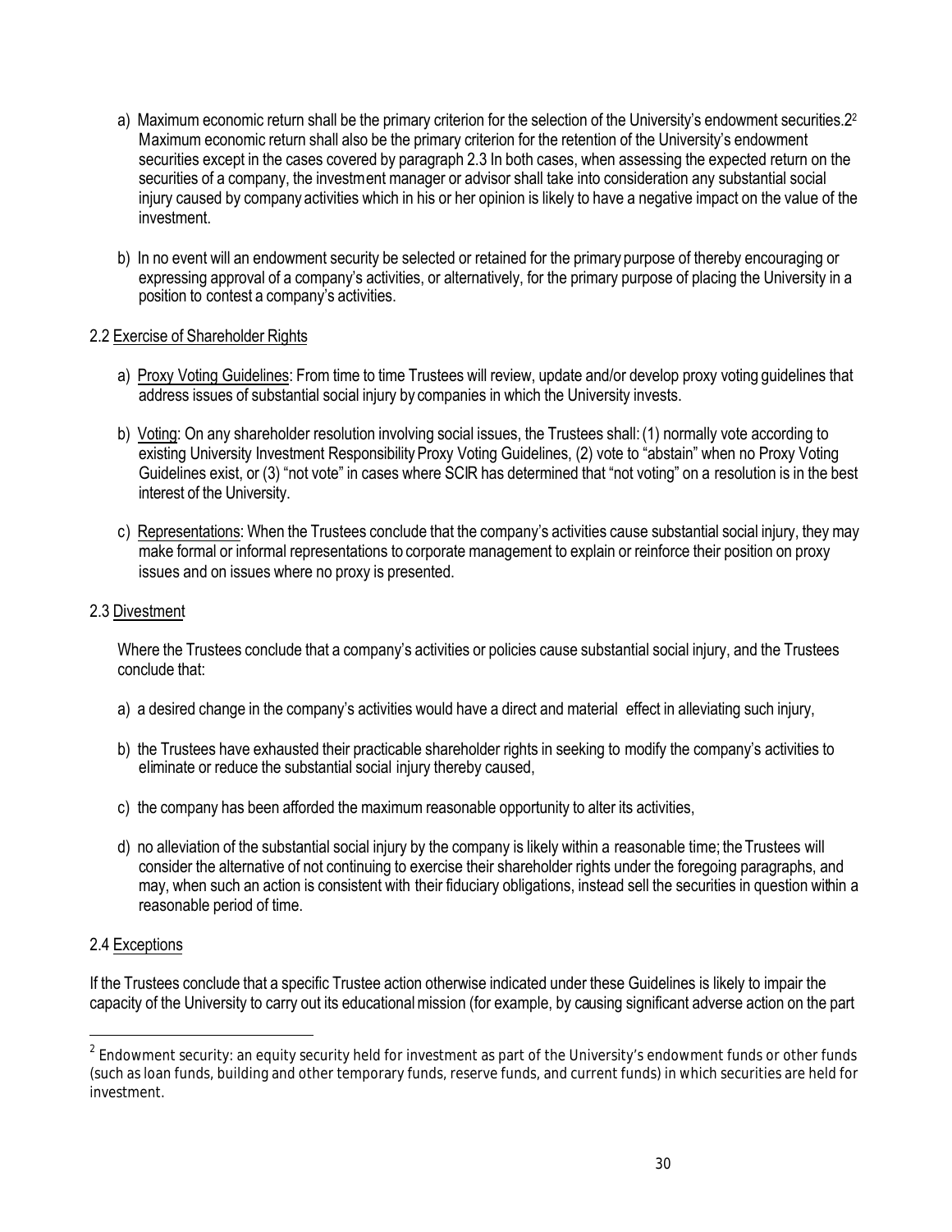a) Maximum economic return shall be the primary criterion for the selection of the University's endowment securities.2[2] Maximum economic return shall also be the primary criterion for the retention of the University's endowment securities except in the cases covered by paragraph 2.3 In both cases, when assessing the expected return on the securities of a company, the investment manager or advisor shall take into consideration any substantial social injury caused by company activities which in his or her opinion is likely to have a negative impact on the value of the investment.

b) In no event will an endowment security be selected or retained for the primary purpose of thereby encouraging or expressing approval of a company's activities, or alternatively, for the primary purpose of placing the University in a position to contest a company's activities.

2.2 Exercise of Shareholder Rights

a) Proxy Voting Guidelines: From time to time Trustees will review, update and/or develop proxy voting guidelines that address issues of substantial social injury by companies in which the University invests.

b) Voting: On any shareholder resolution involving social issues, the Trustees shall: (1) normally vote according to existing University Investment Responsibility Proxy Voting Guidelines, (2) vote to "abstain" when no Proxy Voting Guidelines exist, or (3) "not vote" in cases where SCIR has determined that "not voting" on a resolution is in the best interest of the University.

c) Representations: When the Trustees conclude that the company's activities cause substantial social injury, they may make formal or informal representations to corporate management to explain or reinforce their position on proxy issues and on issues where no proxy is presented.

2.3 Divestment

Where the Trustees conclude that a company's activities or policies cause substantial social injury, and the Trustees conclude that:

a) a desired change in the company's activities would have a direct and material effect in alleviating such injury,

b) the Trustees have exhausted their practicable shareholder rights in seeking to modify the company's activities to eliminate or reduce the substantial social injury thereby caused,

c) the company has been afforded the maximum reasonable opportunity to alter its activities,

d) no alleviation of the substantial social injury by the company is likely within a reasonable time; the Trustees will consider the alternative of not continuing to exercise their shareholder rights under the foregoing paragraphs, and may, when such an action is consistent with their fiduciary obligations, instead sell the securities in question within a reasonable period of time.

2.4 Exceptions

If the Trustees conclude that a specific Trustee action otherwise indicated under these Guidelines is likely to impair the capacity of the University to carry out its educational mission (for example, by causing significant adverse action on the part

[2] Endowment security: an equity security held for investment as part of the University's endowment funds or other funds (such as loan funds, building and other temporary funds, reserve funds, and current funds) in which securities are held for investment.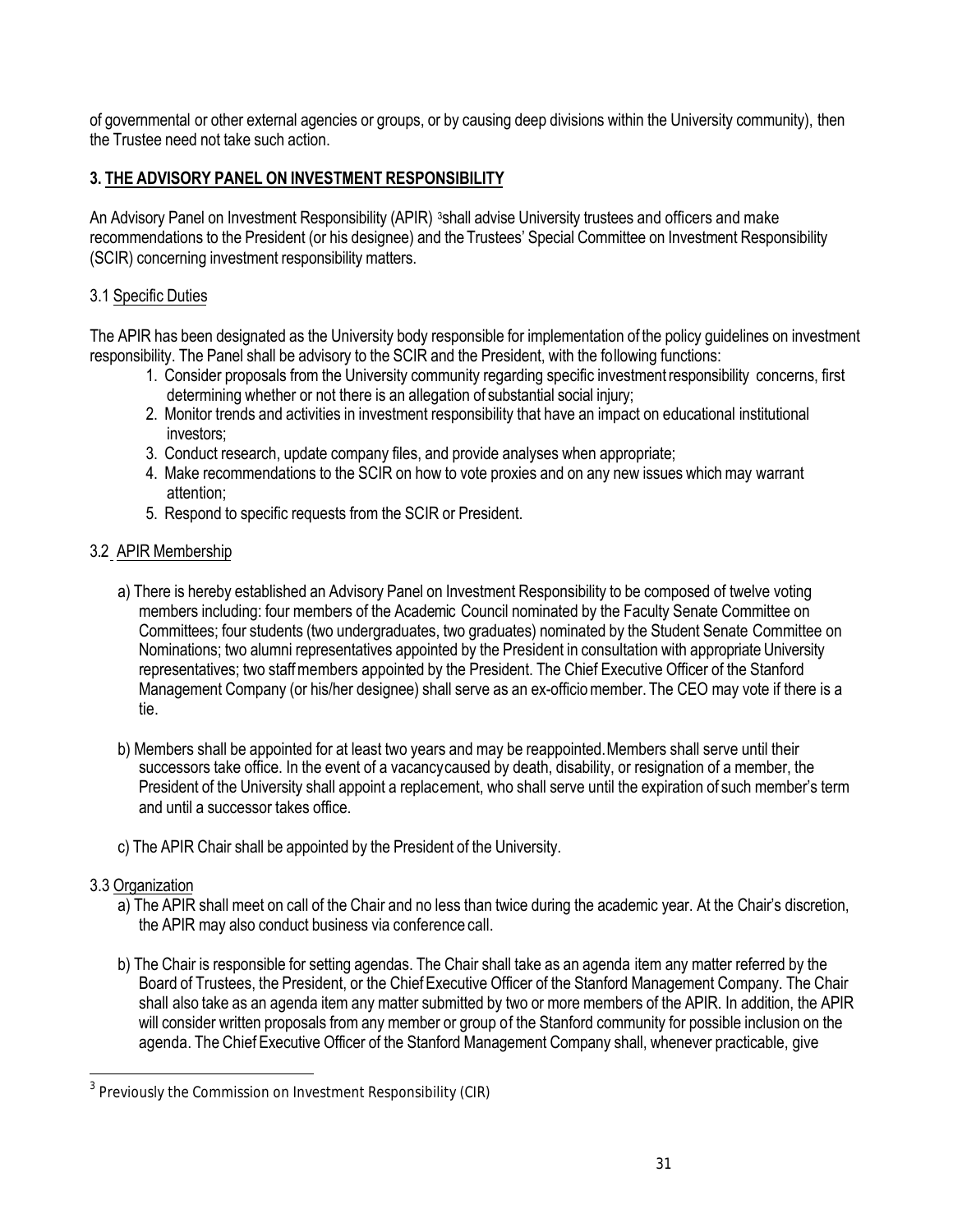of governmental or other external agencies or groups, or by causing deep divisions within the University community), then the Trustee need not take such action.

## **3. THE ADVISORY PANEL ON INVESTMENT RESPONSIBILITY**

An Advisory Panel on Investment Responsibility (APIR) [3]shall advise University trustees and officers and make recommendations to the President (or his designee) and the Trustees' Special Committee on Investment Responsibility (SCIR) concerning investment responsibility matters.

### 3.1 Specific Duties

The APIR has been designated as the University body responsible for implementation of the policy guidelines on investment responsibility. The Panel shall be advisory to the SCIR and the President, with the following functions:

1. Consider proposals from the University community regarding specific investment responsibility concerns, first determining whether or not there is an allegation of substantial social injury;
2. Monitor trends and activities in investment responsibility that have an impact on educational institutional investors;
3. Conduct research, update company files, and provide analyses when appropriate;
4. Make recommendations to the SCIR on how to vote proxies and on any new issues which may warrant attention;
5. Respond to specific requests from the SCIR or President.

### 3.2 APIR Membership

a) There is hereby established an Advisory Panel on Investment Responsibility to be composed of twelve voting members including: four members of the Academic Council nominated by the Faculty Senate Committee on Committees; four students (two undergraduates, two graduates) nominated by the Student Senate Committee on Nominations; two alumni representatives appointed by the President in consultation with appropriate University representatives; two staff members appointed by the President. The Chief Executive Officer of the Stanford Management Company (or his/her designee) shall serve as an ex-officio member. The CEO may vote if there is a tie.

b) Members shall be appointed for at least two years and may be reappointed. Members shall serve until their successors take office. In the event of a vacancy caused by death, disability, or resignation of a member, the President of the University shall appoint a replacement, who shall serve until the expiration of such member's term and until a successor takes office.

c) The APIR Chair shall be appointed by the President of the University.

### 3.3 Organization

a) The APIR shall meet on call of the Chair and no less than twice during the academic year. At the Chair's discretion, the APIR may also conduct business via conference call.

b) The Chair is responsible for setting agendas. The Chair shall take as an agenda item any matter referred by the Board of Trustees, the President, or the Chief Executive Officer of the Stanford Management Company. The Chair shall also take as an agenda item any matter submitted by two or more members of the APIR. In addition, the APIR will consider written proposals from any member or group of the Stanford community for possible inclusion on the agenda. The Chief Executive Officer of the Stanford Management Company shall, whenever practicable, give

[3] Previously the Commission on Investment Responsibility (CIR)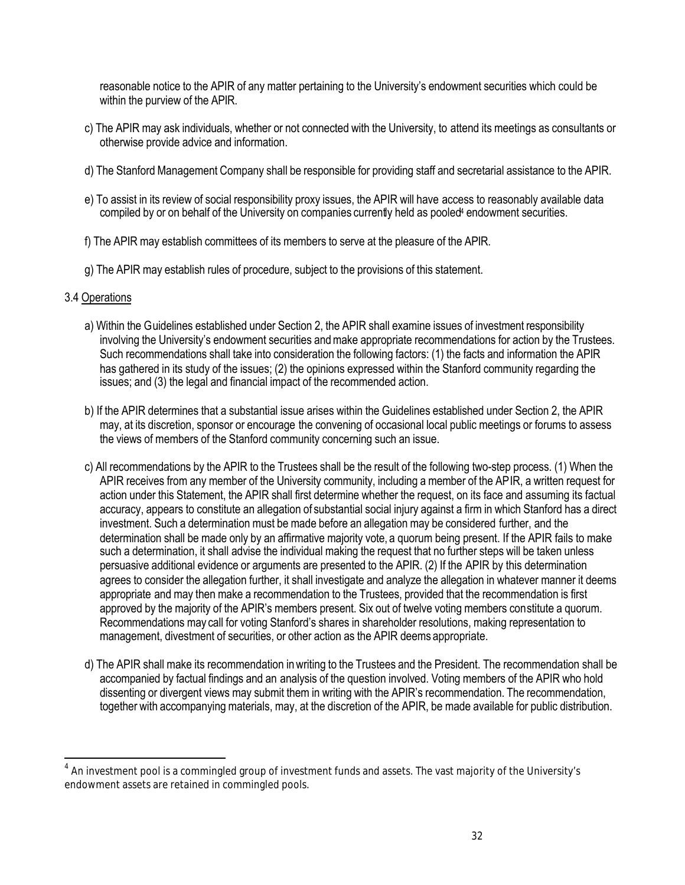reasonable notice to the APIR of any matter pertaining to the University's endowment securities which could be within the purview of the APIR.

c) The APIR may ask individuals, whether or not connected with the University, to attend its meetings as consultants or otherwise provide advice and information.

d) The Stanford Management Company shall be responsible for providing staff and secretarial assistance to the APIR.

e) To assist in its review of social responsibility proxy issues, the APIR will have access to reasonably available data compiled by or on behalf of the University on companies currently held as pooled[4] endowment securities.

f) The APIR may establish committees of its members to serve at the pleasure of the APIR.

g) The APIR may establish rules of procedure, subject to the provisions of this statement.

3.4 Operations

a) Within the Guidelines established under Section 2, the APIR shall examine issues of investment responsibility involving the University's endowment securities and make appropriate recommendations for action by the Trustees. Such recommendations shall take into consideration the following factors: (1) the facts and information the APIR has gathered in its study of the issues; (2) the opinions expressed within the Stanford community regarding the issues; and (3) the legal and financial impact of the recommended action.

b) If the APIR determines that a substantial issue arises within the Guidelines established under Section 2, the APIR may, at its discretion, sponsor or encourage the convening of occasional local public meetings or forums to assess the views of members of the Stanford community concerning such an issue.

c) All recommendations by the APIR to the Trustees shall be the result of the following two-step process. (1) When the APIR receives from any member of the University community, including a member of the APIR, a written request for action under this Statement, the APIR shall first determine whether the request, on its face and assuming its factual accuracy, appears to constitute an allegation of substantial social injury against a firm in which Stanford has a direct investment. Such a determination must be made before an allegation may be considered further, and the determination shall be made only by an affirmative majority vote, a quorum being present. If the APIR fails to make such a determination, it shall advise the individual making the request that no further steps will be taken unless persuasive additional evidence or arguments are presented to the APIR. (2) If the APIR by this determination agrees to consider the allegation further, it shall investigate and analyze the allegation in whatever manner it deems appropriate and may then make a recommendation to the Trustees, provided that the recommendation is first approved by the majority of the APIR's members present. Six out of twelve voting members constitute a quorum. Recommendations may call for voting Stanford's shares in shareholder resolutions, making representation to management, divestment of securities, or other action as the APIR deems appropriate.

d) The APIR shall make its recommendation in writing to the Trustees and the President. The recommendation shall be accompanied by factual findings and an analysis of the question involved. Voting members of the APIR who hold dissenting or divergent views may submit them in writing with the APIR's recommendation. The recommendation, together with accompanying materials, may, at the discretion of the APIR, be made available for public distribution.

---

[4] An investment pool is a commingled group of investment funds and assets. The vast majority of the University's endowment assets are retained in commingled pools.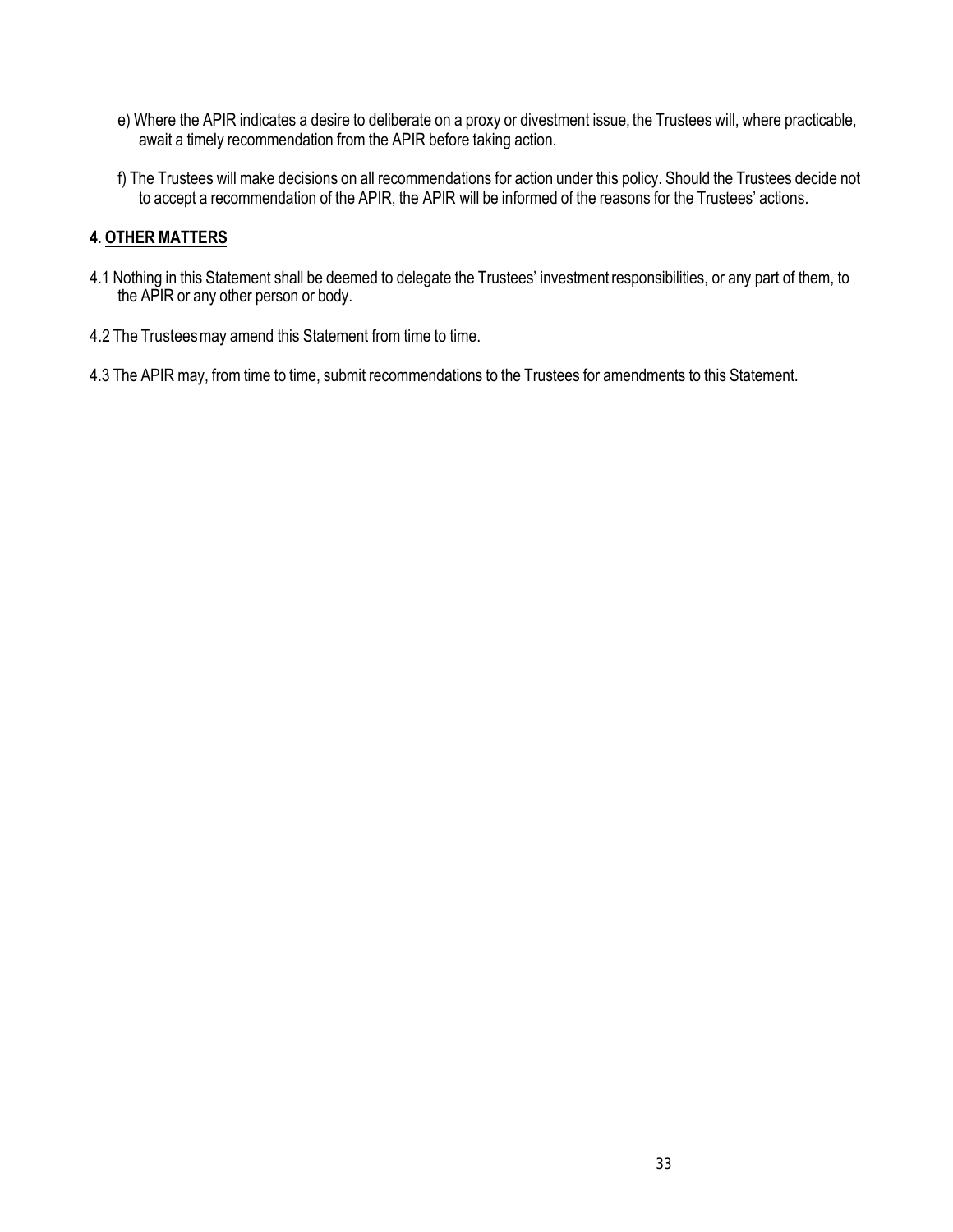e) Where the APIR indicates a desire to deliberate on a proxy or divestment issue, the Trustees will, where practicable, await a timely recommendation from the APIR before taking action.

f) The Trustees will make decisions on all recommendations for action under this policy. Should the Trustees decide not to accept a recommendation of the APIR, the APIR will be informed of the reasons for the Trustees' actions.

## 4. OTHER MATTERS

4.1 Nothing in this Statement shall be deemed to delegate the Trustees' investment responsibilities, or any part of them, to the APIR or any other person or body.

4.2 The Trustees may amend this Statement from time to time.

4.3 The APIR may, from time to time, submit recommendations to the Trustees for amendments to this Statement.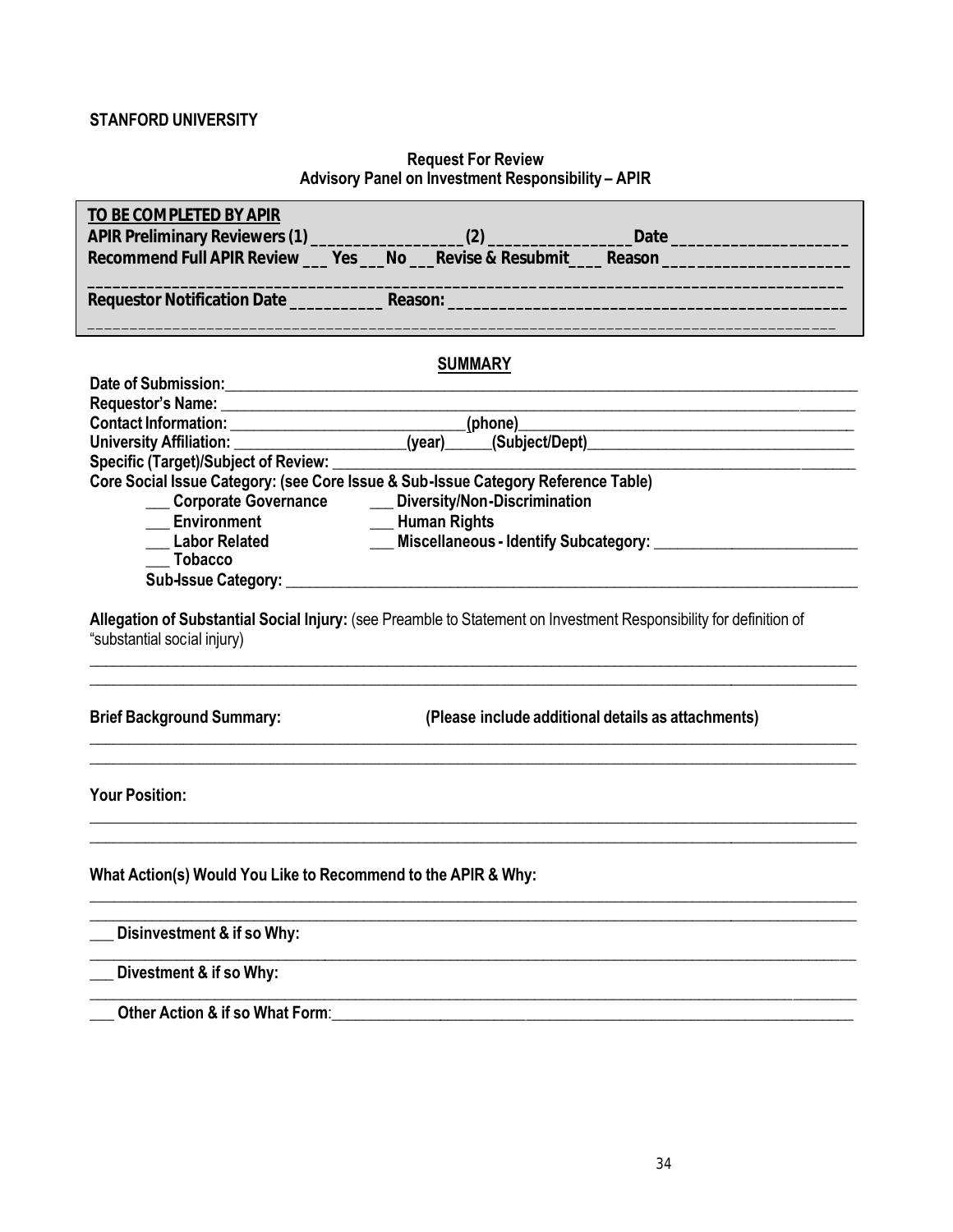**STANFORD UNIVERSITY**

**Request For Review**
**Advisory Panel on Investment Responsibility – APIR**

**TO BE COMPLETED BY APIR**
**APIR Preliminary Reviewers (1) ________________ (2) ________________ Date ____________________**
**Recommend Full APIR Review ___ Yes ___ No ___ Revise & Resubmit ___ Reason ____________________**
**______________________________________________________________________________**
**Requestor Notification Date __________ Reason: ____________________________________________**
**______________________________________________________________________________**

## SUMMARY

**Date of Submission:** ______________________________________________________________________
**Requestor's Name:** _______________________________________________________________________
**Contact Information:** ____________________________ **(phone)** _____________________________________
**University Affiliation:** ____________________ **(year)** _____ **(Subject/Dept)** ______________________________
**Specific (Target)/Subject of Review:** _________________________________________________________
**Core Social Issue Category: (see Core Issue & Sub-Issue Category Reference Table)**

- ___ **Corporate Governance**
- ___ **Diversity/Non-Discrimination**
- ___ **Environment**
- ___ **Human Rights**
- ___ **Labor Related**
- ___ **Miscellaneous - Identify Subcategory:** ________________________
- ___ **Tobacco**

**Sub-Issue Category:** ______________________________________________________________________

**Allegation of Substantial Social Injury:** (see Preamble to Statement on Investment Responsibility for definition of "substantial social injury)

______________________________________________________________________________
______________________________________________________________________________

**Brief Background Summary:** **(Please include additional details as attachments)**

______________________________________________________________________________
______________________________________________________________________________

**Your Position:**

______________________________________________________________________________
______________________________________________________________________________

**What Action(s) Would You Like to Recommend to the APIR & Why:**

______________________________________________________________________________
______________________________________________________________________________

___ **Disinvestment & if so Why:**

______________________________________________________________________________

___ **Divestment & if so Why:**

______________________________________________________________________________

___ **Other Action & if so What Form**: ______________________________________________________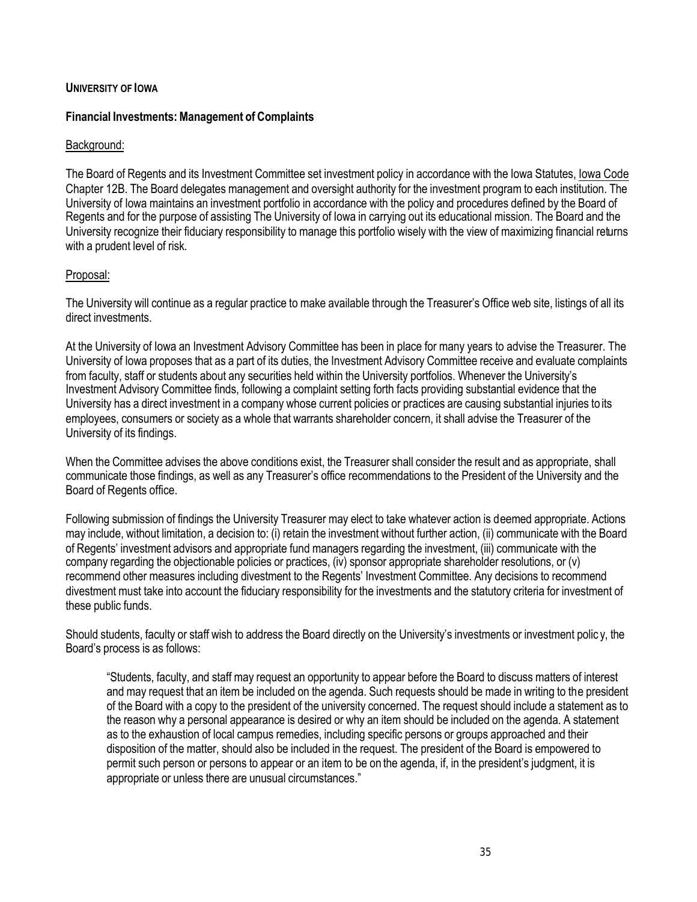**UNIVERSITY OF IOWA**

**Financial Investments: Management of Complaints**

Background:

The Board of Regents and its Investment Committee set investment policy in accordance with the Iowa Statutes, Iowa Code Chapter 12B. The Board delegates management and oversight authority for the investment program to each institution. The University of Iowa maintains an investment portfolio in accordance with the policy and procedures defined by the Board of Regents and for the purpose of assisting The University of Iowa in carrying out its educational mission. The Board and the University recognize their fiduciary responsibility to manage this portfolio wisely with the view of maximizing financial returns with a prudent level of risk.

Proposal:

The University will continue as a regular practice to make available through the Treasurer's Office web site, listings of all its direct investments.

At the University of Iowa an Investment Advisory Committee has been in place for many years to advise the Treasurer. The University of Iowa proposes that as a part of its duties, the Investment Advisory Committee receive and evaluate complaints from faculty, staff or students about any securities held within the University portfolios. Whenever the University's Investment Advisory Committee finds, following a complaint setting forth facts providing substantial evidence that the University has a direct investment in a company whose current policies or practices are causing substantial injuries to its employees, consumers or society as a whole that warrants shareholder concern, it shall advise the Treasurer of the University of its findings.

When the Committee advises the above conditions exist, the Treasurer shall consider the result and as appropriate, shall communicate those findings, as well as any Treasurer's office recommendations to the President of the University and the Board of Regents office.

Following submission of findings the University Treasurer may elect to take whatever action is deemed appropriate. Actions may include, without limitation, a decision to: (i) retain the investment without further action, (ii) communicate with the Board of Regents' investment advisors and appropriate fund managers regarding the investment, (iii) communicate with the company regarding the objectionable policies or practices, (iv) sponsor appropriate shareholder resolutions, or (v) recommend other measures including divestment to the Regents' Investment Committee. Any decisions to recommend divestment must take into account the fiduciary responsibility for the investments and the statutory criteria for investment of these public funds.

Should students, faculty or staff wish to address the Board directly on the University's investments or investment policy, the Board's process is as follows:

> "Students, faculty, and staff may request an opportunity to appear before the Board to discuss matters of interest and may request that an item be included on the agenda. Such requests should be made in writing to the president of the Board with a copy to the president of the university concerned. The request should include a statement as to the reason why a personal appearance is desired or why an item should be included on the agenda. A statement as to the exhaustion of local campus remedies, including specific persons or groups approached and their disposition of the matter, should also be included in the request. The president of the Board is empowered to permit such person or persons to appear or an item to be on the agenda, if, in the president's judgment, it is appropriate or unless there are unusual circumstances."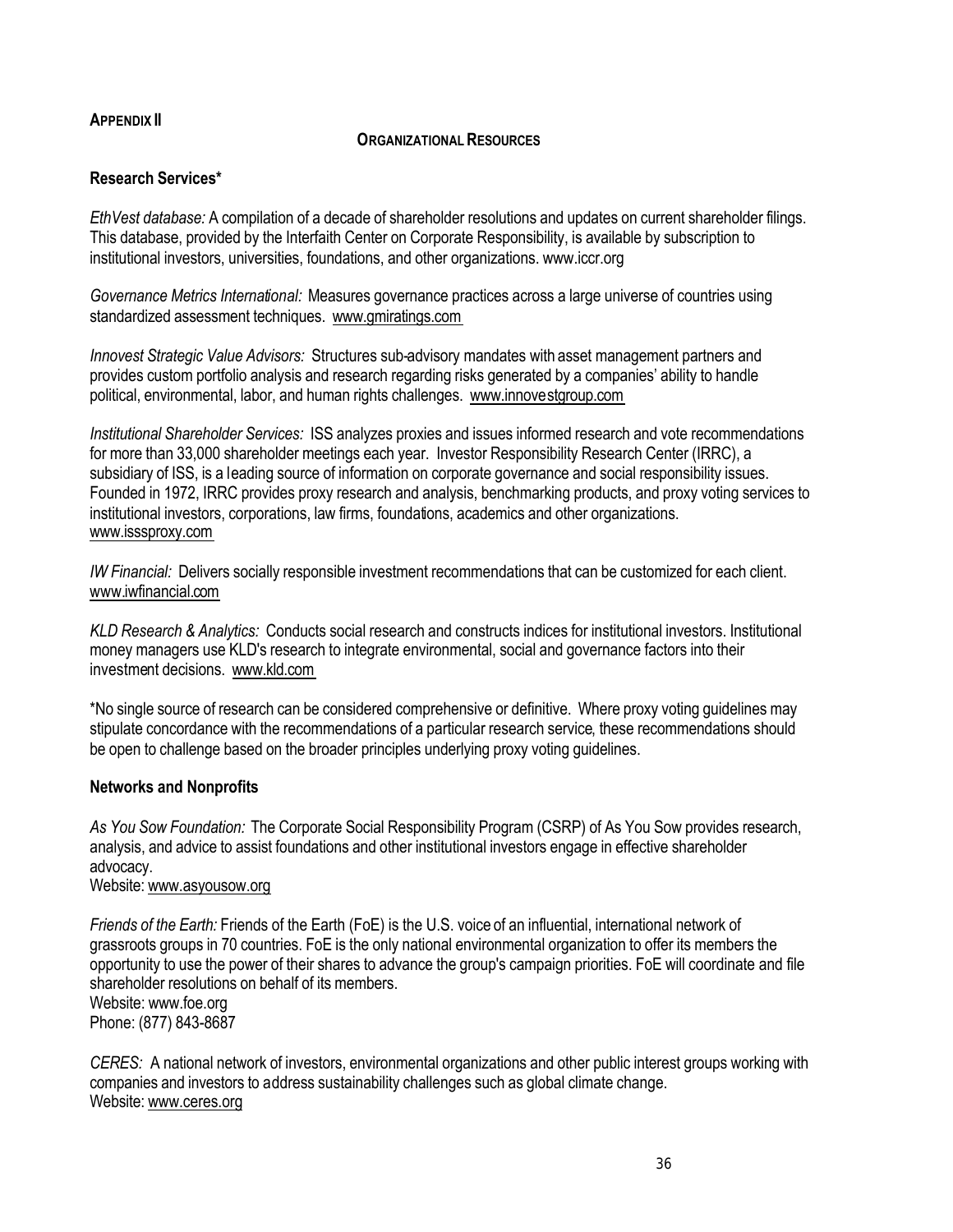**APPENDIX II**

**ORGANIZATIONAL RESOURCES**

## Research Services*

*EthVest database:* A compilation of a decade of shareholder resolutions and updates on current shareholder filings. This database, provided by the Interfaith Center on Corporate Responsibility, is available by subscription to institutional investors, universities, foundations, and other organizations. www.iccr.org

*Governance Metrics International:* Measures governance practices across a large universe of countries using standardized assessment techniques. www.gmiratings.com

*Innovest Strategic Value Advisors:* Structures sub-advisory mandates with asset management partners and provides custom portfolio analysis and research regarding risks generated by a companies' ability to handle political, environmental, labor, and human rights challenges. www.innovestgroup.com

*Institutional Shareholder Services:* ISS analyzes proxies and issues informed research and vote recommendations for more than 33,000 shareholder meetings each year. Investor Responsibility Research Center (IRRC), a subsidiary of ISS, is a leading source of information on corporate governance and social responsibility issues. Founded in 1972, IRRC provides proxy research and analysis, benchmarking products, and proxy voting services to institutional investors, corporations, law firms, foundations, academics and other organizations. www.isssproxy.com

*IW Financial:* Delivers socially responsible investment recommendations that can be customized for each client. www.iwfinancial.com

*KLD Research & Analytics:* Conducts social research and constructs indices for institutional investors. Institutional money managers use KLD's research to integrate environmental, social and governance factors into their investment decisions. www.kld.com

*No single source of research can be considered comprehensive or definitive. Where proxy voting guidelines may stipulate concordance with the recommendations of a particular research service, these recommendations should be open to challenge based on the broader principles underlying proxy voting guidelines.

## Networks and Nonprofits

*As You Sow Foundation:* The Corporate Social Responsibility Program (CSRP) of As You Sow provides research, analysis, and advice to assist foundations and other institutional investors engage in effective shareholder advocacy.
Website: www.asyousow.org

*Friends of the Earth:* Friends of the Earth (FoE) is the U.S. voice of an influential, international network of grassroots groups in 70 countries. FoE is the only national environmental organization to offer its members the opportunity to use the power of their shares to advance the group's campaign priorities. FoE will coordinate and file shareholder resolutions on behalf of its members.
Website: www.foe.org
Phone: (877) 843-8687

*CERES:* A national network of investors, environmental organizations and other public interest groups working with companies and investors to address sustainability challenges such as global climate change.
Website: www.ceres.org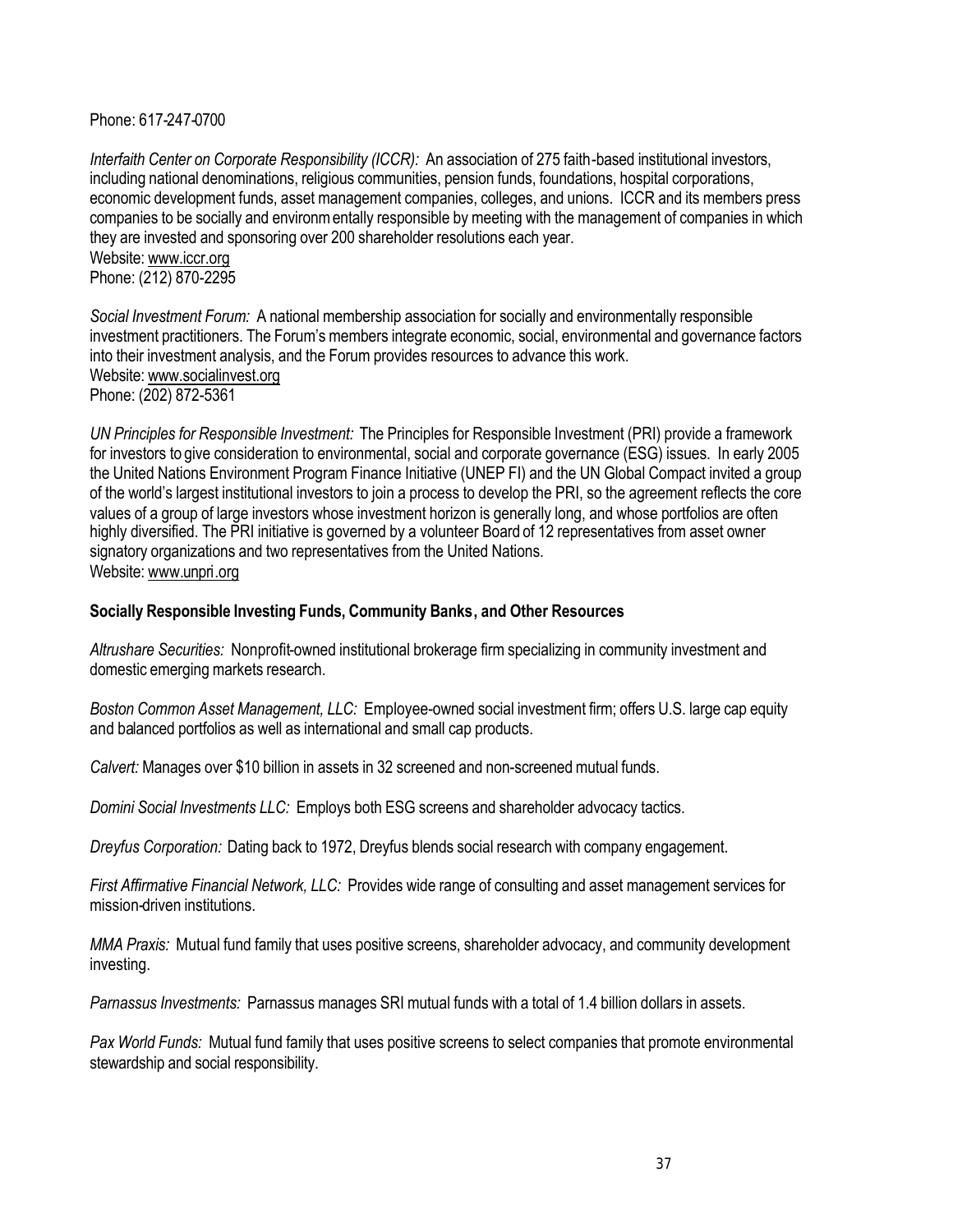Phone: 617-247-0700

*Interfaith Center on Corporate Responsibility (ICCR):* An association of 275 faith-based institutional investors, including national denominations, religious communities, pension funds, foundations, hospital corporations, economic development funds, asset management companies, colleges, and unions. ICCR and its members press companies to be socially and environmentally responsible by meeting with the management of companies in which they are invested and sponsoring over 200 shareholder resolutions each year.
Website: www.iccr.org
Phone: (212) 870-2295

*Social Investment Forum:* A national membership association for socially and environmentally responsible investment practitioners. The Forum's members integrate economic, social, environmental and governance factors into their investment analysis, and the Forum provides resources to advance this work.
Website: www.socialinvest.org
Phone: (202) 872-5361

*UN Principles for Responsible Investment:* The Principles for Responsible Investment (PRI) provide a framework for investors to give consideration to environmental, social and corporate governance (ESG) issues. In early 2005 the United Nations Environment Program Finance Initiative (UNEP FI) and the UN Global Compact invited a group of the world's largest institutional investors to join a process to develop the PRI, so the agreement reflects the core values of a group of large investors whose investment horizon is generally long, and whose portfolios are often highly diversified. The PRI initiative is governed by a volunteer Board of 12 representatives from asset owner signatory organizations and two representatives from the United Nations.
Website: www.unpri.org

**Socially Responsible Investing Funds, Community Banks, and Other Resources**

*Altrushare Securities:* Nonprofit-owned institutional brokerage firm specializing in community investment and domestic emerging markets research.

*Boston Common Asset Management, LLC:* Employee-owned social investment firm; offers U.S. large cap equity and balanced portfolios as well as international and small cap products.

*Calvert:* Manages over $10 billion in assets in 32 screened and non-screened mutual funds.

*Domini Social Investments LLC:* Employs both ESG screens and shareholder advocacy tactics.

*Dreyfus Corporation:* Dating back to 1972, Dreyfus blends social research with company engagement.

*First Affirmative Financial Network, LLC:* Provides wide range of consulting and asset management services for mission-driven institutions.

*MMA Praxis:* Mutual fund family that uses positive screens, shareholder advocacy, and community development investing.

*Parnassus Investments:* Parnassus manages SRI mutual funds with a total of 1.4 billion dollars in assets.

*Pax World Funds:* Mutual fund family that uses positive screens to select companies that promote environmental stewardship and social responsibility.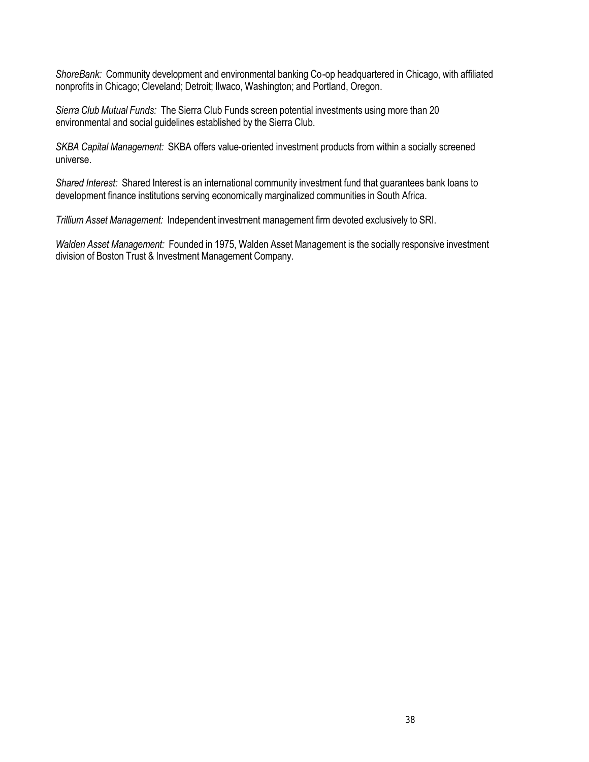*ShoreBank:* Community development and environmental banking Co-op headquartered in Chicago, with affiliated nonprofits in Chicago; Cleveland; Detroit; Ilwaco, Washington; and Portland, Oregon.

*Sierra Club Mutual Funds:* The Sierra Club Funds screen potential investments using more than 20 environmental and social guidelines established by the Sierra Club.

*SKBA Capital Management:* SKBA offers value-oriented investment products from within a socially screened universe.

*Shared Interest:* Shared Interest is an international community investment fund that guarantees bank loans to development finance institutions serving economically marginalized communities in South Africa.

*Trillium Asset Management:* Independent investment management firm devoted exclusively to SRI.

*Walden Asset Management:* Founded in 1975, Walden Asset Management is the socially responsive investment division of Boston Trust & Investment Management Company.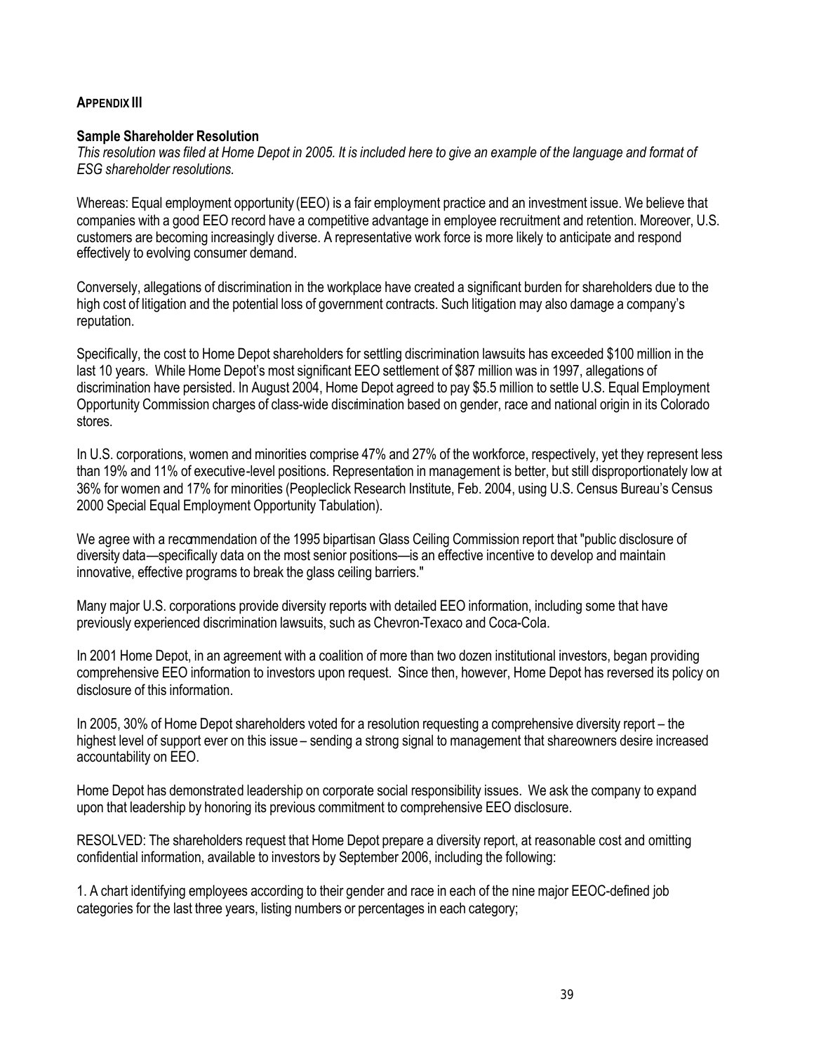## APPENDIX III

### Sample Shareholder Resolution

*This resolution was filed at Home Depot in 2005. It is included here to give an example of the language and format of ESG shareholder resolutions.*

Whereas: Equal employment opportunity (EEO) is a fair employment practice and an investment issue. We believe that companies with a good EEO record have a competitive advantage in employee recruitment and retention. Moreover, U.S. customers are becoming increasingly diverse. A representative work force is more likely to anticipate and respond effectively to evolving consumer demand.

Conversely, allegations of discrimination in the workplace have created a significant burden for shareholders due to the high cost of litigation and the potential loss of government contracts. Such litigation may also damage a company's reputation.

Specifically, the cost to Home Depot shareholders for settling discrimination lawsuits has exceeded $100 million in the last 10 years. While Home Depot's most significant EEO settlement of $87 million was in 1997, allegations of discrimination have persisted. In August 2004, Home Depot agreed to pay $5.5 million to settle U.S. Equal Employment Opportunity Commission charges of class-wide discrimination based on gender, race and national origin in its Colorado stores.

In U.S. corporations, women and minorities comprise 47% and 27% of the workforce, respectively, yet they represent less than 19% and 11% of executive-level positions. Representation in management is better, but still disproportionately low at 36% for women and 17% for minorities (Peopleclick Research Institute, Feb. 2004, using U.S. Census Bureau's Census 2000 Special Equal Employment Opportunity Tabulation).

We agree with a recommendation of the 1995 bipartisan Glass Ceiling Commission report that "public disclosure of diversity data—specifically data on the most senior positions—is an effective incentive to develop and maintain innovative, effective programs to break the glass ceiling barriers."

Many major U.S. corporations provide diversity reports with detailed EEO information, including some that have previously experienced discrimination lawsuits, such as Chevron-Texaco and Coca-Cola.

In 2001 Home Depot, in an agreement with a coalition of more than two dozen institutional investors, began providing comprehensive EEO information to investors upon request. Since then, however, Home Depot has reversed its policy on disclosure of this information.

In 2005, 30% of Home Depot shareholders voted for a resolution requesting a comprehensive diversity report – the highest level of support ever on this issue – sending a strong signal to management that shareowners desire increased accountability on EEO.

Home Depot has demonstrated leadership on corporate social responsibility issues. We ask the company to expand upon that leadership by honoring its previous commitment to comprehensive EEO disclosure.

RESOLVED: The shareholders request that Home Depot prepare a diversity report, at reasonable cost and omitting confidential information, available to investors by September 2006, including the following:

1. A chart identifying employees according to their gender and race in each of the nine major EEOC-defined job categories for the last three years, listing numbers or percentages in each category;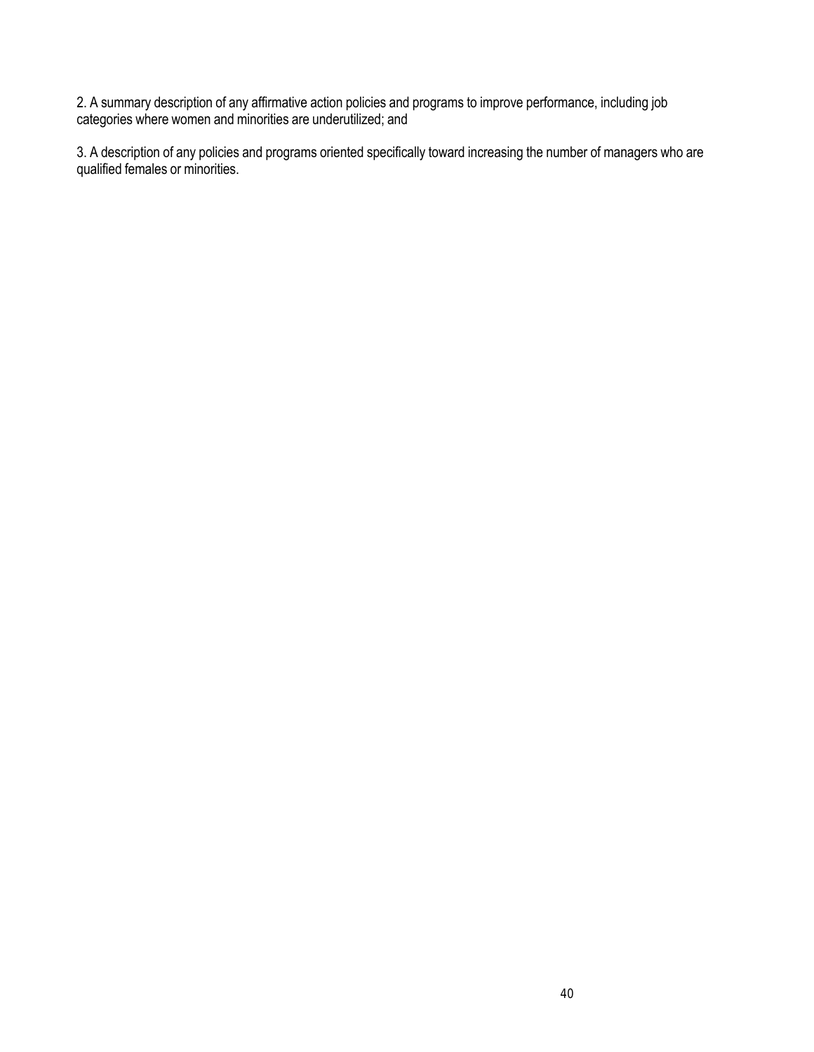2. A summary description of any affirmative action policies and programs to improve performance, including job categories where women and minorities are underutilized; and

3. A description of any policies and programs oriented specifically toward increasing the number of managers who are qualified females or minorities.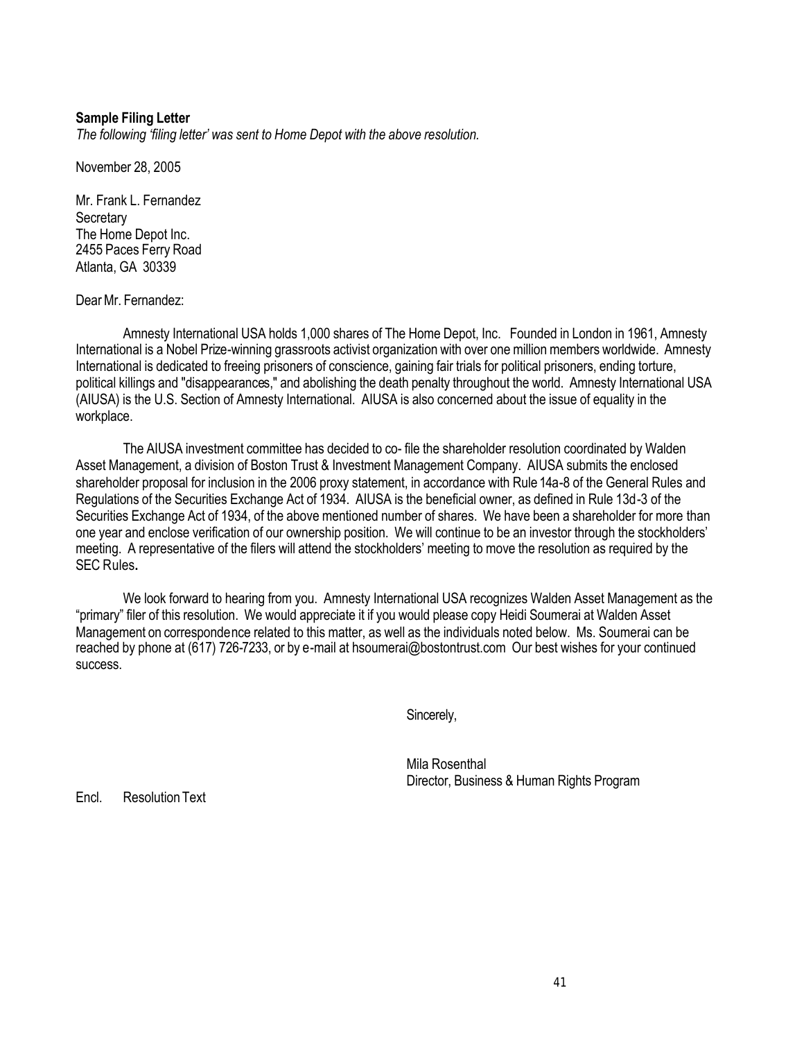**Sample Filing Letter**

*The following 'filing letter' was sent to Home Depot with the above resolution.*

November 28, 2005

Mr. Frank L. Fernandez
Secretary
The Home Depot Inc.
2455 Paces Ferry Road
Atlanta, GA 30339

Dear Mr. Fernandez:

Amnesty International USA holds 1,000 shares of The Home Depot, Inc. Founded in London in 1961, Amnesty International is a Nobel Prize-winning grassroots activist organization with over one million members worldwide. Amnesty International is dedicated to freeing prisoners of conscience, gaining fair trials for political prisoners, ending torture, political killings and "disappearances," and abolishing the death penalty throughout the world. Amnesty International USA (AIUSA) is the U.S. Section of Amnesty International. AIUSA is also concerned about the issue of equality in the workplace.

The AIUSA investment committee has decided to co- file the shareholder resolution coordinated by Walden Asset Management, a division of Boston Trust & Investment Management Company. AIUSA submits the enclosed shareholder proposal for inclusion in the 2006 proxy statement, in accordance with Rule 14a-8 of the General Rules and Regulations of the Securities Exchange Act of 1934. AIUSA is the beneficial owner, as defined in Rule 13d-3 of the Securities Exchange Act of 1934, of the above mentioned number of shares. We have been a shareholder for more than one year and enclose verification of our ownership position. We will continue to be an investor through the stockholders' meeting. A representative of the filers will attend the stockholders' meeting to move the resolution as required by the SEC Rules**.**

We look forward to hearing from you. Amnesty International USA recognizes Walden Asset Management as the "primary" filer of this resolution. We would appreciate it if you would please copy Heidi Soumerai at Walden Asset Management on correspondence related to this matter, as well as the individuals noted below. Ms. Soumerai can be reached by phone at (617) 726-7233, or by e-mail at hsoumerai@bostontrust.com Our best wishes for your continued success.

Sincerely,

Mila Rosenthal
Director, Business & Human Rights Program

Encl. Resolution Text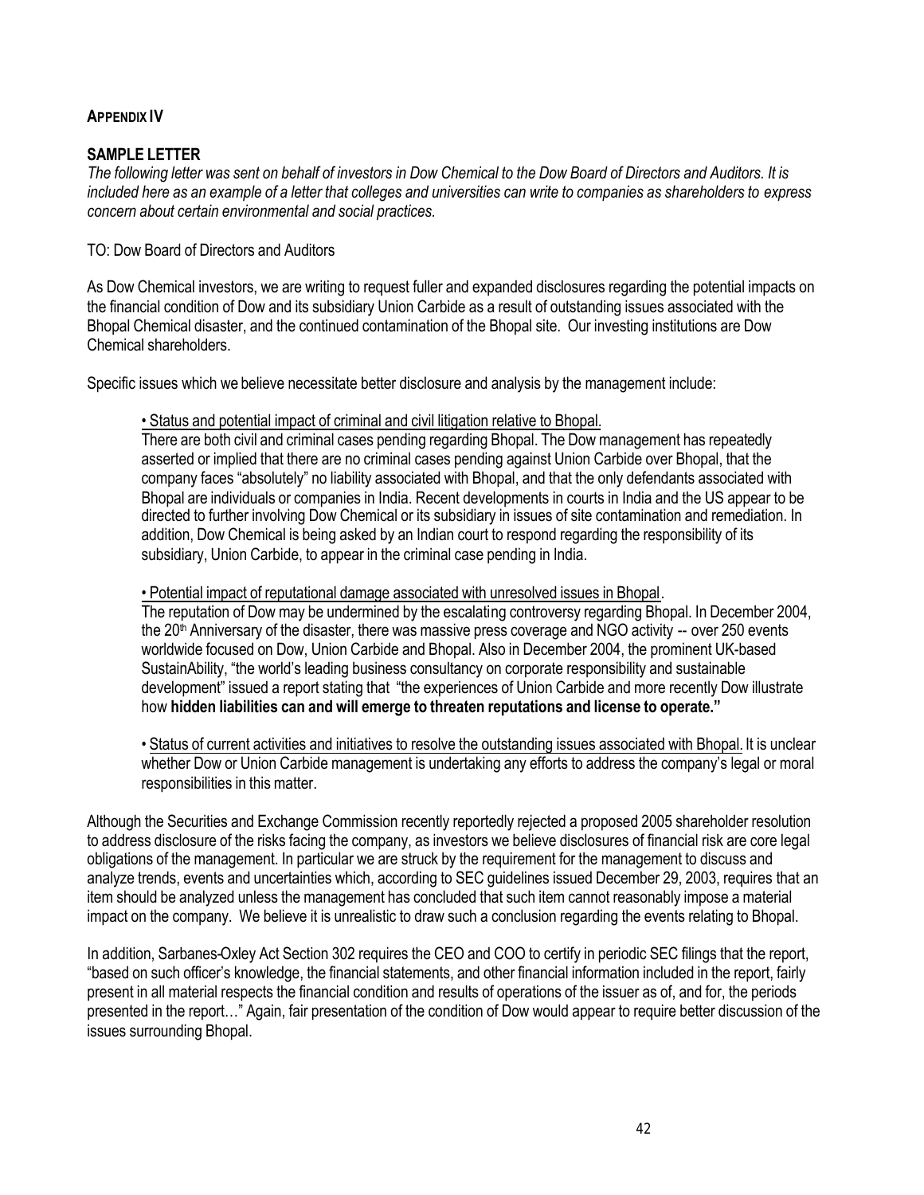## APPENDIX IV

### SAMPLE LETTER

*The following letter was sent on behalf of investors in Dow Chemical to the Dow Board of Directors and Auditors. It is included here as an example of a letter that colleges and universities can write to companies as shareholders to express concern about certain environmental and social practices.*

TO: Dow Board of Directors and Auditors

As Dow Chemical investors, we are writing to request fuller and expanded disclosures regarding the potential impacts on the financial condition of Dow and its subsidiary Union Carbide as a result of outstanding issues associated with the Bhopal Chemical disaster, and the continued contamination of the Bhopal site. Our investing institutions are Dow Chemical shareholders.

Specific issues which we believe necessitate better disclosure and analysis by the management include:

> • <u>Status and potential impact of criminal and civil litigation relative to Bhopal.</u>
> There are both civil and criminal cases pending regarding Bhopal. The Dow management has repeatedly asserted or implied that there are no criminal cases pending against Union Carbide over Bhopal, that the company faces "absolutely" no liability associated with Bhopal, and that the only defendants associated with Bhopal are individuals or companies in India. Recent developments in courts in India and the US appear to be directed to further involving Dow Chemical or its subsidiary in issues of site contamination and remediation. In addition, Dow Chemical is being asked by an Indian court to respond regarding the responsibility of its subsidiary, Union Carbide, to appear in the criminal case pending in India.
>
> • <u>Potential impact of reputational damage associated with unresolved issues in Bhopal</u>.
> The reputation of Dow may be undermined by the escalating controversy regarding Bhopal. In December 2004, the 20th Anniversary of the disaster, there was massive press coverage and NGO activity -- over 250 events worldwide focused on Dow, Union Carbide and Bhopal. Also in December 2004, the prominent UK-based SustainAbility, "the world's leading business consultancy on corporate responsibility and sustainable development" issued a report stating that "the experiences of Union Carbide and more recently Dow illustrate how **hidden liabilities can and will emerge to threaten reputations and license to operate."**
>
> • <u>Status of current activities and initiatives to resolve the outstanding issues associated with Bhopal.</u> It is unclear whether Dow or Union Carbide management is undertaking any efforts to address the company's legal or moral responsibilities in this matter.

Although the Securities and Exchange Commission recently reportedly rejected a proposed 2005 shareholder resolution to address disclosure of the risks facing the company, as investors we believe disclosures of financial risk are core legal obligations of the management. In particular we are struck by the requirement for the management to discuss and analyze trends, events and uncertainties which, according to SEC guidelines issued December 29, 2003, requires that an item should be analyzed unless the management has concluded that such item cannot reasonably impose a material impact on the company. We believe it is unrealistic to draw such a conclusion regarding the events relating to Bhopal.

In addition, Sarbanes-Oxley Act Section 302 requires the CEO and COO to certify in periodic SEC filings that the report, "based on such officer's knowledge, the financial statements, and other financial information included in the report, fairly present in all material respects the financial condition and results of operations of the issuer as of, and for, the periods presented in the report…" Again, fair presentation of the condition of Dow would appear to require better discussion of the issues surrounding Bhopal.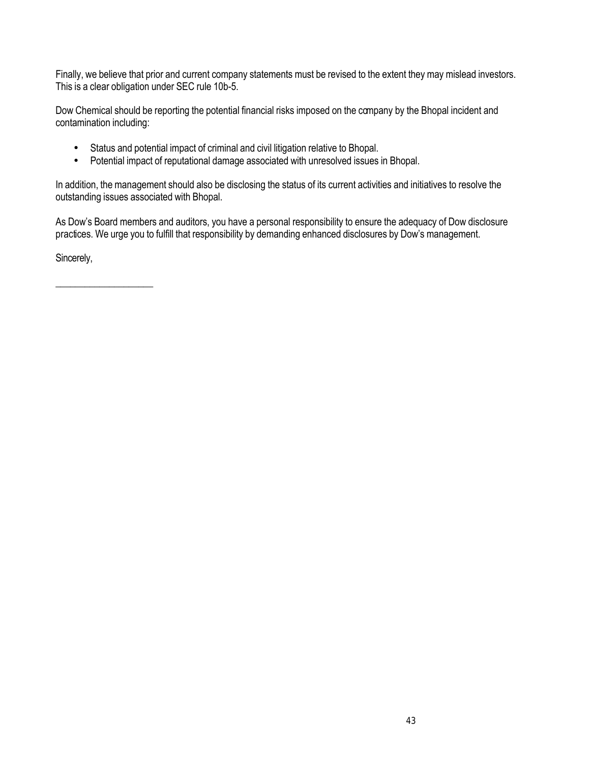Finally, we believe that prior and current company statements must be revised to the extent they may mislead investors. This is a clear obligation under SEC rule 10b-5.

Dow Chemical should be reporting the potential financial risks imposed on the company by the Bhopal incident and contamination including:

- Status and potential impact of criminal and civil litigation relative to Bhopal.
- Potential impact of reputational damage associated with unresolved issues in Bhopal.

In addition, the management should also be disclosing the status of its current activities and initiatives to resolve the outstanding issues associated with Bhopal.

As Dow's Board members and auditors, you have a personal responsibility to ensure the adequacy of Dow disclosure practices. We urge you to fulfill that responsibility by demanding enhanced disclosures by Dow's management.

Sincerely,

____________________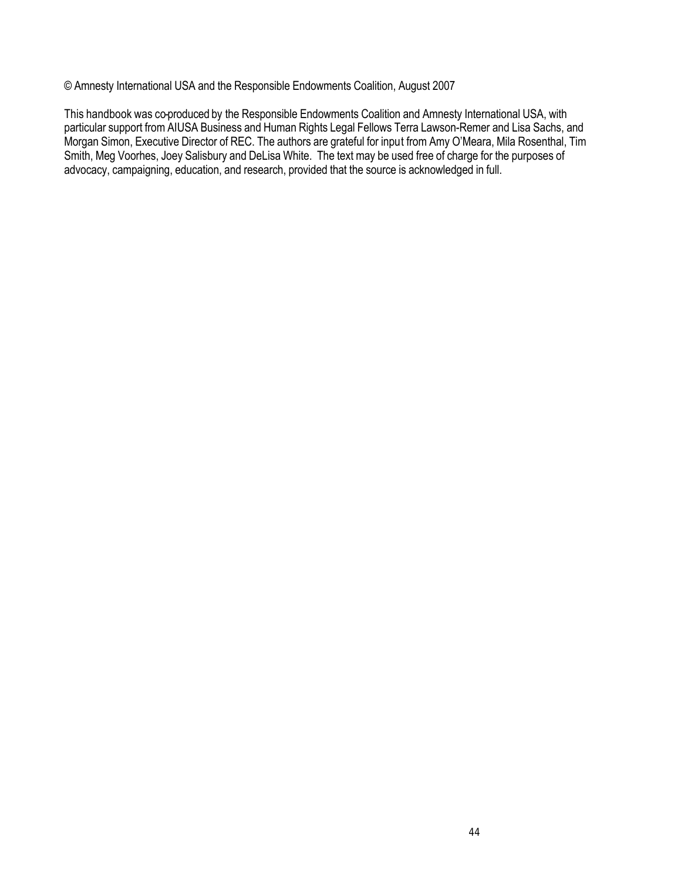© Amnesty International USA and the Responsible Endowments Coalition, August 2007

This handbook was co-produced by the Responsible Endowments Coalition and Amnesty International USA, with particular support from AIUSA Business and Human Rights Legal Fellows Terra Lawson-Remer and Lisa Sachs, and Morgan Simon, Executive Director of REC. The authors are grateful for input from Amy O'Meara, Mila Rosenthal, Tim Smith, Meg Voorhes, Joey Salisbury and DeLisa White. The text may be used free of charge for the purposes of advocacy, campaigning, education, and research, provided that the source is acknowledged in full.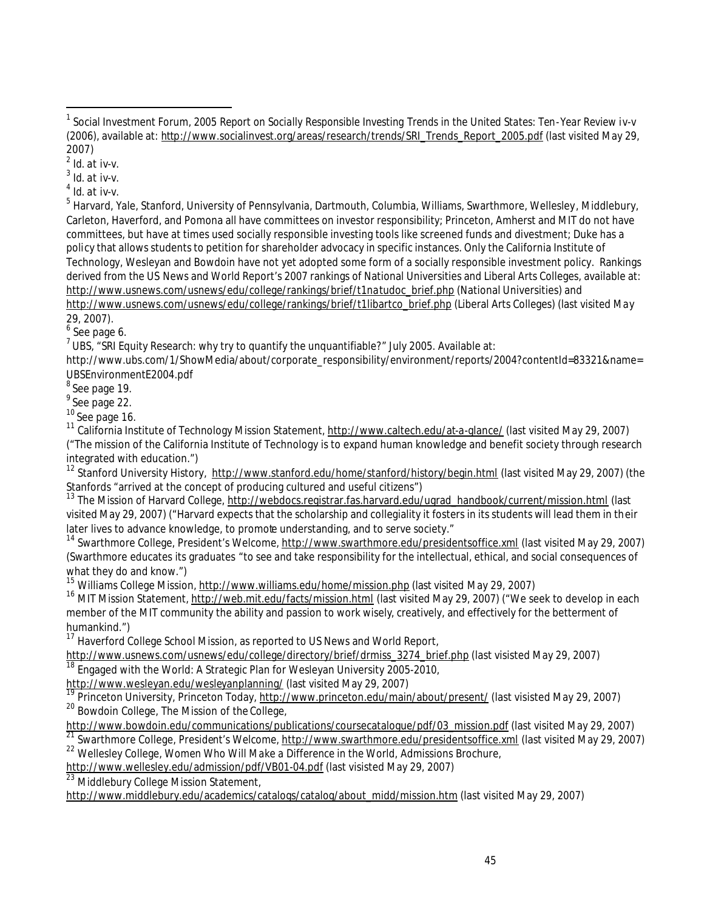[1] Social Investment Forum, 2005 Report on Socially Responsible Investing Trends in the United States: Ten-Year Review iv-v (2006), available at: http://www.socialinvest.org/areas/research/trends/SRI_Trends_Report_2005.pdf (last visited May 29, 2007)

[2] Id. at iv-v.

[3] Id. at iv-v.

[4] Id. at iv-v.

[5] Harvard, Yale, Stanford, University of Pennsylvania, Dartmouth, Columbia, Williams, Swarthmore, Wellesley, Middlebury, Carleton, Haverford, and Pomona all have committees on investor responsibility; Princeton, Amherst and MIT do not have committees, but have at times used socially responsible investing tools like screened funds and divestment; Duke has a policy that allows students to petition for shareholder advocacy in specific instances. Only the California Institute of Technology, Wesleyan and Bowdoin have not yet adopted some form of a socially responsible investment policy. Rankings derived from the US News and World Report's 2007 rankings of National Universities and Liberal Arts Colleges, available at: http://www.usnews.com/usnews/edu/college/rankings/brief/t1natudoc_brief.php (National Universities) and http://www.usnews.com/usnews/edu/college/rankings/brief/t1libartco_brief.php (Liberal Arts Colleges) (last visited May 29, 2007).

[6] See page 6.

[7] UBS, "SRI Equity Research: why try to quantify the unquantifiable?" July 2005. Available at: http://www.ubs.com/1/ShowMedia/about/corporate_responsibility/environment/reports/2004?contentId=83321&name=UBSEnvironmentE2004.pdf

[8] See page 19.

[9] See page 22.

[10] See page 16.

[11] California Institute of Technology Mission Statement, http://www.caltech.edu/at-a-glance/ (last visited May 29, 2007) ("The mission of the California Institute of Technology is to expand human knowledge and benefit society through research integrated with education.")

[12] Stanford University History, http://www.stanford.edu/home/stanford/history/begin.html (last visited May 29, 2007) (the Stanfords "arrived at the concept of producing cultured and useful citizens")

[13] The Mission of Harvard College, http://webdocs.registrar.fas.harvard.edu/ugrad_handbook/current/mission.html (last visited May 29, 2007) ("Harvard expects that the scholarship and collegiality it fosters in its students will lead them in their later lives to advance knowledge, to promote understanding, and to serve society."

[14] Swarthmore College, President's Welcome, http://www.swarthmore.edu/presidentsoffice.xml (last visited May 29, 2007) (Swarthmore educates its graduates "to see and take responsibility for the intellectual, ethical, and social consequences of what they do and know.")

[15] Williams College Mission, http://www.williams.edu/home/mission.php (last visited May 29, 2007)

[16] MIT Mission Statement, http://web.mit.edu/facts/mission.html (last visited May 29, 2007) ("We seek to develop in each member of the MIT community the ability and passion to work wisely, creatively, and effectively for the betterment of humankind.")

[17] Haverford College School Mission, as reported to US News and World Report, http://www.usnews.com/usnews/edu/college/directory/brief/drmiss_3274_brief.php (last visisted May 29, 2007)

[18] Engaged with the World: A Strategic Plan for Wesleyan University 2005-2010, http://www.wesleyan.edu/wesleyanplanning/ (last visited May 29, 2007)

[19] Princeton University, Princeton Today, http://www.princeton.edu/main/about/present/ (last visisted May 29, 2007)

[20] Bowdoin College, The Mission of the College, http://www.bowdoin.edu/communications/publications/coursecatalogue/pdf/03_mission.pdf (last visited May 29, 2007)

[21] Swarthmore College, President's Welcome, http://www.swarthmore.edu/presidentsoffice.xml (last visited May 29, 2007)

[22] Wellesley College, Women Who Will Make a Difference in the World, Admissions Brochure, http://www.wellesley.edu/admission/pdf/VB01-04.pdf (last visisted May 29, 2007)

[23] Middlebury College Mission Statement, http://www.middlebury.edu/academics/catalogs/catalog/about_midd/mission.htm (last visited May 29, 2007)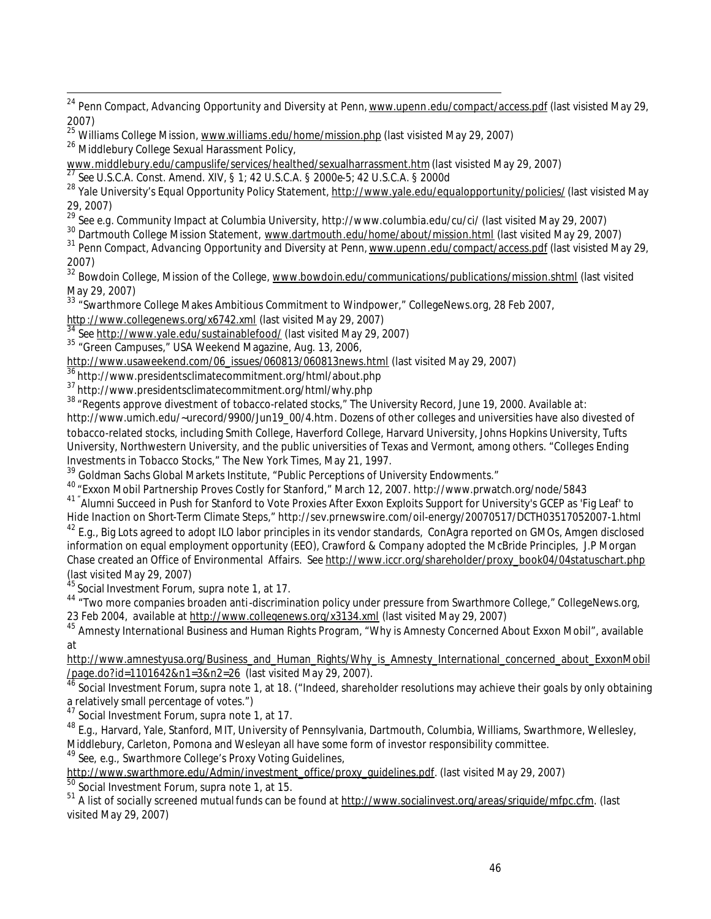[24] Penn Compact, *Advancing Opportunity and Diversity at Penn*, www.upenn.edu/compact/access.pdf (last visited May 29, 2007)

[25] Williams College Mission, www.williams.edu/home/mission.php (last visited May 29, 2007)

[26] Middlebury College Sexual Harassment Policy, www.middlebury.edu/campuslife/services/healthed/sexualharrassment.htm (last visisted May 29, 2007)

[27] *See* U.S.C.A. Const. Amend. XIV, § 1; 42 U.S.C.A. § 2000e-5; 42 U.S.C.A. § 2000d

[28] Yale University's Equal Opportunity Policy Statement, http://www.yale.edu/equalopportunity/policies/ (last visisted May 29, 2007)

[29] *See e.g.* Community Impact at Columbia University, http://www.columbia.edu/cu/ci/ (last visited May 29, 2007)

[30] Dartmouth College Mission Statement, www.dartmouth.edu/home/about/mission.html (last visited May 29, 2007)

[31] Penn Compact, *Advancing Opportunity and Diversity at Penn*, www.upenn.edu/compact/access.pdf (last visisted May 29, 2007)

[32] Bowdoin College, Mission of the College, www.bowdoin.edu/communications/publications/mission.shtml (last visited May 29, 2007)

[33] "Swarthmore College Makes Ambitious Commitment to Windpower," CollegeNews.org, 28 Feb 2007, http://www.collegenews.org/x6742.xml (last visited May 29, 2007)

[34] *See* http://www.yale.edu/sustainablefood/ (last visited May 29, 2007)

[35] "Green Campuses," USA Weekend Magazine, Aug. 13, 2006, http://www.usaweekend.com/06_issues/060813/060813news.html (last visited May 29, 2007)

[36] http://www.presidentsclimatecommitment.org/html/about.php

[37] http://www.presidentsclimatecommitment.org/html/why.php

[38] "Regents approve divestment of tobacco-related stocks," The University Record, June 19, 2000. Available at: http://www.umich.edu/~urecord/9900/Jun19_00/4.htm. Dozens of other colleges and universities have also divested of tobacco-related stocks, including Smith College, Haverford College, Harvard University, Johns Hopkins University, Tufts University, Northwestern University, and the public universities of Texas and Vermont, among others. "Colleges Ending Investments in Tobacco Stocks," The New York Times, May 21, 1997.

[39] Goldman Sachs Global Markets Institute, "Public Perceptions of University Endowments."

[40] "Exxon Mobil Partnership Proves Costly for Stanford," March 12, 2007. http://www.prwatch.org/node/5843

[41] "Alumni Succeed in Push for Stanford to Vote Proxies After Exxon Exploits Support for University's GCEP as 'Fig Leaf' to Hide Inaction on Short-Term Climate Steps," http://sev.prnewswire.com/oil-energy/20070517/DCTH03517052007-1.html

[42] *E.g.*, Big Lots agreed to adopt ILO labor principles in its vendor standards, ConAgra reported on GMOs, Amgen disclosed information on equal employment opportunity (EEO), Crawford & Company adopted the McBride Principles, J.P Morgan Chase created an Office of Environmental Affairs. *See* http://www.iccr.org/shareholder/proxy_book04/04statuschart.php (last visited May 29, 2007)

[43] Social Investment Forum, supra note 1, at 17.

[44] "Two more companies broaden anti-discrimination policy under pressure from Swarthmore College," CollegeNews.org, 23 Feb 2004, available at http://www.collegenews.org/x3134.xml (last visited May 29, 2007)

[45] Amnesty International Business and Human Rights Program, "Why is Amnesty Concerned About Exxon Mobil", available at http://www.amnestyusa.org/Business_and_Human_Rights/Why_is_Amnesty_International_concerned_about_ExxonMobil/page.do?id=1101642&n1=3&n2=26 (last visited May 29, 2007).

[46] Social Investment Forum, supra note 1, at 18. ("Indeed, shareholder resolutions may achieve their goals by only obtaining a relatively small percentage of votes.")

[47] Social Investment Forum, supra note 1, at 17.

[48] *E.g.*, Harvard, Yale, Stanford, MIT, University of Pennsylvania, Dartmouth, Columbia, Williams, Swarthmore, Wellesley, Middlebury, Carleton, Pomona and Wesleyan all have some form of investor responsibility committee.

[49] *See, e.g.*, Swarthmore College's Proxy Voting Guidelines, http://www.swarthmore.edu/Admin/investment_office/proxy_guidelines.pdf. (last visited May 29, 2007)

[50] Social Investment Forum, supra note 1, at 15.

[51] A list of socially screened mutual funds can be found at http://www.socialinvest.org/areas/sriguide/mfpc.cfm. (last visited May 29, 2007)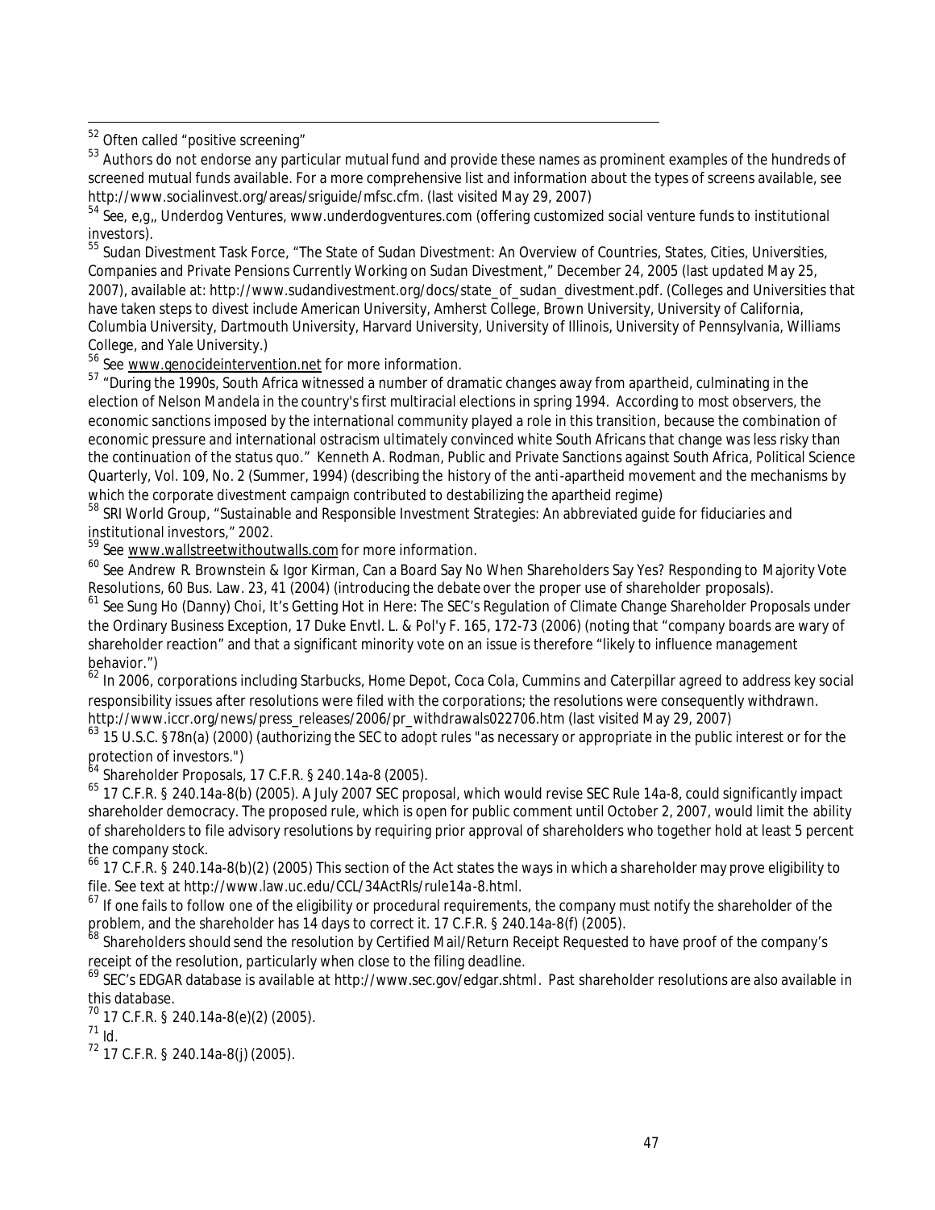[52] Often called "positive screening"

[53] Authors do not endorse any particular mutual fund and provide these names as prominent examples of the hundreds of screened mutual funds available. For a more comprehensive list and information about the types of screens available, see http://www.socialinvest.org/areas/sriguide/mfsc.cfm. (last visited May 29, 2007)

[54] See, e,g,, Underdog Ventures, www.underdogventures.com (offering customized social venture funds to institutional investors).

[55] Sudan Divestment Task Force, "The State of Sudan Divestment: An Overview of Countries, States, Cities, Universities, Companies and Private Pensions Currently Working on Sudan Divestment," December 24, 2005 (last updated May 25, 2007), available at: http://www.sudandivestment.org/docs/state_of_sudan_divestment.pdf. (Colleges and Universities that have taken steps to divest include American University, Amherst College, Brown University, University of California, Columbia University, Dartmouth University, Harvard University, University of Illinois, University of Pennsylvania, Williams College, and Yale University.)

[56] See www.genocideintervention.net for more information.

[57] "During the 1990s, South Africa witnessed a number of dramatic changes away from apartheid, culminating in the election of Nelson Mandela in the country's first multiracial elections in spring 1994. According to most observers, the economic sanctions imposed by the international community played a role in this transition, because the combination of economic pressure and international ostracism ultimately convinced white South Africans that change was less risky than the continuation of the status quo." Kenneth A. Rodman, Public and Private Sanctions against South Africa, Political Science Quarterly, Vol. 109, No. 2 (Summer, 1994) (describing the history of the anti-apartheid movement and the mechanisms by which the corporate divestment campaign contributed to destabilizing the apartheid regime)

[58] SRI World Group, "Sustainable and Responsible Investment Strategies: An abbreviated guide for fiduciaries and institutional investors," 2002.

[59] See www.wallstreetwithoutwalls.com for more information.

[60] See Andrew R. Brownstein & Igor Kirman, Can a Board Say No When Shareholders Say Yes? Responding to Majority Vote Resolutions, 60 Bus. Law. 23, 41 (2004) (introducing the debate over the proper use of shareholder proposals).

[61] See Sung Ho (Danny) Choi, It's Getting Hot in Here: The SEC's Regulation of Climate Change Shareholder Proposals under the Ordinary Business Exception, 17 Duke Envtl. L. & Pol'y F. 165, 172-73 (2006) (noting that "company boards are wary of shareholder reaction" and that a significant minority vote on an issue is therefore "likely to influence management behavior.")

[62] In 2006, corporations including Starbucks, Home Depot, Coca Cola, Cummins and Caterpillar agreed to address key social responsibility issues after resolutions were filed with the corporations; the resolutions were consequently withdrawn. http://www.iccr.org/news/press_releases/2006/pr_withdrawals022706.htm (last visited May 29, 2007)

[63] 15 U.S.C. §78n(a) (2000) (authorizing the SEC to adopt rules "as necessary or appropriate in the public interest or for the protection of investors.")

[64] Shareholder Proposals, 17 C.F.R. § 240.14a-8 (2005).

[65] 17 C.F.R. § 240.14a-8(b) (2005). A July 2007 SEC proposal, which would revise SEC Rule 14a-8, could significantly impact shareholder democracy. The proposed rule, which is open for public comment until October 2, 2007, would limit the ability of shareholders to file advisory resolutions by requiring prior approval of shareholders who together hold at least 5 percent the company stock.

[66] 17 C.F.R. § 240.14a-8(b)(2) (2005) This section of the Act states the ways in which a shareholder may prove eligibility to file. See text at http://www.law.uc.edu/CCL/34ActRls/rule14a-8.html.

[67] If one fails to follow one of the eligibility or procedural requirements, the company must notify the shareholder of the problem, and the shareholder has 14 days to correct it. 17 C.F.R. § 240.14a-8(f) (2005).

[68] Shareholders should send the resolution by Certified Mail/Return Receipt Requested to have proof of the company's receipt of the resolution, particularly when close to the filing deadline.

[69] SEC's EDGAR database is available at http://www.sec.gov/edgar.shtml. Past shareholder resolutions are also available in this database.

[70] 17 C.F.R. § 240.14a-8(e)(2) (2005).

[71] Id.

[72] 17 C.F.R. § 240.14a-8(j) (2005).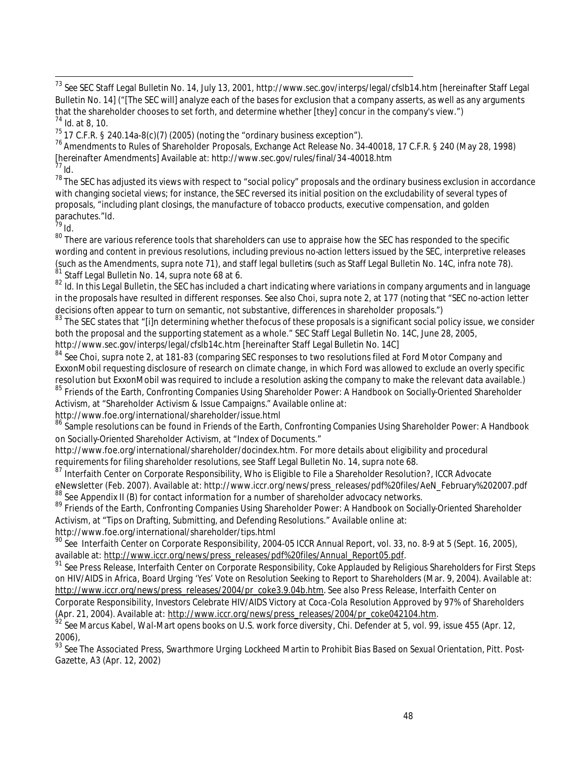[73] See SEC Staff Legal Bulletin No. 14, July 13, 2001, http://www.sec.gov/interps/legal/cfslb14.htm [hereinafter Staff Legal Bulletin No. 14] ("[The SEC will] analyze each of the bases for exclusion that a company asserts, as well as any arguments that the shareholder chooses to set forth, and determine whether [they] concur in the company's view.")

[74] Id. at 8, 10.

[75] 17 C.F.R. § 240.14a-8(c)(7) (2005) (noting the "ordinary business exception").

[76] Amendments to Rules of Shareholder Proposals, Exchange Act Release No. 34-40018, 17 C.F.R. § 240 (May 28, 1998) [hereinafter Amendments] Available at: http://www.sec.gov/rules/final/34-40018.htm

[77] Id.

[78] The SEC has adjusted its views with respect to "social policy" proposals and the ordinary business exclusion in accordance with changing societal views; for instance, the SEC reversed its initial position on the excludability of several types of proposals, "including plant closings, the manufacture of tobacco products, executive compensation, and golden parachutes."Id.

[79] Id.

[80] There are various reference tools that shareholders can use to appraise how the SEC has responded to the specific wording and content in previous resolutions, including previous no-action letters issued by the SEC, interpretive releases (such as the Amendments, supra note 71), and staff legal bulletins (such as Staff Legal Bulletin No. 14C, infra note 78).

[81] Staff Legal Bulletin No. 14, supra note 68 at 6.

[82] Id. In this Legal Bulletin, the SEC has included a chart indicating where variations in company arguments and in language in the proposals have resulted in different responses. See also Choi, supra note 2, at 177 (noting that "SEC no-action letter decisions often appear to turn on semantic, not substantive, differences in shareholder proposals.")

[83] The SEC states that "[i]n determining whether the focus of these proposals is a significant social policy issue, we consider both the proposal and the supporting statement as a whole." SEC Staff Legal Bulletin No. 14C, June 28, 2005, http://www.sec.gov/interps/legal/cfslb14c.htm [hereinafter Staff Legal Bulletin No. 14C]

[84] See Choi, supra note 2, at 181-83 (comparing SEC responses to two resolutions filed at Ford Motor Company and ExxonMobil requesting disclosure of research on climate change, in which Ford was allowed to exclude an overly specific resolution but ExxonMobil was required to include a resolution asking the company to make the relevant data available.)

[85] Friends of the Earth, Confronting Companies Using Shareholder Power: A Handbook on Socially-Oriented Shareholder Activism, at "Shareholder Activism & Issue Campaigns." Available online at: http://www.foe.org/international/shareholder/issue.html

[86] Sample resolutions can be found in Friends of the Earth, Confronting Companies Using Shareholder Power: A Handbook on Socially-Oriented Shareholder Activism, at "Index of Documents." http://www.foe.org/international/shareholder/docindex.htm. For more details about eligibility and procedural requirements for filing shareholder resolutions, see Staff Legal Bulletin No. 14, supra note 68.

[87] Interfaith Center on Corporate Responsibility, Who is Eligible to File a Shareholder Resolution?, ICCR Advocate eNewsletter (Feb. 2007). Available at: http://www.iccr.org/news/press_releases/pdf%20files/AeN_February%202007.pdf

[88] See Appendix II (B) for contact information for a number of shareholder advocacy networks.

[89] Friends of the Earth, Confronting Companies Using Shareholder Power: A Handbook on Socially-Oriented Shareholder Activism, at "Tips on Drafting, Submitting, and Defending Resolutions." Available online at: http://www.foe.org/international/shareholder/tips.html

[90] See Interfaith Center on Corporate Responsibility, 2004-05 ICCR Annual Report, vol. 33, no. 8-9 at 5 (Sept. 16, 2005), available at: http://www.iccr.org/news/press_releases/pdf%20files/Annual_Report05.pdf.

[91] See Press Release, Interfaith Center on Corporate Responsibility, Coke Applauded by Religious Shareholders for First Steps on HIV/AIDS in Africa, Board Urging 'Yes' Vote on Resolution Seeking to Report to Shareholders (Mar. 9, 2004). Available at: http://www.iccr.org/news/press_releases/2004/pr_coke3.9.04b.htm. See also Press Release, Interfaith Center on Corporate Responsibility, Investors Celebrate HIV/AIDS Victory at Coca-Cola Resolution Approved by 97% of Shareholders (Apr. 21, 2004). Available at: http://www.iccr.org/news/press_releases/2004/pr_coke042104.htm.

[92] See Marcus Kabel, Wal-Mart opens books on U.S. work force diversity, Chi. Defender at 5, vol. 99, issue 455 (Apr. 12, 2006),

[93] See The Associated Press, Swarthmore Urging Lockheed Martin to Prohibit Bias Based on Sexual Orientation, Pitt. Post-Gazette, A3 (Apr. 12, 2002)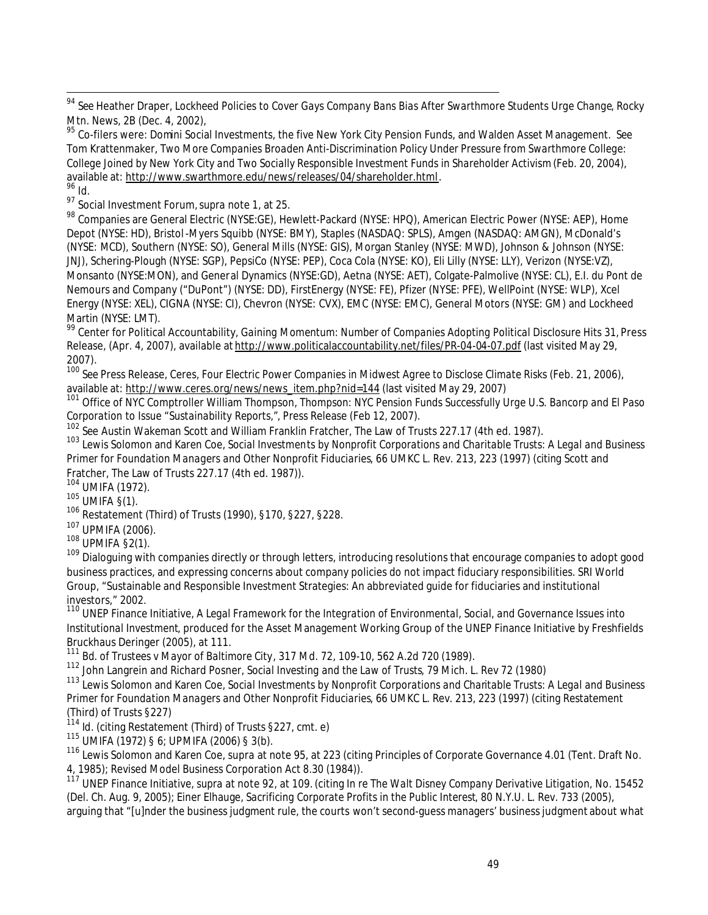[94] See Heather Draper, Lockheed Policies to Cover Gays Company Bans Bias After Swarthmore Students Urge Change, Rocky Mtn. News, 2B (Dec. 4, 2002),

[95] Co-filers were: Domini Social Investments, the five New York City Pension Funds, and Walden Asset Management. See Tom Krattenmaker, *Two More Companies Broaden Anti-Discrimination Policy Under Pressure from Swarthmore College: College Joined by New York City and Two Socially Responsible Investment Funds in Shareholder Activism* (Feb. 20, 2004), available at: http://www.swarthmore.edu/news/releases/04/shareholder.html.

[96] Id.

[97] Social Investment Forum, *supra* note 1, at 25.

[98] Companies are General Electric (NYSE:GE), Hewlett-Packard (NYSE: HPQ), American Electric Power (NYSE: AEP), Home Depot (NYSE: HD), Bristol-Myers Squibb (NYSE: BMY), Staples (NASDAQ: SPLS), Amgen (NASDAQ: AMGN), McDonald's (NYSE: MCD), Southern (NYSE: SO), General Mills (NYSE: GIS), Morgan Stanley (NYSE: MWD), Johnson & Johnson (NYSE: JNJ), Schering-Plough (NYSE: SGP), PepsiCo (NYSE: PEP), Coca Cola (NYSE: KO), Eli Lilly (NYSE: LLY), Verizon (NYSE:VZ), Monsanto (NYSE:MON), and General Dynamics (NYSE:GD), Aetna (NYSE: AET), Colgate-Palmolive (NYSE: CL), E.I. du Pont de Nemours and Company ("DuPont") (NYSE: DD), FirstEnergy (NYSE: FE), Pfizer (NYSE: PFE), WellPoint (NYSE: WLP), Xcel Energy (NYSE: XEL), CIGNA (NYSE: CI), Chevron (NYSE: CVX), EMC (NYSE: EMC), General Motors (NYSE: GM) and Lockheed Martin (NYSE: LMT).

[99] Center for Political Accountability, *Gaining Momentum: Number of Companies Adopting Political Disclosure Hits 31*, Press Release, (Apr. 4, 2007), available at http://www.politicalaccountability.net/files/PR-04-04-07.pdf (last visited May 29, 2007).

[100] See Press Release, Ceres, *Four Electric Power Companies in Midwest Agree to Disclose Climate Risks* (Feb. 21, 2006), available at: http://www.ceres.org/news/news_item.php?nid=144 (last visited May 29, 2007)

[101] Office of NYC Comptroller William Thompson, *Thompson: NYC Pension Funds Successfully Urge U.S. Bancorp and El Paso Corporation to Issue "Sustainability Reports,"*, Press Release (Feb 12, 2007).

[102] See Austin Wakeman Scott and William Franklin Fratcher, The Law of Trusts 227.17 (4th ed. 1987).

[103] Lewis Solomon and Karen Coe, *Social Investments by Nonprofit Corporations and Charitable Trusts: A Legal and Business Primer for Foundation Managers and Other Nonprofit Fiduciaries*, 66 UMKC L. Rev. 213, 223 (1997) (citing Scott and Fratcher, The Law of Trusts 227.17 (4th ed. 1987)).

[104] UMIFA (1972).

[105] UMIFA §(1).

[106] Restatement (Third) of Trusts (1990), §170, §227, §228.

[107] UPMIFA (2006).

[108] UPMIFA §2(1).

[109] Dialoguing with companies directly or through letters, introducing resolutions that encourage companies to adopt good business practices, and expressing concerns about company policies do not impact fiduciary responsibilities. SRI World Group, "Sustainable and Responsible Investment Strategies: An abbreviated guide for fiduciaries and institutional investors," 2002.

[110] UNEP Finance Initiative, *A Legal Framework for the Integration of Environmental, Social, and Governance Issues into Institutional Investment*, produced for the Asset Management Working Group of the UNEP Finance Initiative by Freshfields Bruckhaus Deringer (2005), at 111.

[111] *Bd. of Trustees v Mayor of Baltimore City*, 317 Md. 72, 109-10, 562 A.2d 720 (1989).

[112] John Langrein and Richard Posner, *Social Investing and the Law of Trusts*, 79 Mich. L. Rev 72 (1980)

[113] Lewis Solomon and Karen Coe, *Social Investments by Nonprofit Corporations and Charitable Trusts: A Legal and Business Primer for Foundation Managers and Other Nonprofit Fiduciaries*, 66 UMKC L. Rev. 213, 223 (1997) (citing Restatement (Third) of Trusts §227)

[114] Id. (citing Restatement (Third) of Trusts §227, cmt. e)

[115] UMIFA (1972) § 6; UPMIFA (2006) § 3(b).

[116] Lewis Solomon and Karen Coe, *supra* at note 95, at 223 (citing Principles of Corporate Governance 4.01 (Tent. Draft No. 4, 1985); Revised Model Business Corporation Act 8.30 (1984)).

[117] UNEP Finance Initiative, *supra* at note 92, at 109. (citing *In re The Walt Disney Company Derivative Litigation*, No. 15452 (Del. Ch. Aug. 9, 2005); Einer Elhauge, *Sacrificing Corporate Profits in the Public Interest*, 80 N.Y.U. L. Rev. 733 (2005), arguing that "[u]nder the business judgment rule, the courts won't second-guess managers' business judgment about what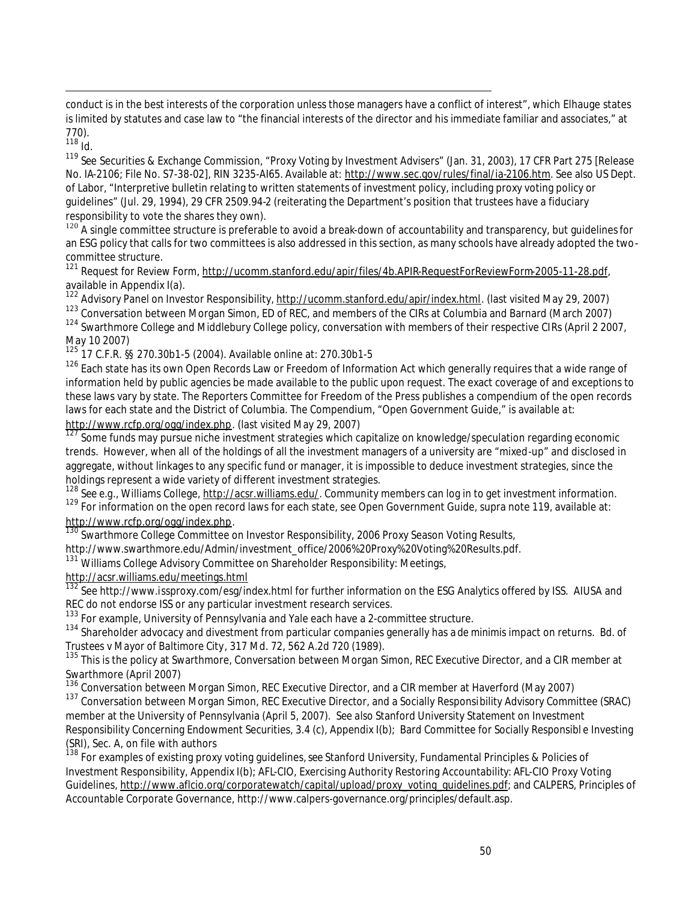conduct is in the best interests of the corporation unless those managers have a conflict of interest", which Elhauge states is limited by statutes and case law to "the financial interests of the director and his immediate familiar and associates," at 770).

[118] Id.

[119] See Securities & Exchange Commission, "Proxy Voting by Investment Advisers" (Jan. 31, 2003), 17 CFR Part 275 [Release No. IA-2106; File No. S7-38-02], RIN 3235-AI65. Available at: http://www.sec.gov/rules/final/ia-2106.htm. See also US Dept. of Labor, "Interpretive bulletin relating to written statements of investment policy, including proxy voting policy or guidelines" (Jul. 29, 1994), 29 CFR 2509.94-2 (reiterating the Department's position that trustees have a fiduciary responsibility to vote the shares they own).

[120] A single committee structure is preferable to avoid a break-down of accountability and transparency, but guidelines for an ESG policy that calls for two committees is also addressed in this section, as many schools have already adopted the two-committee structure.

[121] Request for Review Form, http://ucomm.stanford.edu/apir/files/4b.APIR-RequestForReviewForm-2005-11-28.pdf, available in Appendix I(a).

[122] Advisory Panel on Investor Responsibility, http://ucomm.stanford.edu/apir/index.html. (last visited May 29, 2007)

[123] Conversation between Morgan Simon, ED of REC, and members of the CIRs at Columbia and Barnard (March 2007)

[124] Swarthmore College and Middlebury College policy, conversation with members of their respective CIRs (April 2 2007, May 10 2007)

[125] 17 C.F.R. §§ 270.30b1-5 (2004). Available online at: 270.30b1-5

[126] Each state has its own Open Records Law or Freedom of Information Act which generally requires that a wide range of information held by public agencies be made available to the public upon request. The exact coverage of and exceptions to these laws vary by state. The Reporters Committee for Freedom of the Press publishes a compendium of the open records laws for each state and the District of Columbia. The Compendium, "Open Government Guide," is available at: http://www.rcfp.org/ogg/index.php. (last visited May 29, 2007)

[127] Some funds may pursue niche investment strategies which capitalize on knowledge/speculation regarding economic trends. However, when all of the holdings of all the investment managers of a university are "mixed-up" and disclosed in aggregate, without linkages to any specific fund or manager, it is impossible to deduce investment strategies, since the holdings represent a wide variety of different investment strategies.

[128] See e.g., Williams College, http://acsr.williams.edu/. Community members can log in to get investment information.

[129] For information on the open record laws for each state, see Open Government Guide, supra note 119, available at: http://www.rcfp.org/ogg/index.php.

[130] Swarthmore College Committee on Investor Responsibility, 2006 Proxy Season Voting Results, http://www.swarthmore.edu/Admin/investment_office/2006%20Proxy%20Voting%20Results.pdf.

[131] Williams College Advisory Committee on Shareholder Responsibility: Meetings, http://acsr.williams.edu/meetings.html

[132] See http://www.issproxy.com/esg/index.html for further information on the ESG Analytics offered by ISS. AIUSA and REC do not endorse ISS or any particular investment research services.

[133] For example, University of Pennsylvania and Yale each have a 2-committee structure.

[134] Shareholder advocacy and divestment from particular companies generally has a *de minimis* impact on returns. *Bd. of Trustees v Mayor of Baltimore City*, 317 Md. 72, 562 A.2d 720 (1989).

[135] This is the policy at Swarthmore, Conversation between Morgan Simon, REC Executive Director, and a CIR member at Swarthmore (April 2007)

[136] Conversation between Morgan Simon, REC Executive Director, and a CIR member at Haverford (May 2007)

[137] Conversation between Morgan Simon, REC Executive Director, and a Socially Responsibility Advisory Committee (SRAC) member at the University of Pennsylvania (April 5, 2007). See also Stanford University Statement on Investment Responsibility Concerning Endowment Securities, 3.4 (c), Appendix I(b); Bard Committee for Socially Responsible Investing (SRI), Sec. A, on file with authors

[138] For examples of existing proxy voting guidelines, see Stanford University, Fundamental Principles & Policies of Investment Responsibility, Appendix I(b); AFL-CIO, Exercising Authority Restoring Accountability: AFL-CIO Proxy Voting Guidelines, http://www.aflcio.org/corporatewatch/capital/upload/proxy_voting_guidelines.pdf; and CALPERS, Principles of Accountable Corporate Governance, http://www.calpers-governance.org/principles/default.asp.